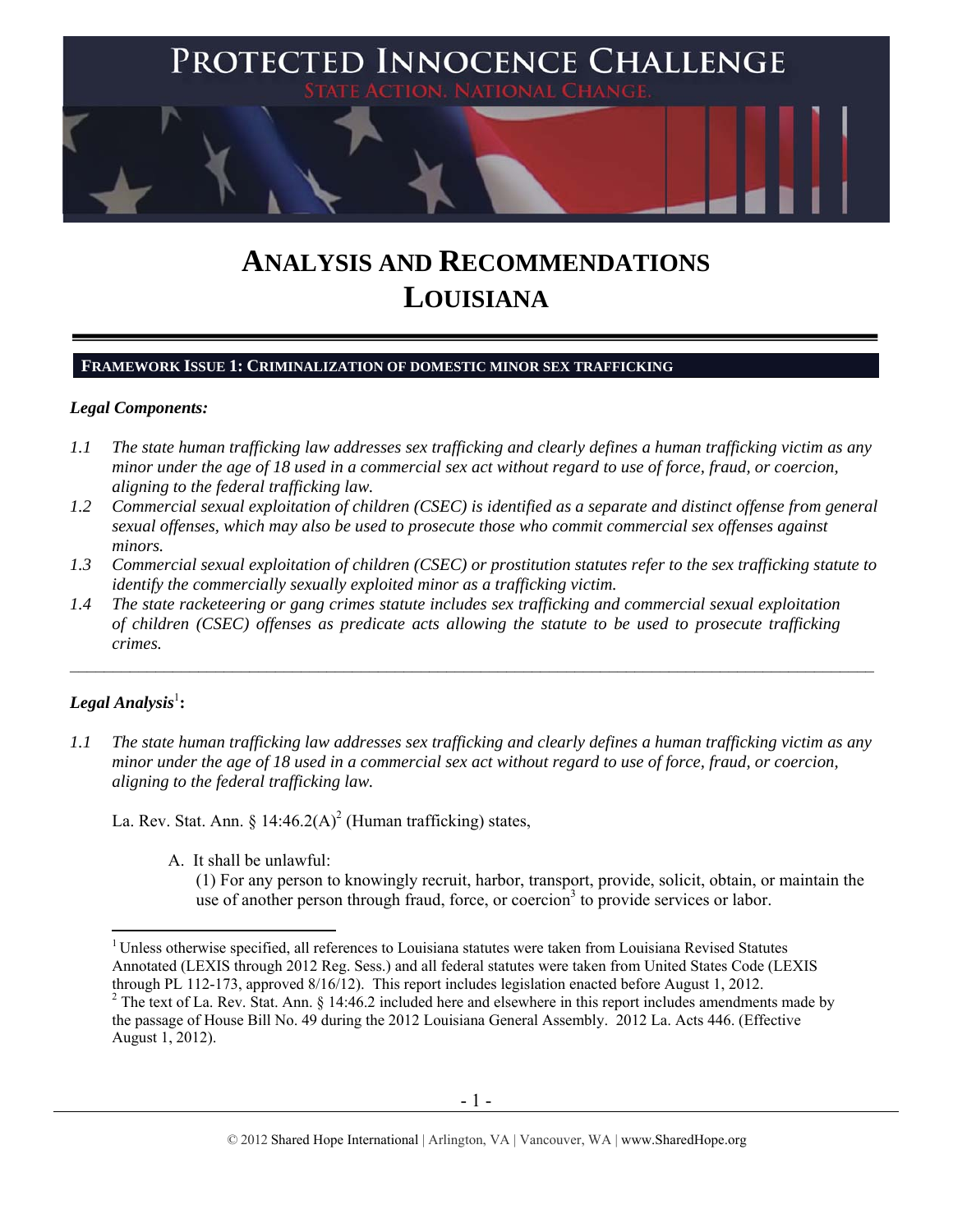# PROTECTED INNOCENCE CHALLENGE

STATE ACTION. NATIONAL CHANGE.

# ANALYSIS AND RECOMMENDATIONS LOUISIANA

## FRAMEWORK ISSUE 1: CRIMINALIZATION OF DOMESTIC MINOR SEX TRAFFICKING

***Legal Components:***

*1.1 The state human trafficking law addresses sex trafficking and clearly defines a human trafficking victim as any minor under the age of 18 used in a commercial sex act without regard to use of force, fraud, or coercion, aligning to the federal trafficking law.*

*1.2 Commercial sexual exploitation of children (CSEC) is identified as a separate and distinct offense from general sexual offenses, which may also be used to prosecute those who commit commercial sex offenses against minors.*

*1.3 Commercial sexual exploitation of children (CSEC) or prostitution statutes refer to the sex trafficking statute to identify the commercially sexually exploited minor as a trafficking victim.*

*1.4 The state racketeering or gang crimes statute includes sex trafficking and commercial sexual exploitation of children (CSEC) offenses as predicate acts allowing the statute to be used to prosecute trafficking crimes.*

---

***Legal Analysis***[1]**:**

*1.1 The state human trafficking law addresses sex trafficking and clearly defines a human trafficking victim as any minor under the age of 18 used in a commercial sex act without regard to use of force, fraud, or coercion, aligning to the federal trafficking law.*

La. Rev. Stat. Ann. § 14:46.2(A)[2] (Human trafficking) states,

> A. It shall be unlawful:
>
> (1) For any person to knowingly recruit, harbor, transport, provide, solicit, obtain, or maintain the use of another person through fraud, force, or coercion[3] to provide services or labor.

---

[1] Unless otherwise specified, all references to Louisiana statutes were taken from Louisiana Revised Statutes Annotated (LEXIS through 2012 Reg. Sess.) and all federal statutes were taken from United States Code (LEXIS through PL 112-173, approved 8/16/12). This report includes legislation enacted before August 1, 2012.

[2] The text of La. Rev. Stat. Ann. § 14:46.2 included here and elsewhere in this report includes amendments made by the passage of House Bill No. 49 during the 2012 Louisiana General Assembly. 2012 La. Acts 446. (Effective August 1, 2012).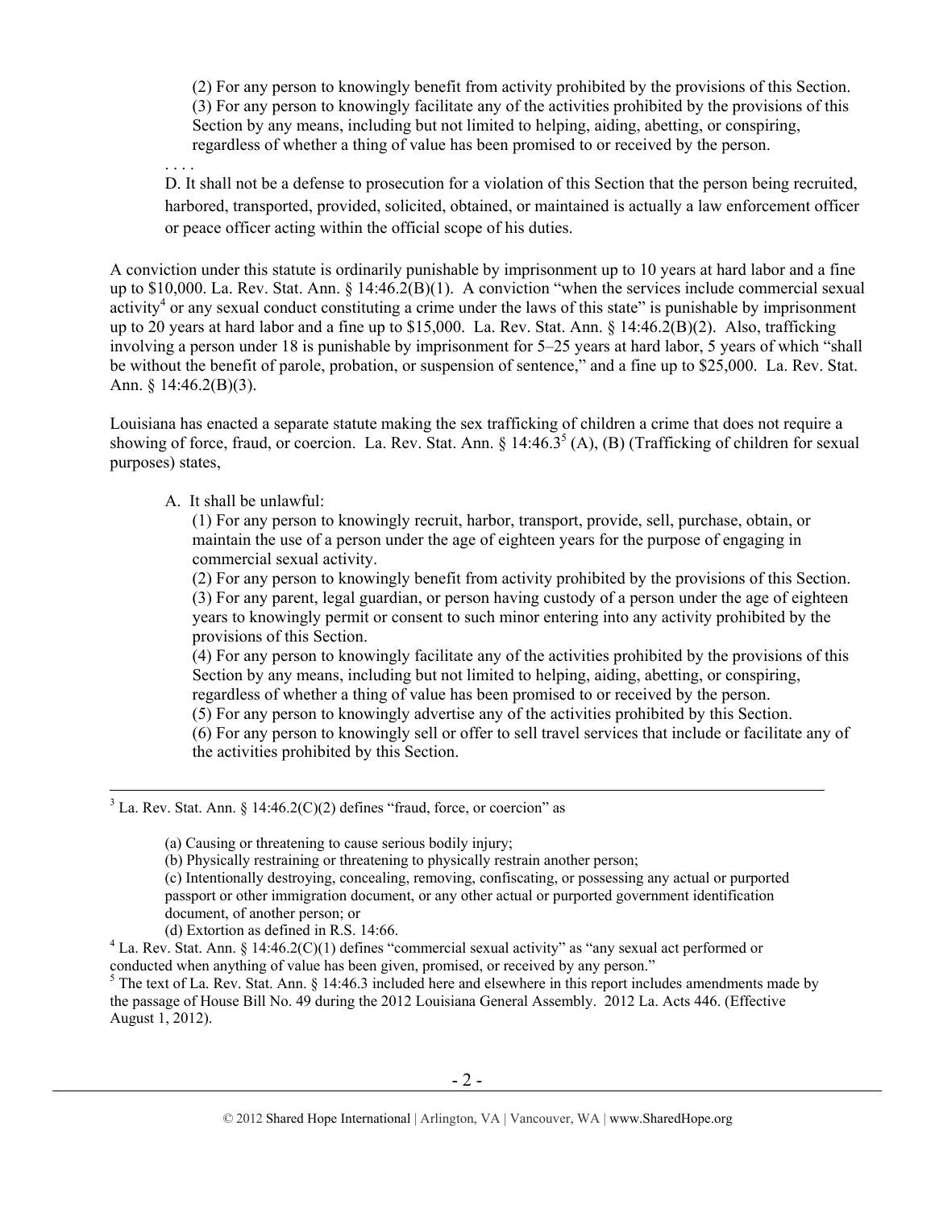> (2) For any person to knowingly benefit from activity prohibited by the provisions of this Section.
> (3) For any person to knowingly facilitate any of the activities prohibited by the provisions of this Section by any means, including but not limited to helping, aiding, abetting, or conspiring, regardless of whether a thing of value has been promised to or received by the person.
>
> . . . .
>
> D. It shall not be a defense to prosecution for a violation of this Section that the person being recruited, harbored, transported, provided, solicited, obtained, or maintained is actually a law enforcement officer or peace officer acting within the official scope of his duties.

A conviction under this statute is ordinarily punishable by imprisonment up to 10 years at hard labor and a fine up to $10,000. La. Rev. Stat. Ann. § 14:46.2(B)(1). A conviction "when the services include commercial sexual activity[4] or any sexual conduct constituting a crime under the laws of this state" is punishable by imprisonment up to 20 years at hard labor and a fine up to $15,000. La. Rev. Stat. Ann. § 14:46.2(B)(2). Also, trafficking involving a person under 18 is punishable by imprisonment for 5–25 years at hard labor, 5 years of which "shall be without the benefit of parole, probation, or suspension of sentence," and a fine up to $25,000. La. Rev. Stat. Ann. § 14:46.2(B)(3).

Louisiana has enacted a separate statute making the sex trafficking of children a crime that does not require a showing of force, fraud, or coercion. La. Rev. Stat. Ann. § 14:46.3[5] (A), (B) (Trafficking of children for sexual purposes) states,

> A. It shall be unlawful:
>
> (1) For any person to knowingly recruit, harbor, transport, provide, sell, purchase, obtain, or maintain the use of a person under the age of eighteen years for the purpose of engaging in commercial sexual activity.
> (2) For any person to knowingly benefit from activity prohibited by the provisions of this Section.
> (3) For any parent, legal guardian, or person having custody of a person under the age of eighteen years to knowingly permit or consent to such minor entering into any activity prohibited by the provisions of this Section.
> (4) For any person to knowingly facilitate any of the activities prohibited by the provisions of this Section by any means, including but not limited to helping, aiding, abetting, or conspiring, regardless of whether a thing of value has been promised to or received by the person.
> (5) For any person to knowingly advertise any of the activities prohibited by this Section.
> (6) For any person to knowingly sell or offer to sell travel services that include or facilitate any of the activities prohibited by this Section.

---

[3] La. Rev. Stat. Ann. § 14:46.2(C)(2) defines "fraud, force, or coercion" as

> (a) Causing or threatening to cause serious bodily injury;
> (b) Physically restraining or threatening to physically restrain another person;
> (c) Intentionally destroying, concealing, removing, confiscating, or possessing any actual or purported passport or other immigration document, or any other actual or purported government identification document, of another person; or
> (d) Extortion as defined in R.S. 14:66.

[4] La. Rev. Stat. Ann. § 14:46.2(C)(1) defines "commercial sexual activity" as "any sexual act performed or conducted when anything of value has been given, promised, or received by any person."

[5] The text of La. Rev. Stat. Ann. § 14:46.3 included here and elsewhere in this report includes amendments made by the passage of House Bill No. 49 during the 2012 Louisiana General Assembly. 2012 La. Acts 446. (Effective August 1, 2012).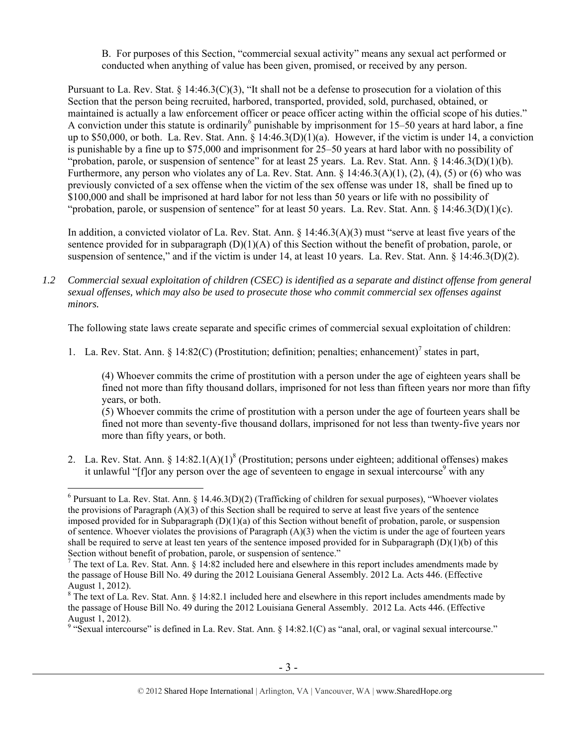B. For purposes of this Section, "commercial sexual activity" means any sexual act performed or conducted when anything of value has been given, promised, or received by any person.

Pursuant to La. Rev. Stat. § 14:46.3(C)(3), "It shall not be a defense to prosecution for a violation of this Section that the person being recruited, harbored, transported, provided, sold, purchased, obtained, or maintained is actually a law enforcement officer or peace officer acting within the official scope of his duties." A conviction under this statute is ordinarily[6] punishable by imprisonment for 15–50 years at hard labor, a fine up to $50,000, or both. La. Rev. Stat. Ann. § 14:46.3(D)(1)(a). However, if the victim is under 14, a conviction is punishable by a fine up to $75,000 and imprisonment for 25–50 years at hard labor with no possibility of "probation, parole, or suspension of sentence" for at least 25 years. La. Rev. Stat. Ann. § 14:46.3(D)(1)(b). Furthermore, any person who violates any of La. Rev. Stat. Ann. § 14:46.3(A)(1), (2), (4), (5) or (6) who was previously convicted of a sex offense when the victim of the sex offense was under 18, shall be fined up to $100,000 and shall be imprisoned at hard labor for not less than 50 years or life with no possibility of "probation, parole, or suspension of sentence" for at least 50 years. La. Rev. Stat. Ann. § 14:46.3(D)(1)(c).

In addition, a convicted violator of La. Rev. Stat. Ann. § 14:46.3(A)(3) must "serve at least five years of the sentence provided for in subparagraph (D)(1)(A) of this Section without the benefit of probation, parole, or suspension of sentence," and if the victim is under 14, at least 10 years. La. Rev. Stat. Ann. § 14:46.3(D)(2).

*1.2 Commercial sexual exploitation of children (CSEC) is identified as a separate and distinct offense from general sexual offenses, which may also be used to prosecute those who commit commercial sex offenses against minors.*

The following state laws create separate and specific crimes of commercial sexual exploitation of children:

1. La. Rev. Stat. Ann. § 14:82(C) (Prostitution; definition; penalties; enhancement)[7] states in part,

   (4) Whoever commits the crime of prostitution with a person under the age of eighteen years shall be fined not more than fifty thousand dollars, imprisoned for not less than fifteen years nor more than fifty years, or both.
   (5) Whoever commits the crime of prostitution with a person under the age of fourteen years shall be fined not more than seventy-five thousand dollars, imprisoned for not less than twenty-five years nor more than fifty years, or both.

2. La. Rev. Stat. Ann. § 14:82.1(A)(1)[8] (Prostitution; persons under eighteen; additional offenses) makes it unlawful "[f]or any person over the age of seventeen to engage in sexual intercourse[9] with any

---

[6] Pursuant to La. Rev. Stat. Ann. § 14.46.3(D)(2) (Trafficking of children for sexual purposes), "Whoever violates the provisions of Paragraph (A)(3) of this Section shall be required to serve at least five years of the sentence imposed provided for in Subparagraph (D)(1)(a) of this Section without benefit of probation, parole, or suspension of sentence. Whoever violates the provisions of Paragraph (A)(3) when the victim is under the age of fourteen years shall be required to serve at least ten years of the sentence imposed provided for in Subparagraph (D)(1)(b) of this Section without benefit of probation, parole, or suspension of sentence."

[7] The text of La. Rev. Stat. Ann. § 14:82 included here and elsewhere in this report includes amendments made by the passage of House Bill No. 49 during the 2012 Louisiana General Assembly. 2012 La. Acts 446. (Effective August 1, 2012).

[8] The text of La. Rev. Stat. Ann. § 14:82.1 included here and elsewhere in this report includes amendments made by the passage of House Bill No. 49 during the 2012 Louisiana General Assembly. 2012 La. Acts 446. (Effective August 1, 2012).

[9] "Sexual intercourse" is defined in La. Rev. Stat. Ann. § 14:82.1(C) as "anal, oral, or vaginal sexual intercourse."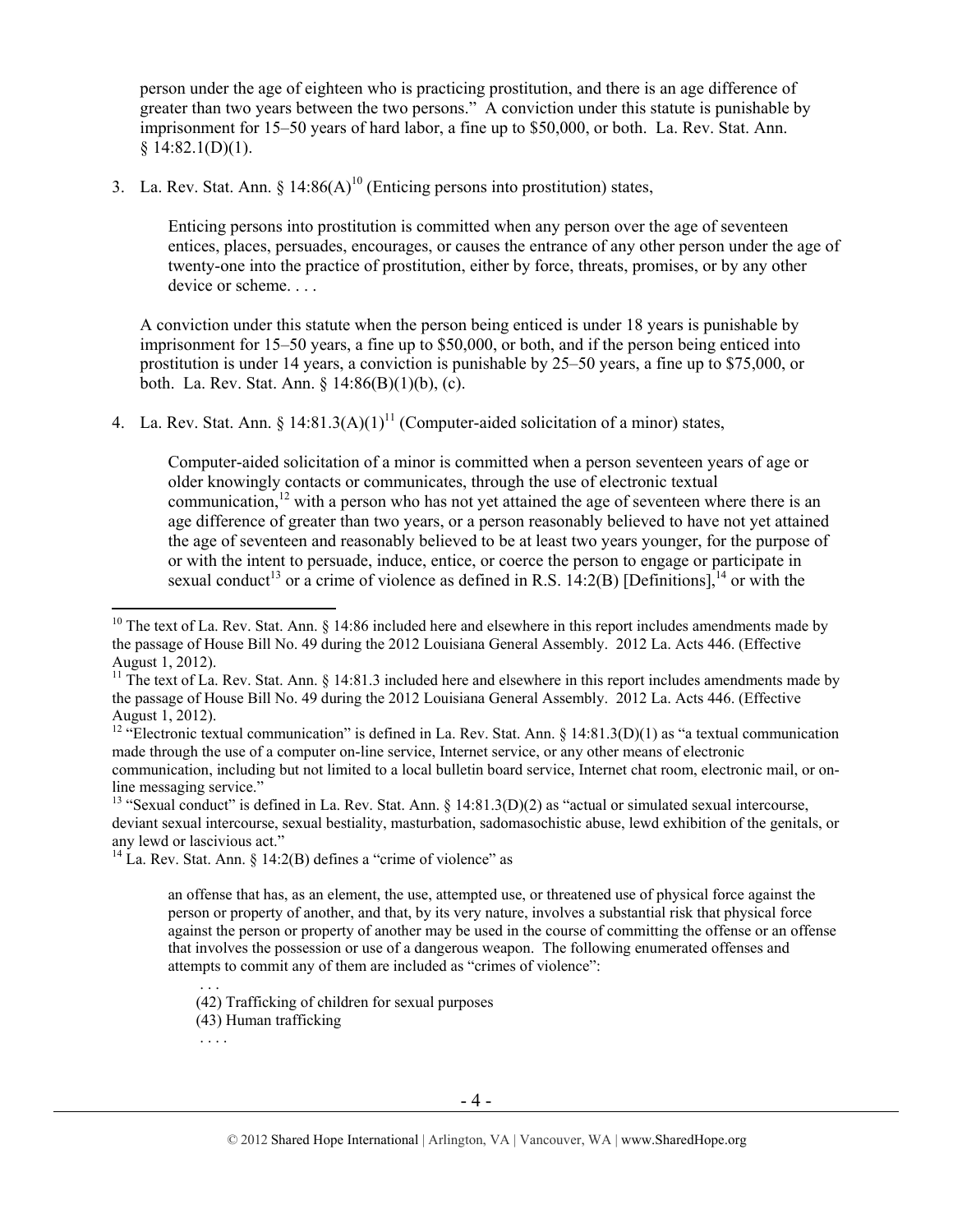person under the age of eighteen who is practicing prostitution, and there is an age difference of greater than two years between the two persons." A conviction under this statute is punishable by imprisonment for 15–50 years of hard labor, a fine up to $50,000, or both. La. Rev. Stat. Ann. § 14:82.1(D)(1).

3. La. Rev. Stat. Ann. § 14:86(A)[10] (Enticing persons into prostitution) states,

   > Enticing persons into prostitution is committed when any person over the age of seventeen entices, places, persuades, encourages, or causes the entrance of any other person under the age of twenty-one into the practice of prostitution, either by force, threats, promises, or by any other device or scheme. . . .

   A conviction under this statute when the person being enticed is under 18 years is punishable by imprisonment for 15–50 years, a fine up to $50,000, or both, and if the person being enticed into prostitution is under 14 years, a conviction is punishable by 25–50 years, a fine up to $75,000, or both. La. Rev. Stat. Ann. § 14:86(B)(1)(b), (c).

4. La. Rev. Stat. Ann. § 14:81.3(A)(1)[11] (Computer-aided solicitation of a minor) states,

   > Computer-aided solicitation of a minor is committed when a person seventeen years of age or older knowingly contacts or communicates, through the use of electronic textual communication,[12] with a person who has not yet attained the age of seventeen where there is an age difference of greater than two years, or a person reasonably believed to have not yet attained the age of seventeen and reasonably believed to be at least two years younger, for the purpose of or with the intent to persuade, induce, entice, or coerce the person to engage or participate in sexual conduct[13] or a crime of violence as defined in R.S. 14:2(B) [Definitions],[14] or with the

---

[10] The text of La. Rev. Stat. Ann. § 14:86 included here and elsewhere in this report includes amendments made by the passage of House Bill No. 49 during the 2012 Louisiana General Assembly. 2012 La. Acts 446. (Effective August 1, 2012).

[11] The text of La. Rev. Stat. Ann. § 14:81.3 included here and elsewhere in this report includes amendments made by the passage of House Bill No. 49 during the 2012 Louisiana General Assembly. 2012 La. Acts 446. (Effective August 1, 2012).

[12] "Electronic textual communication" is defined in La. Rev. Stat. Ann. § 14:81.3(D)(1) as "a textual communication made through the use of a computer on-line service, Internet service, or any other means of electronic communication, including but not limited to a local bulletin board service, Internet chat room, electronic mail, or on-line messaging service."

[13] "Sexual conduct" is defined in La. Rev. Stat. Ann. § 14:81.3(D)(2) as "actual or simulated sexual intercourse, deviant sexual intercourse, sexual bestiality, masturbation, sadomasochistic abuse, lewd exhibition of the genitals, or any lewd or lascivious act."

[14] La. Rev. Stat. Ann. § 14:2(B) defines a "crime of violence" as

> an offense that has, as an element, the use, attempted use, or threatened use of physical force against the person or property of another, and that, by its very nature, involves a substantial risk that physical force against the person or property of another may be used in the course of committing the offense or an offense that involves the possession or use of a dangerous weapon. The following enumerated offenses and attempts to commit any of them are included as "crimes of violence":
>
> . . .
>
> (42) Trafficking of children for sexual purposes
>
> (43) Human trafficking
>
> . . . .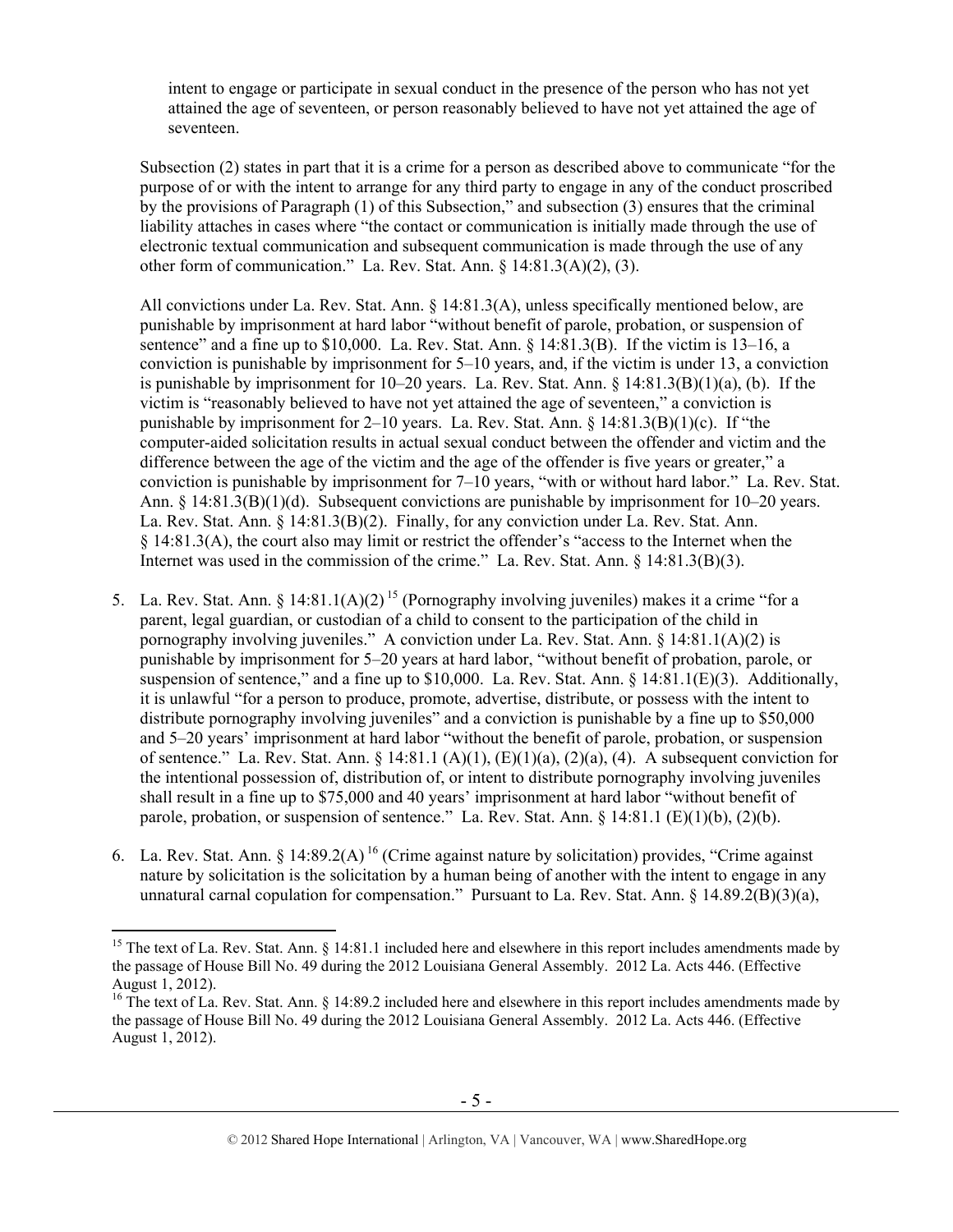intent to engage or participate in sexual conduct in the presence of the person who has not yet attained the age of seventeen, or person reasonably believed to have not yet attained the age of seventeen.

Subsection (2) states in part that it is a crime for a person as described above to communicate "for the purpose of or with the intent to arrange for any third party to engage in any of the conduct proscribed by the provisions of Paragraph (1) of this Subsection," and subsection (3) ensures that the criminal liability attaches in cases where "the contact or communication is initially made through the use of electronic textual communication and subsequent communication is made through the use of any other form of communication." La. Rev. Stat. Ann. § 14:81.3(A)(2), (3).

All convictions under La. Rev. Stat. Ann. § 14:81.3(A), unless specifically mentioned below, are punishable by imprisonment at hard labor "without benefit of parole, probation, or suspension of sentence" and a fine up to $10,000. La. Rev. Stat. Ann. § 14:81.3(B). If the victim is 13–16, a conviction is punishable by imprisonment for 5–10 years, and, if the victim is under 13, a conviction is punishable by imprisonment for 10–20 years. La. Rev. Stat. Ann. § 14:81.3(B)(1)(a), (b). If the victim is "reasonably believed to have not yet attained the age of seventeen," a conviction is punishable by imprisonment for 2–10 years. La. Rev. Stat. Ann. § 14:81.3(B)(1)(c). If "the computer-aided solicitation results in actual sexual conduct between the offender and victim and the difference between the age of the victim and the age of the offender is five years or greater," a conviction is punishable by imprisonment for 7–10 years, "with or without hard labor." La. Rev. Stat. Ann. § 14:81.3(B)(1)(d). Subsequent convictions are punishable by imprisonment for 10–20 years. La. Rev. Stat. Ann. § 14:81.3(B)(2). Finally, for any conviction under La. Rev. Stat. Ann. § 14:81.3(A), the court also may limit or restrict the offender's "access to the Internet when the Internet was used in the commission of the crime." La. Rev. Stat. Ann. § 14:81.3(B)(3).

5. La. Rev. Stat. Ann. § 14:81.1(A)(2) [15] (Pornography involving juveniles) makes it a crime "for a parent, legal guardian, or custodian of a child to consent to the participation of the child in pornography involving juveniles." A conviction under La. Rev. Stat. Ann. § 14:81.1(A)(2) is punishable by imprisonment for 5–20 years at hard labor, "without benefit of probation, parole, or suspension of sentence," and a fine up to $10,000. La. Rev. Stat. Ann. § 14:81.1(E)(3). Additionally, it is unlawful "for a person to produce, promote, advertise, distribute, or possess with the intent to distribute pornography involving juveniles" and a conviction is punishable by a fine up to $50,000 and 5–20 years' imprisonment at hard labor "without the benefit of parole, probation, or suspension of sentence." La. Rev. Stat. Ann. § 14:81.1 (A)(1), (E)(1)(a), (2)(a), (4). A subsequent conviction for the intentional possession of, distribution of, or intent to distribute pornography involving juveniles shall result in a fine up to $75,000 and 40 years' imprisonment at hard labor "without benefit of parole, probation, or suspension of sentence." La. Rev. Stat. Ann. § 14:81.1 (E)(1)(b), (2)(b).

6. La. Rev. Stat. Ann. § 14:89.2(A) [16] (Crime against nature by solicitation) provides, "Crime against nature by solicitation is the solicitation by a human being of another with the intent to engage in any unnatural carnal copulation for compensation." Pursuant to La. Rev. Stat. Ann. § 14.89.2(B)(3)(a),

---

[15] The text of La. Rev. Stat. Ann. § 14:81.1 included here and elsewhere in this report includes amendments made by the passage of House Bill No. 49 during the 2012 Louisiana General Assembly. 2012 La. Acts 446. (Effective August 1, 2012).

[16] The text of La. Rev. Stat. Ann. § 14:89.2 included here and elsewhere in this report includes amendments made by the passage of House Bill No. 49 during the 2012 Louisiana General Assembly. 2012 La. Acts 446. (Effective August 1, 2012).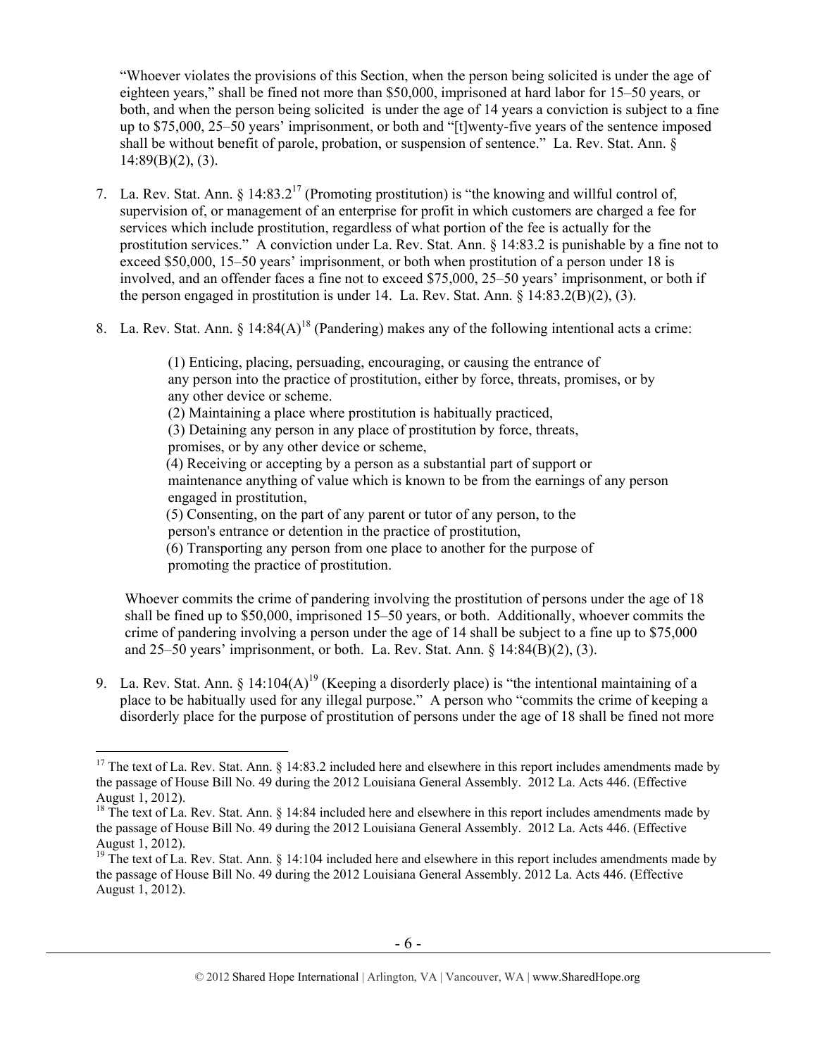"Whoever violates the provisions of this Section, when the person being solicited is under the age of eighteen years," shall be fined not more than $50,000, imprisoned at hard labor for 15–50 years, or both, and when the person being solicited is under the age of 14 years a conviction is subject to a fine up to $75,000, 25–50 years' imprisonment, or both and "[t]wenty-five years of the sentence imposed shall be without benefit of parole, probation, or suspension of sentence." La. Rev. Stat. Ann. § 14:89(B)(2), (3).

7. La. Rev. Stat. Ann. § 14:83.2[17] (Promoting prostitution) is "the knowing and willful control of, supervision of, or management of an enterprise for profit in which customers are charged a fee for services which include prostitution, regardless of what portion of the fee is actually for the prostitution services." A conviction under La. Rev. Stat. Ann. § 14:83.2 is punishable by a fine not to exceed $50,000, 15–50 years' imprisonment, or both when prostitution of a person under 18 is involved, and an offender faces a fine not to exceed $75,000, 25–50 years' imprisonment, or both if the person engaged in prostitution is under 14. La. Rev. Stat. Ann. § 14:83.2(B)(2), (3).

8. La. Rev. Stat. Ann. § 14:84(A)[18] (Pandering) makes any of the following intentional acts a crime:

   > (1) Enticing, placing, persuading, encouraging, or causing the entrance of any person into the practice of prostitution, either by force, threats, promises, or by any other device or scheme.
   > (2) Maintaining a place where prostitution is habitually practiced,
   > (3) Detaining any person in any place of prostitution by force, threats, promises, or by any other device or scheme,
   > (4) Receiving or accepting by a person as a substantial part of support or maintenance anything of value which is known to be from the earnings of any person engaged in prostitution,
   > (5) Consenting, on the part of any parent or tutor of any person, to the person's entrance or detention in the practice of prostitution,
   > (6) Transporting any person from one place to another for the purpose of promoting the practice of prostitution.

   Whoever commits the crime of pandering involving the prostitution of persons under the age of 18 shall be fined up to $50,000, imprisoned 15–50 years, or both. Additionally, whoever commits the crime of pandering involving a person under the age of 14 shall be subject to a fine up to $75,000 and 25–50 years' imprisonment, or both. La. Rev. Stat. Ann. § 14:84(B)(2), (3).

9. La. Rev. Stat. Ann. § 14:104(A)[19] (Keeping a disorderly place) is "the intentional maintaining of a place to be habitually used for any illegal purpose." A person who "commits the crime of keeping a disorderly place for the purpose of prostitution of persons under the age of 18 shall be fined not more

---

[17] The text of La. Rev. Stat. Ann. § 14:83.2 included here and elsewhere in this report includes amendments made by the passage of House Bill No. 49 during the 2012 Louisiana General Assembly. 2012 La. Acts 446. (Effective August 1, 2012).

[18] The text of La. Rev. Stat. Ann. § 14:84 included here and elsewhere in this report includes amendments made by the passage of House Bill No. 49 during the 2012 Louisiana General Assembly. 2012 La. Acts 446. (Effective August 1, 2012).

[19] The text of La. Rev. Stat. Ann. § 14:104 included here and elsewhere in this report includes amendments made by the passage of House Bill No. 49 during the 2012 Louisiana General Assembly. 2012 La. Acts 446. (Effective August 1, 2012).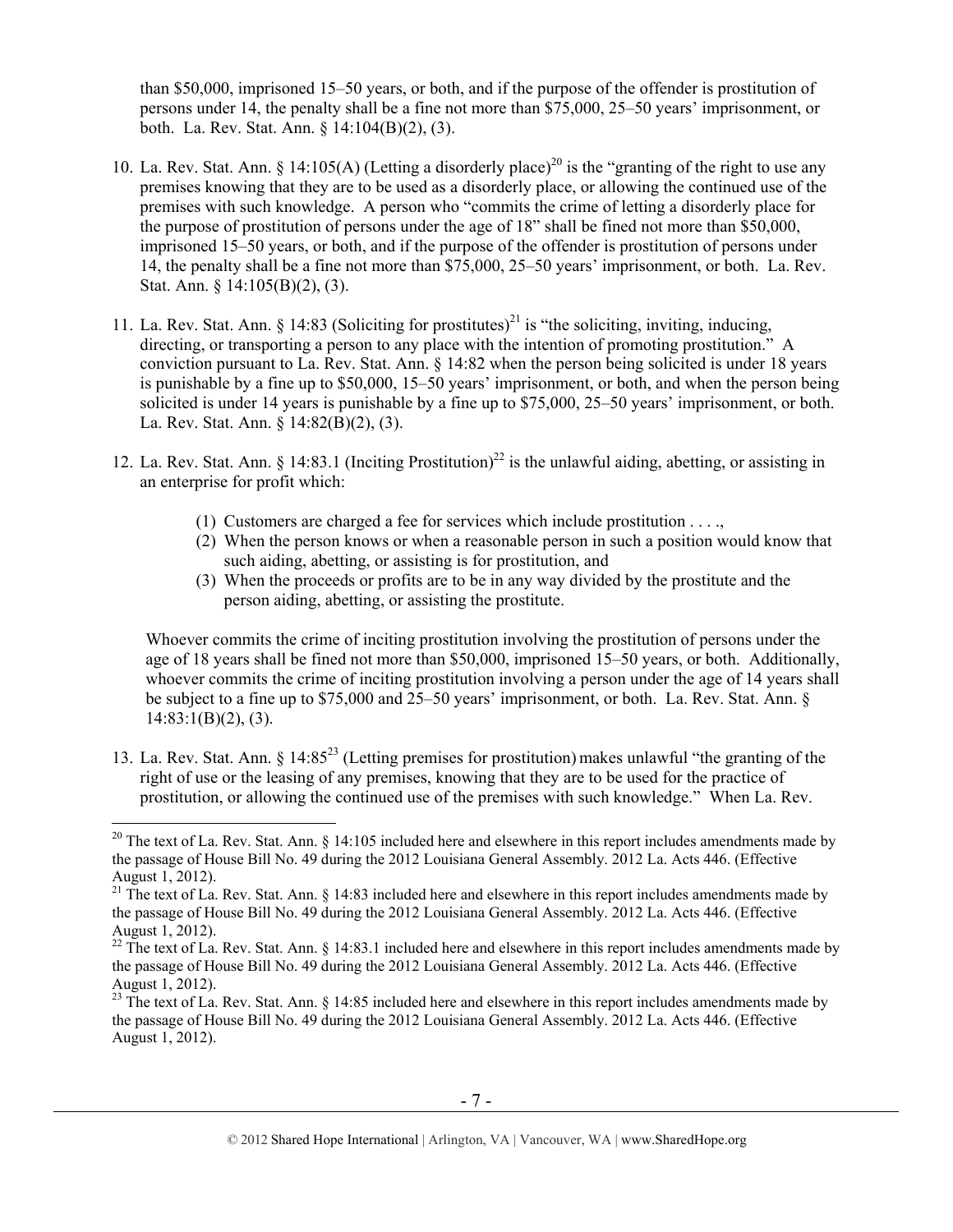than $50,000, imprisoned 15–50 years, or both, and if the purpose of the offender is prostitution of persons under 14, the penalty shall be a fine not more than $75,000, 25–50 years' imprisonment, or both. La. Rev. Stat. Ann. § 14:104(B)(2), (3).

10. La. Rev. Stat. Ann. § 14:105(A) (Letting a disorderly place)[20] is the "granting of the right to use any premises knowing that they are to be used as a disorderly place, or allowing the continued use of the premises with such knowledge. A person who "commits the crime of letting a disorderly place for the purpose of prostitution of persons under the age of 18" shall be fined not more than $50,000, imprisoned 15–50 years, or both, and if the purpose of the offender is prostitution of persons under 14, the penalty shall be a fine not more than $75,000, 25–50 years' imprisonment, or both. La. Rev. Stat. Ann. § 14:105(B)(2), (3).

11. La. Rev. Stat. Ann. § 14:83 (Soliciting for prostitutes)[21] is "the soliciting, inviting, inducing, directing, or transporting a person to any place with the intention of promoting prostitution." A conviction pursuant to La. Rev. Stat. Ann. § 14:82 when the person being solicited is under 18 years is punishable by a fine up to $50,000, 15–50 years' imprisonment, or both, and when the person being solicited is under 14 years is punishable by a fine up to $75,000, 25–50 years' imprisonment, or both. La. Rev. Stat. Ann. § 14:82(B)(2), (3).

12. La. Rev. Stat. Ann. § 14:83.1 (Inciting Prostitution)[22] is the unlawful aiding, abetting, or assisting in an enterprise for profit which:

    (1) Customers are charged a fee for services which include prostitution . . . .,
    (2) When the person knows or when a reasonable person in such a position would know that such aiding, abetting, or assisting is for prostitution, and
    (3) When the proceeds or profits are to be in any way divided by the prostitute and the person aiding, abetting, or assisting the prostitute.

    Whoever commits the crime of inciting prostitution involving the prostitution of persons under the age of 18 years shall be fined not more than $50,000, imprisoned 15–50 years, or both. Additionally, whoever commits the crime of inciting prostitution involving a person under the age of 14 years shall be subject to a fine up to $75,000 and 25–50 years' imprisonment, or both. La. Rev. Stat. Ann. § 14:83:1(B)(2), (3).

13. La. Rev. Stat. Ann. § 14:85[23] (Letting premises for prostitution) makes unlawful "the granting of the right of use or the leasing of any premises, knowing that they are to be used for the practice of prostitution, or allowing the continued use of the premises with such knowledge." When La. Rev.

---

[20] The text of La. Rev. Stat. Ann. § 14:105 included here and elsewhere in this report includes amendments made by the passage of House Bill No. 49 during the 2012 Louisiana General Assembly. 2012 La. Acts 446. (Effective August 1, 2012).

[21] The text of La. Rev. Stat. Ann. § 14:83 included here and elsewhere in this report includes amendments made by the passage of House Bill No. 49 during the 2012 Louisiana General Assembly. 2012 La. Acts 446. (Effective August 1, 2012).

[22] The text of La. Rev. Stat. Ann. § 14:83.1 included here and elsewhere in this report includes amendments made by the passage of House Bill No. 49 during the 2012 Louisiana General Assembly. 2012 La. Acts 446. (Effective August 1, 2012).

[23] The text of La. Rev. Stat. Ann. § 14:85 included here and elsewhere in this report includes amendments made by the passage of House Bill No. 49 during the 2012 Louisiana General Assembly. 2012 La. Acts 446. (Effective August 1, 2012).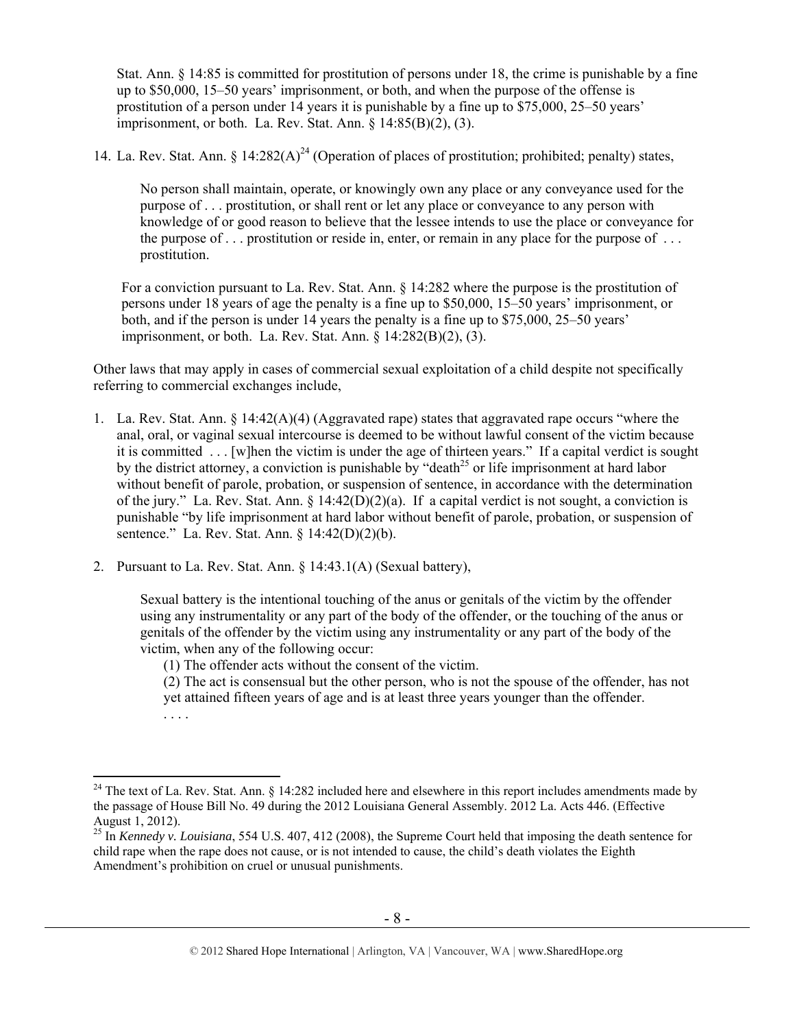Stat. Ann. § 14:85 is committed for prostitution of persons under 18, the crime is punishable by a fine up to $50,000, 15–50 years' imprisonment, or both, and when the purpose of the offense is prostitution of a person under 14 years it is punishable by a fine up to $75,000, 25–50 years' imprisonment, or both. La. Rev. Stat. Ann. § 14:85(B)(2), (3).

14. La. Rev. Stat. Ann. § 14:282(A)[24] (Operation of places of prostitution; prohibited; penalty) states,

    No person shall maintain, operate, or knowingly own any place or any conveyance used for the purpose of . . . prostitution, or shall rent or let any place or conveyance to any person with knowledge of or good reason to believe that the lessee intends to use the place or conveyance for the purpose of . . . prostitution or reside in, enter, or remain in any place for the purpose of . . . prostitution.

    For a conviction pursuant to La. Rev. Stat. Ann. § 14:282 where the purpose is the prostitution of persons under 18 years of age the penalty is a fine up to $50,000, 15–50 years' imprisonment, or both, and if the person is under 14 years the penalty is a fine up to $75,000, 25–50 years' imprisonment, or both. La. Rev. Stat. Ann. § 14:282(B)(2), (3).

Other laws that may apply in cases of commercial sexual exploitation of a child despite not specifically referring to commercial exchanges include,

1. La. Rev. Stat. Ann. § 14:42(A)(4) (Aggravated rape) states that aggravated rape occurs "where the anal, oral, or vaginal sexual intercourse is deemed to be without lawful consent of the victim because it is committed . . . [w]hen the victim is under the age of thirteen years." If a capital verdict is sought by the district attorney, a conviction is punishable by "death[25] or life imprisonment at hard labor without benefit of parole, probation, or suspension of sentence, in accordance with the determination of the jury." La. Rev. Stat. Ann. § 14:42(D)(2)(a). If a capital verdict is not sought, a conviction is punishable "by life imprisonment at hard labor without benefit of parole, probation, or suspension of sentence." La. Rev. Stat. Ann. § 14:42(D)(2)(b).

2. Pursuant to La. Rev. Stat. Ann. § 14:43.1(A) (Sexual battery),

    Sexual battery is the intentional touching of the anus or genitals of the victim by the offender using any instrumentality or any part of the body of the offender, or the touching of the anus or genitals of the offender by the victim using any instrumentality or any part of the body of the victim, when any of the following occur:

    (1) The offender acts without the consent of the victim.

    (2) The act is consensual but the other person, who is not the spouse of the offender, has not yet attained fifteen years of age and is at least three years younger than the offender.

    . . . .

---

[24] The text of La. Rev. Stat. Ann. § 14:282 included here and elsewhere in this report includes amendments made by the passage of House Bill No. 49 during the 2012 Louisiana General Assembly. 2012 La. Acts 446. (Effective August 1, 2012).

[25] In *Kennedy v. Louisiana*, 554 U.S. 407, 412 (2008), the Supreme Court held that imposing the death sentence for child rape when the rape does not cause, or is not intended to cause, the child's death violates the Eighth Amendment's prohibition on cruel or unusual punishments.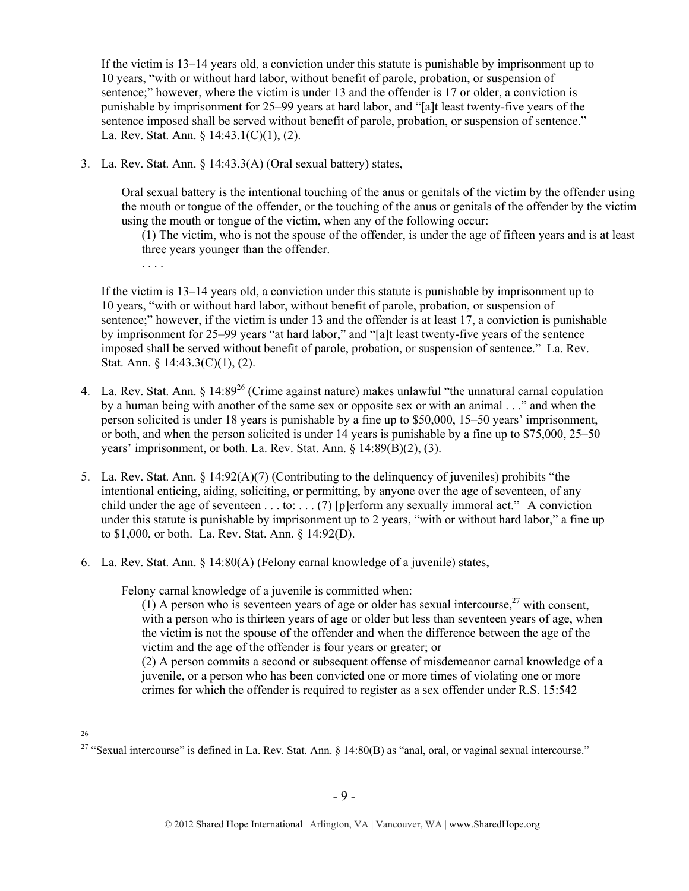If the victim is 13–14 years old, a conviction under this statute is punishable by imprisonment up to 10 years, "with or without hard labor, without benefit of parole, probation, or suspension of sentence;" however, where the victim is under 13 and the offender is 17 or older, a conviction is punishable by imprisonment for 25–99 years at hard labor, and "[a]t least twenty-five years of the sentence imposed shall be served without benefit of parole, probation, or suspension of sentence." La. Rev. Stat. Ann. § 14:43.1(C)(1), (2).

3. La. Rev. Stat. Ann. § 14:43.3(A) (Oral sexual battery) states,

    Oral sexual battery is the intentional touching of the anus or genitals of the victim by the offender using the mouth or tongue of the offender, or the touching of the anus or genitals of the offender by the victim using the mouth or tongue of the victim, when any of the following occur:

    (1) The victim, who is not the spouse of the offender, is under the age of fifteen years and is at least three years younger than the offender.

    . . . .

    If the victim is 13–14 years old, a conviction under this statute is punishable by imprisonment up to 10 years, "with or without hard labor, without benefit of parole, probation, or suspension of sentence;" however, if the victim is under 13 and the offender is at least 17, a conviction is punishable by imprisonment for 25–99 years "at hard labor," and "[a]t least twenty-five years of the sentence imposed shall be served without benefit of parole, probation, or suspension of sentence." La. Rev. Stat. Ann. § 14:43.3(C)(1), (2).

4. La. Rev. Stat. Ann. § 14:89[26] (Crime against nature) makes unlawful "the unnatural carnal copulation by a human being with another of the same sex or opposite sex or with an animal . . ." and when the person solicited is under 18 years is punishable by a fine up to $50,000, 15–50 years' imprisonment, or both, and when the person solicited is under 14 years is punishable by a fine up to $75,000, 25–50 years' imprisonment, or both. La. Rev. Stat. Ann. § 14:89(B)(2), (3).

5. La. Rev. Stat. Ann. § 14:92(A)(7) (Contributing to the delinquency of juveniles) prohibits "the intentional enticing, aiding, soliciting, or permitting, by anyone over the age of seventeen, of any child under the age of seventeen . . . to: . . . (7) [p]erform any sexually immoral act." A conviction under this statute is punishable by imprisonment up to 2 years, "with or without hard labor," a fine up to $1,000, or both. La. Rev. Stat. Ann. § 14:92(D).

6. La. Rev. Stat. Ann. § 14:80(A) (Felony carnal knowledge of a juvenile) states,

    Felony carnal knowledge of a juvenile is committed when:

    (1) A person who is seventeen years of age or older has sexual intercourse,[27] with consent, with a person who is thirteen years of age or older but less than seventeen years of age, when the victim is not the spouse of the offender and when the difference between the age of the victim and the age of the offender is four years or greater; or

    (2) A person commits a second or subsequent offense of misdemeanor carnal knowledge of a juvenile, or a person who has been convicted one or more times of violating one or more crimes for which the offender is required to register as a sex offender under R.S. 15:542

---

[26]

[27] "Sexual intercourse" is defined in La. Rev. Stat. Ann. § 14:80(B) as "anal, oral, or vaginal sexual intercourse."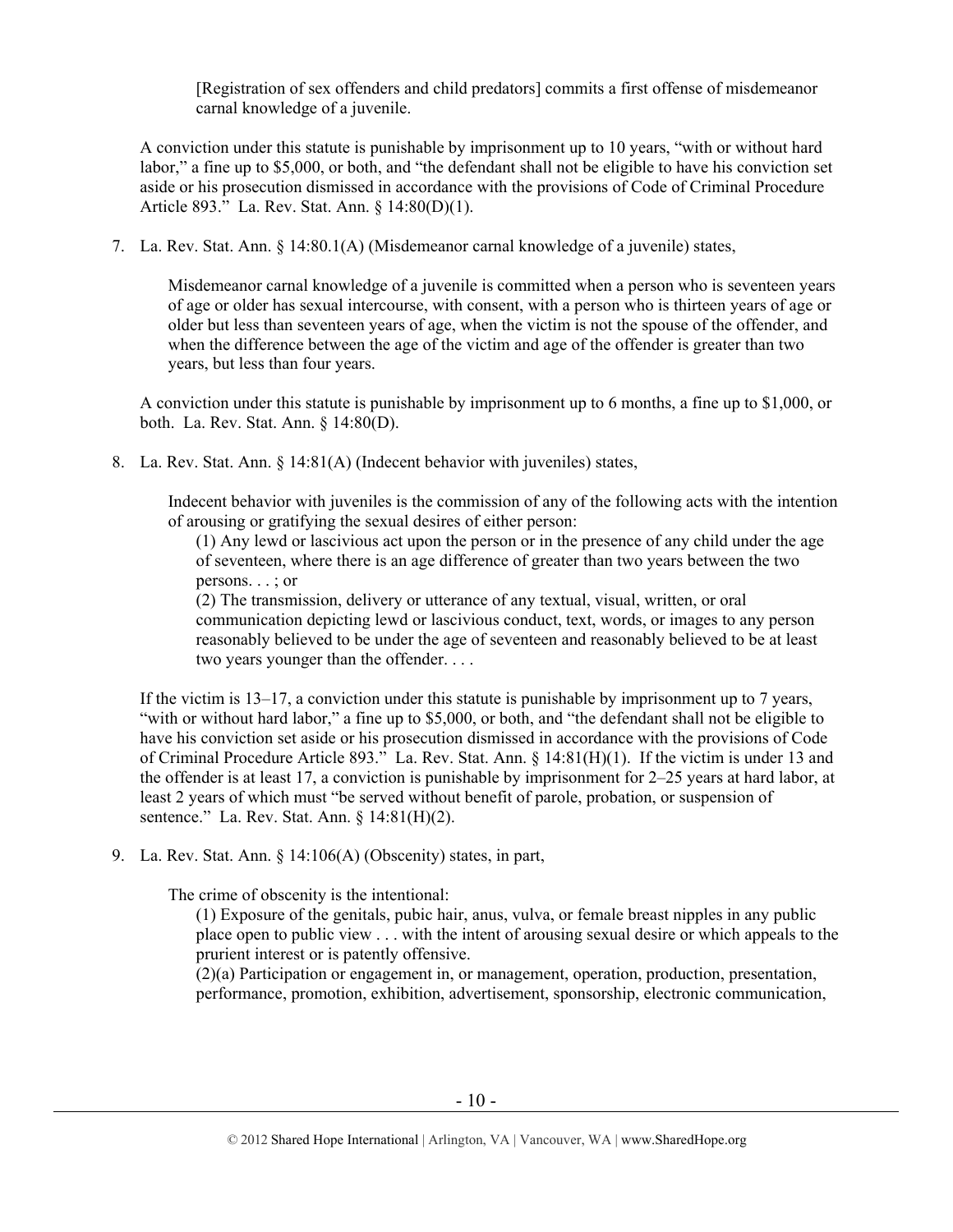> [Registration of sex offenders and child predators] commits a first offense of misdemeanor carnal knowledge of a juvenile.

A conviction under this statute is punishable by imprisonment up to 10 years, "with or without hard labor," a fine up to $5,000, or both, and "the defendant shall not be eligible to have his conviction set aside or his prosecution dismissed in accordance with the provisions of Code of Criminal Procedure Article 893." La. Rev. Stat. Ann. § 14:80(D)(1).

7. La. Rev. Stat. Ann. § 14:80.1(A) (Misdemeanor carnal knowledge of a juvenile) states,

   > Misdemeanor carnal knowledge of a juvenile is committed when a person who is seventeen years of age or older has sexual intercourse, with consent, with a person who is thirteen years of age or older but less than seventeen years of age, when the victim is not the spouse of the offender, and when the difference between the age of the victim and age of the offender is greater than two years, but less than four years.

   A conviction under this statute is punishable by imprisonment up to 6 months, a fine up to $1,000, or both. La. Rev. Stat. Ann. § 14:80(D).

8. La. Rev. Stat. Ann. § 14:81(A) (Indecent behavior with juveniles) states,

   > Indecent behavior with juveniles is the commission of any of the following acts with the intention of arousing or gratifying the sexual desires of either person:
   >
   > (1) Any lewd or lascivious act upon the person or in the presence of any child under the age of seventeen, where there is an age difference of greater than two years between the two persons. . . ; or
   >
   > (2) The transmission, delivery or utterance of any textual, visual, written, or oral communication depicting lewd or lascivious conduct, text, words, or images to any person reasonably believed to be under the age of seventeen and reasonably believed to be at least two years younger than the offender. . . .

   If the victim is 13–17, a conviction under this statute is punishable by imprisonment up to 7 years, "with or without hard labor," a fine up to $5,000, or both, and "the defendant shall not be eligible to have his conviction set aside or his prosecution dismissed in accordance with the provisions of Code of Criminal Procedure Article 893." La. Rev. Stat. Ann. § 14:81(H)(1). If the victim is under 13 and the offender is at least 17, a conviction is punishable by imprisonment for 2–25 years at hard labor, at least 2 years of which must "be served without benefit of parole, probation, or suspension of sentence." La. Rev. Stat. Ann. § 14:81(H)(2).

9. La. Rev. Stat. Ann. § 14:106(A) (Obscenity) states, in part,

   > The crime of obscenity is the intentional:
   >
   > (1) Exposure of the genitals, pubic hair, anus, vulva, or female breast nipples in any public place open to public view . . . with the intent of arousing sexual desire or which appeals to the prurient interest or is patently offensive.
   >
   > (2)(a) Participation or engagement in, or management, operation, production, presentation, performance, promotion, exhibition, advertisement, sponsorship, electronic communication,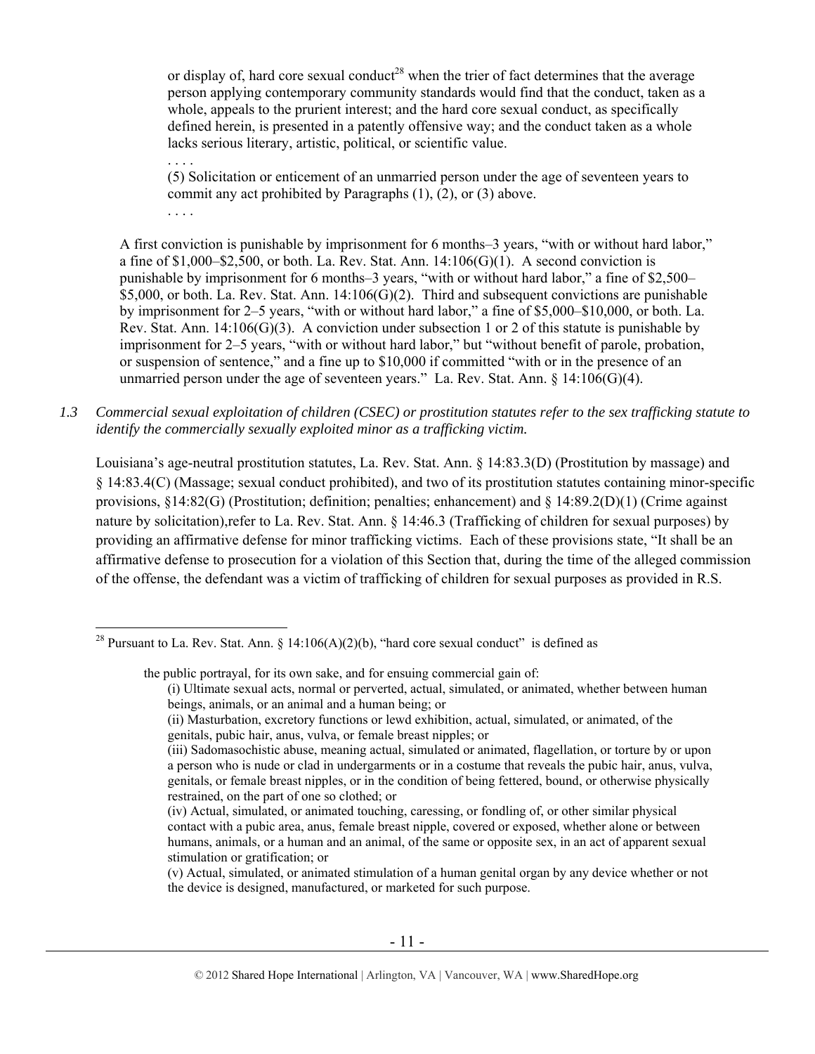or display of, hard core sexual conduct[28] when the trier of fact determines that the average person applying contemporary community standards would find that the conduct, taken as a whole, appeals to the prurient interest; and the hard core sexual conduct, as specifically defined herein, is presented in a patently offensive way; and the conduct taken as a whole lacks serious literary, artistic, political, or scientific value.

. . . .

(5) Solicitation or enticement of an unmarried person under the age of seventeen years to commit any act prohibited by Paragraphs (1), (2), or (3) above.

. . . .

A first conviction is punishable by imprisonment for 6 months–3 years, "with or without hard labor," a fine of $1,000–$2,500, or both. La. Rev. Stat. Ann. 14:106(G)(1). A second conviction is punishable by imprisonment for 6 months–3 years, "with or without hard labor," a fine of $2,500–$5,000, or both. La. Rev. Stat. Ann. 14:106(G)(2). Third and subsequent convictions are punishable by imprisonment for 2–5 years, "with or without hard labor," a fine of $5,000–$10,000, or both. La. Rev. Stat. Ann. 14:106(G)(3). A conviction under subsection 1 or 2 of this statute is punishable by imprisonment for 2–5 years, "with or without hard labor," but "without benefit of parole, probation, or suspension of sentence," and a fine up to $10,000 if committed "with or in the presence of an unmarried person under the age of seventeen years." La. Rev. Stat. Ann. § 14:106(G)(4).

*1.3 Commercial sexual exploitation of children (CSEC) or prostitution statutes refer to the sex trafficking statute to identify the commercially sexually exploited minor as a trafficking victim.*

Louisiana's age-neutral prostitution statutes, La. Rev. Stat. Ann. § 14:83.3(D) (Prostitution by massage) and § 14:83.4(C) (Massage; sexual conduct prohibited), and two of its prostitution statutes containing minor-specific provisions, §14:82(G) (Prostitution; definition; penalties; enhancement) and § 14:89.2(D)(1) (Crime against nature by solicitation),refer to La. Rev. Stat. Ann. § 14:46.3 (Trafficking of children for sexual purposes) by providing an affirmative defense for minor trafficking victims. Each of these provisions state, "It shall be an affirmative defense to prosecution for a violation of this Section that, during the time of the alleged commission of the offense, the defendant was a victim of trafficking of children for sexual purposes as provided in R.S.

---

[28] Pursuant to La. Rev. Stat. Ann. § 14:106(A)(2)(b), "hard core sexual conduct" is defined as

> the public portrayal, for its own sake, and for ensuing commercial gain of:
>
> (i) Ultimate sexual acts, normal or perverted, actual, simulated, or animated, whether between human beings, animals, or an animal and a human being; or
>
> (ii) Masturbation, excretory functions or lewd exhibition, actual, simulated, or animated, of the genitals, pubic hair, anus, vulva, or female breast nipples; or
>
> (iii) Sadomasochistic abuse, meaning actual, simulated or animated, flagellation, or torture by or upon a person who is nude or clad in undergarments or in a costume that reveals the pubic hair, anus, vulva, genitals, or female breast nipples, or in the condition of being fettered, bound, or otherwise physically restrained, on the part of one so clothed; or
>
> (iv) Actual, simulated, or animated touching, caressing, or fondling of, or other similar physical contact with a pubic area, anus, female breast nipple, covered or exposed, whether alone or between humans, animals, or a human and an animal, of the same or opposite sex, in an act of apparent sexual stimulation or gratification; or
>
> (v) Actual, simulated, or animated stimulation of a human genital organ by any device whether or not the device is designed, manufactured, or marketed for such purpose.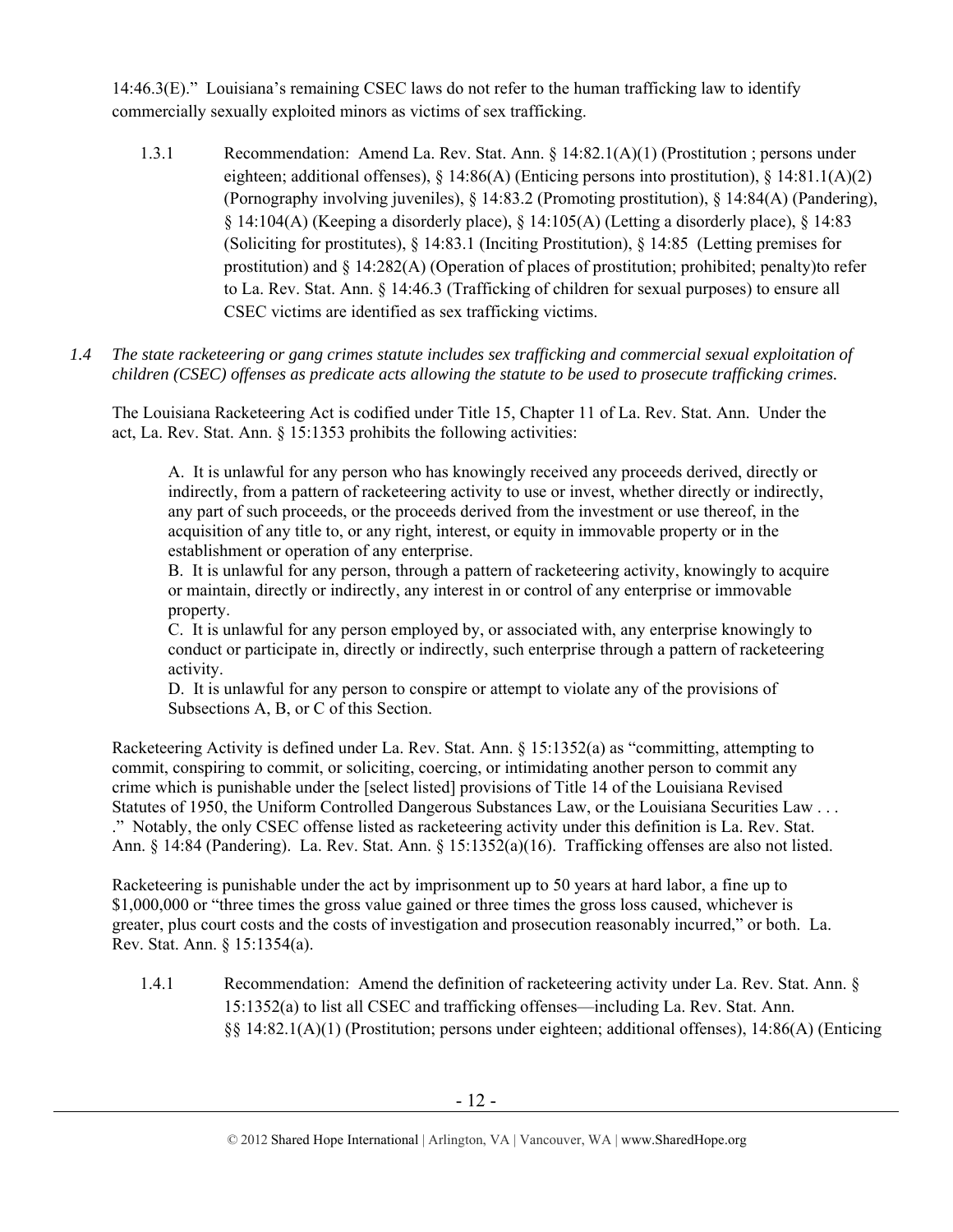14:46.3(E)." Louisiana's remaining CSEC laws do not refer to the human trafficking law to identify commercially sexually exploited minors as victims of sex trafficking.

1.3.1 Recommendation: Amend La. Rev. Stat. Ann. § 14:82.1(A)(1) (Prostitution ; persons under eighteen; additional offenses), § 14:86(A) (Enticing persons into prostitution), § 14:81.1(A)(2) (Pornography involving juveniles), § 14:83.2 (Promoting prostitution), § 14:84(A) (Pandering), § 14:104(A) (Keeping a disorderly place), § 14:105(A) (Letting a disorderly place), § 14:83 (Soliciting for prostitutes), § 14:83.1 (Inciting Prostitution), § 14:85 (Letting premises for prostitution) and § 14:282(A) (Operation of places of prostitution; prohibited; penalty)to refer to La. Rev. Stat. Ann. § 14:46.3 (Trafficking of children for sexual purposes) to ensure all CSEC victims are identified as sex trafficking victims.

*1.4 The state racketeering or gang crimes statute includes sex trafficking and commercial sexual exploitation of children (CSEC) offenses as predicate acts allowing the statute to be used to prosecute trafficking crimes.*

The Louisiana Racketeering Act is codified under Title 15, Chapter 11 of La. Rev. Stat. Ann. Under the act, La. Rev. Stat. Ann. § 15:1353 prohibits the following activities:

> A. It is unlawful for any person who has knowingly received any proceeds derived, directly or indirectly, from a pattern of racketeering activity to use or invest, whether directly or indirectly, any part of such proceeds, or the proceeds derived from the investment or use thereof, in the acquisition of any title to, or any right, interest, or equity in immovable property or in the establishment or operation of any enterprise.
> B. It is unlawful for any person, through a pattern of racketeering activity, knowingly to acquire or maintain, directly or indirectly, any interest in or control of any enterprise or immovable property.
> C. It is unlawful for any person employed by, or associated with, any enterprise knowingly to conduct or participate in, directly or indirectly, such enterprise through a pattern of racketeering activity.
> D. It is unlawful for any person to conspire or attempt to violate any of the provisions of Subsections A, B, or C of this Section.

Racketeering Activity is defined under La. Rev. Stat. Ann. § 15:1352(a) as "committing, attempting to commit, conspiring to commit, or soliciting, coercing, or intimidating another person to commit any crime which is punishable under the [select listed] provisions of Title 14 of the Louisiana Revised Statutes of 1950, the Uniform Controlled Dangerous Substances Law, or the Louisiana Securities Law . . . ." Notably, the only CSEC offense listed as racketeering activity under this definition is La. Rev. Stat. Ann. § 14:84 (Pandering). La. Rev. Stat. Ann. § 15:1352(a)(16). Trafficking offenses are also not listed.

Racketeering is punishable under the act by imprisonment up to 50 years at hard labor, a fine up to $1,000,000 or "three times the gross value gained or three times the gross loss caused, whichever is greater, plus court costs and the costs of investigation and prosecution reasonably incurred," or both. La. Rev. Stat. Ann. § 15:1354(a).

1.4.1 Recommendation: Amend the definition of racketeering activity under La. Rev. Stat. Ann. § 15:1352(a) to list all CSEC and trafficking offenses—including La. Rev. Stat. Ann. §§ 14:82.1(A)(1) (Prostitution; persons under eighteen; additional offenses), 14:86(A) (Enticing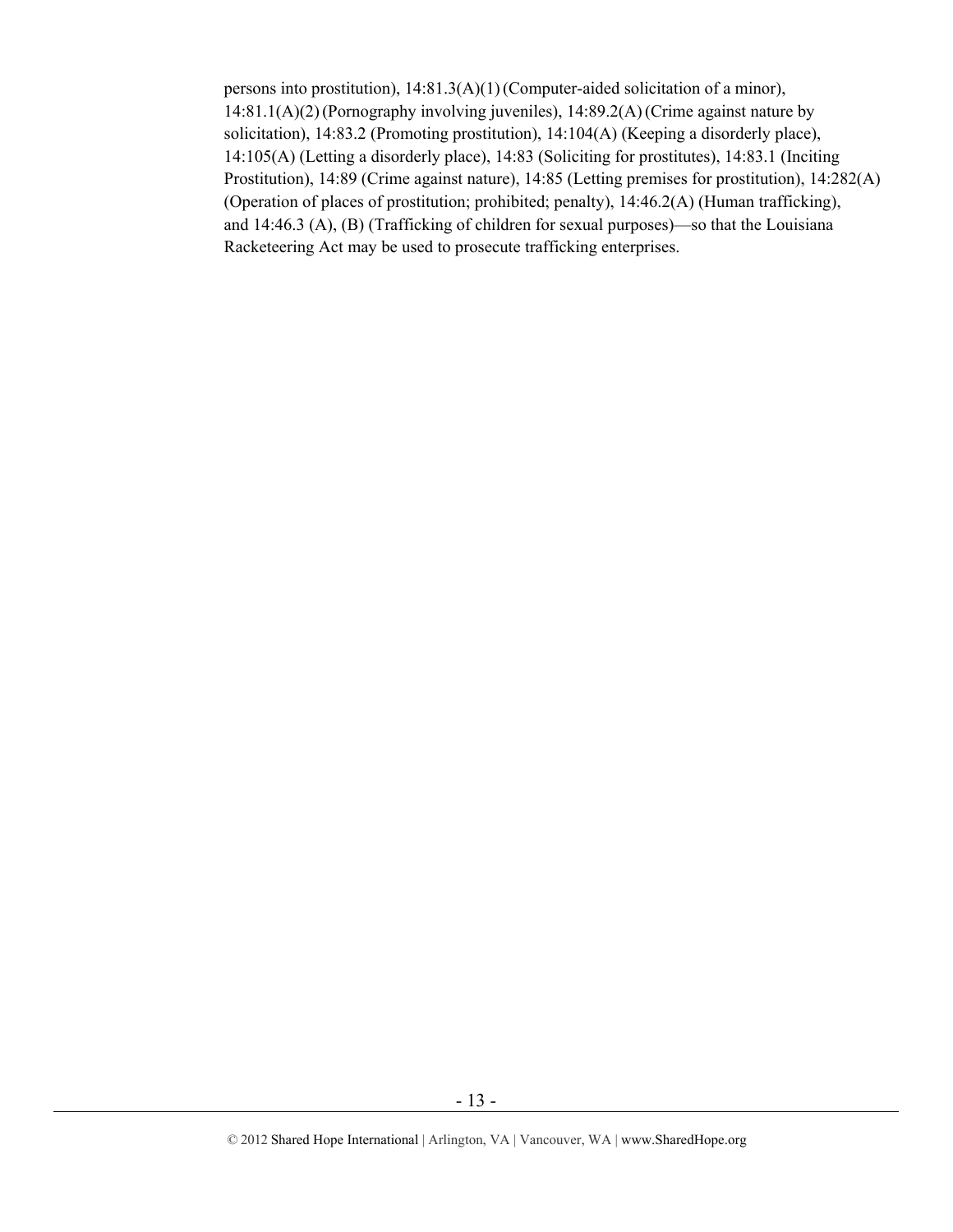persons into prostitution), 14:81.3(A)(1) (Computer-aided solicitation of a minor), 14:81.1(A)(2) (Pornography involving juveniles), 14:89.2(A) (Crime against nature by solicitation), 14:83.2 (Promoting prostitution), 14:104(A) (Keeping a disorderly place), 14:105(A) (Letting a disorderly place), 14:83 (Soliciting for prostitutes), 14:83.1 (Inciting Prostitution), 14:89 (Crime against nature), 14:85 (Letting premises for prostitution), 14:282(A) (Operation of places of prostitution; prohibited; penalty), 14:46.2(A) (Human trafficking), and 14:46.3 (A), (B) (Trafficking of children for sexual purposes)—so that the Louisiana Racketeering Act may be used to prosecute trafficking enterprises.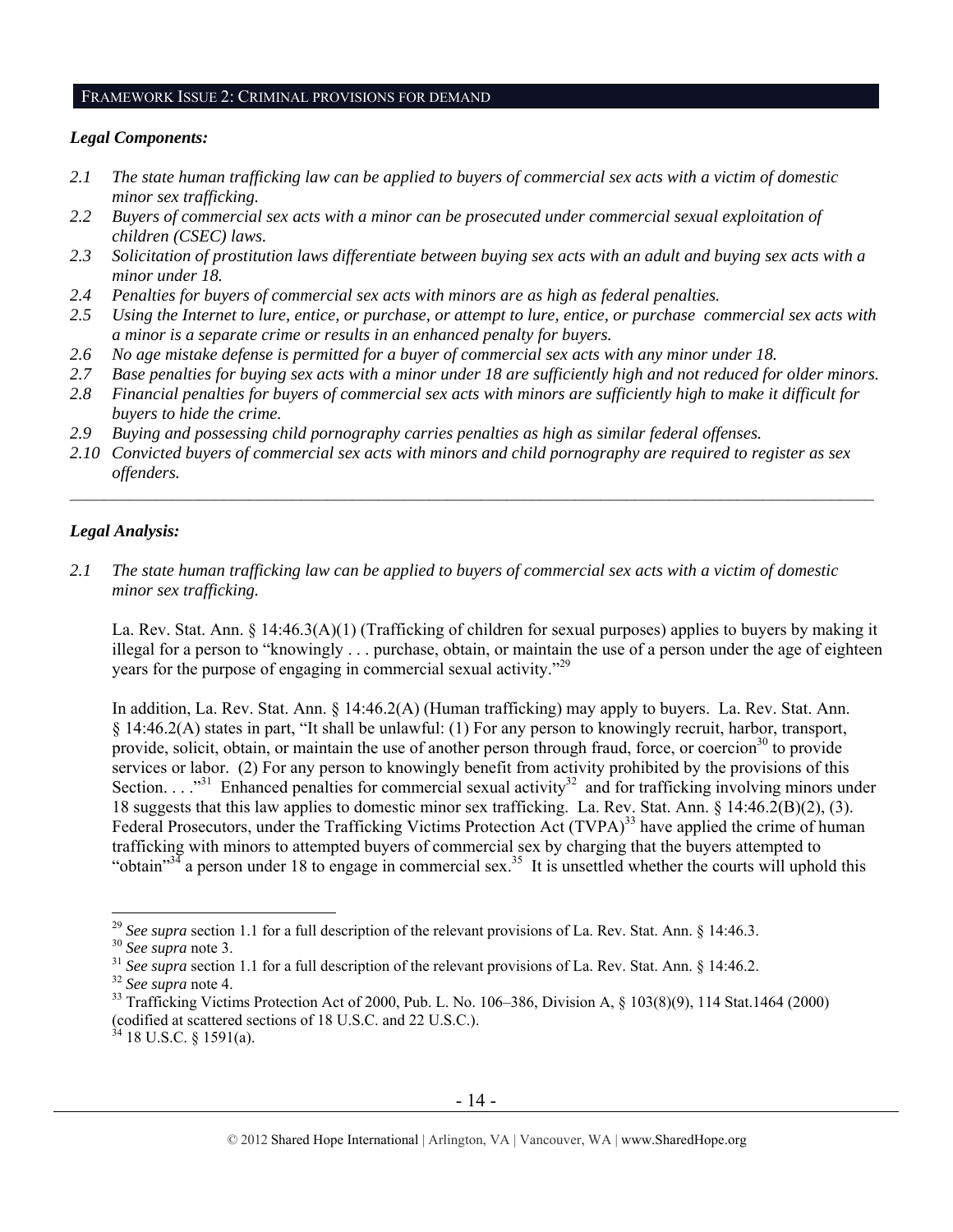## FRAMEWORK ISSUE 2: CRIMINAL PROVISIONS FOR DEMAND

### *Legal Components:*

*2.1 The state human trafficking law can be applied to buyers of commercial sex acts with a victim of domestic minor sex trafficking.*

*2.2 Buyers of commercial sex acts with a minor can be prosecuted under commercial sexual exploitation of children (CSEC) laws.*

*2.3 Solicitation of prostitution laws differentiate between buying sex acts with an adult and buying sex acts with a minor under 18.*

*2.4 Penalties for buyers of commercial sex acts with minors are as high as federal penalties.*

*2.5 Using the Internet to lure, entice, or purchase, or attempt to lure, entice, or purchase commercial sex acts with a minor is a separate crime or results in an enhanced penalty for buyers.*

*2.6 No age mistake defense is permitted for a buyer of commercial sex acts with any minor under 18.*

*2.7 Base penalties for buying sex acts with a minor under 18 are sufficiently high and not reduced for older minors.*

*2.8 Financial penalties for buyers of commercial sex acts with minors are sufficiently high to make it difficult for buyers to hide the crime.*

*2.9 Buying and possessing child pornography carries penalties as high as similar federal offenses.*

*2.10 Convicted buyers of commercial sex acts with minors and child pornography are required to register as sex offenders.*

---

### *Legal Analysis:*

*2.1 The state human trafficking law can be applied to buyers of commercial sex acts with a victim of domestic minor sex trafficking.*

La. Rev. Stat. Ann. § 14:46.3(A)(1) (Trafficking of children for sexual purposes) applies to buyers by making it illegal for a person to "knowingly . . . purchase, obtain, or maintain the use of a person under the age of eighteen years for the purpose of engaging in commercial sexual activity."[29]

In addition, La. Rev. Stat. Ann. § 14:46.2(A) (Human trafficking) may apply to buyers. La. Rev. Stat. Ann. § 14:46.2(A) states in part, "It shall be unlawful: (1) For any person to knowingly recruit, harbor, transport, provide, solicit, obtain, or maintain the use of another person through fraud, force, or coercion[30] to provide services or labor. (2) For any person to knowingly benefit from activity prohibited by the provisions of this Section. . . ."[31] Enhanced penalties for commercial sexual activity[32] and for trafficking involving minors under 18 suggests that this law applies to domestic minor sex trafficking. La. Rev. Stat. Ann. § 14:46.2(B)(2), (3). Federal Prosecutors, under the Trafficking Victims Protection Act (TVPA)[33] have applied the crime of human trafficking with minors to attempted buyers of commercial sex by charging that the buyers attempted to "obtain"[34] a person under 18 to engage in commercial sex.[35] It is unsettled whether the courts will uphold this

---

[29] *See supra* section 1.1 for a full description of the relevant provisions of La. Rev. Stat. Ann. § 14:46.3.

[30] *See supra* note 3.

[31] *See supra* section 1.1 for a full description of the relevant provisions of La. Rev. Stat. Ann. § 14:46.2.

[32] *See supra* note 4.

[33] Trafficking Victims Protection Act of 2000, Pub. L. No. 106–386, Division A, § 103(8)(9), 114 Stat.1464 (2000) (codified at scattered sections of 18 U.S.C. and 22 U.S.C.).

[34] 18 U.S.C. § 1591(a).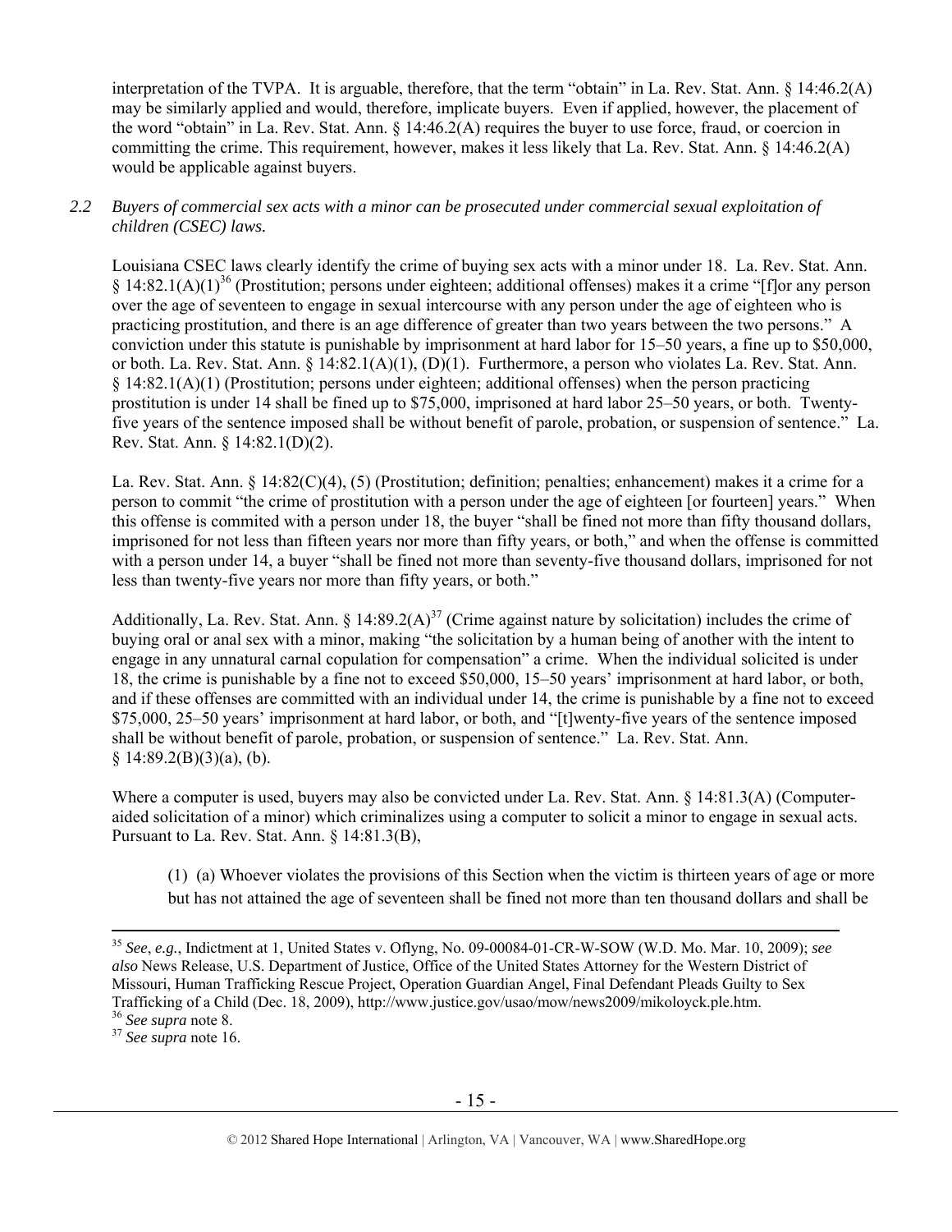interpretation of the TVPA. It is arguable, therefore, that the term "obtain" in La. Rev. Stat. Ann. § 14:46.2(A) may be similarly applied and would, therefore, implicate buyers. Even if applied, however, the placement of the word "obtain" in La. Rev. Stat. Ann. § 14:46.2(A) requires the buyer to use force, fraud, or coercion in committing the crime. This requirement, however, makes it less likely that La. Rev. Stat. Ann. § 14:46.2(A) would be applicable against buyers.

*2.2 Buyers of commercial sex acts with a minor can be prosecuted under commercial sexual exploitation of children (CSEC) laws.*

Louisiana CSEC laws clearly identify the crime of buying sex acts with a minor under 18. La. Rev. Stat. Ann. § 14:82.1(A)(1)[36] (Prostitution; persons under eighteen; additional offenses) makes it a crime "[f]or any person over the age of seventeen to engage in sexual intercourse with any person under the age of eighteen who is practicing prostitution, and there is an age difference of greater than two years between the two persons." A conviction under this statute is punishable by imprisonment at hard labor for 15–50 years, a fine up to $50,000, or both. La. Rev. Stat. Ann. § 14:82.1(A)(1), (D)(1). Furthermore, a person who violates La. Rev. Stat. Ann. § 14:82.1(A)(1) (Prostitution; persons under eighteen; additional offenses) when the person practicing prostitution is under 14 shall be fined up to $75,000, imprisoned at hard labor 25–50 years, or both. Twenty-five years of the sentence imposed shall be without benefit of parole, probation, or suspension of sentence." La. Rev. Stat. Ann. § 14:82.1(D)(2).

La. Rev. Stat. Ann. § 14:82(C)(4), (5) (Prostitution; definition; penalties; enhancement) makes it a crime for a person to commit "the crime of prostitution with a person under the age of eighteen [or fourteen] years." When this offense is commited with a person under 18, the buyer "shall be fined not more than fifty thousand dollars, imprisoned for not less than fifteen years nor more than fifty years, or both," and when the offense is committed with a person under 14, a buyer "shall be fined not more than seventy-five thousand dollars, imprisoned for not less than twenty-five years nor more than fifty years, or both."

Additionally, La. Rev. Stat. Ann. § 14:89.2(A)[37] (Crime against nature by solicitation) includes the crime of buying oral or anal sex with a minor, making "the solicitation by a human being of another with the intent to engage in any unnatural carnal copulation for compensation" a crime. When the individual solicited is under 18, the crime is punishable by a fine not to exceed $50,000, 15–50 years' imprisonment at hard labor, or both, and if these offenses are committed with an individual under 14, the crime is punishable by a fine not to exceed $75,000, 25–50 years' imprisonment at hard labor, or both, and "[t]wenty-five years of the sentence imposed shall be without benefit of parole, probation, or suspension of sentence." La. Rev. Stat. Ann. § 14:89.2(B)(3)(a), (b).

Where a computer is used, buyers may also be convicted under La. Rev. Stat. Ann. § 14:81.3(A) (Computer-aided solicitation of a minor) which criminalizes using a computer to solicit a minor to engage in sexual acts. Pursuant to La. Rev. Stat. Ann. § 14:81.3(B),

> (1) (a) Whoever violates the provisions of this Section when the victim is thirteen years of age or more but has not attained the age of seventeen shall be fined not more than ten thousand dollars and shall be

---

[35] *See*, *e.g.*, Indictment at 1, United States v. Oflyng, No. 09-00084-01-CR-W-SOW (W.D. Mo. Mar. 10, 2009); *see also* News Release, U.S. Department of Justice, Office of the United States Attorney for the Western District of Missouri, Human Trafficking Rescue Project, Operation Guardian Angel, Final Defendant Pleads Guilty to Sex Trafficking of a Child (Dec. 18, 2009), http://www.justice.gov/usao/mow/news2009/mikoloyck.ple.htm.

[36] *See supra* note 8.

[37] *See supra* note 16.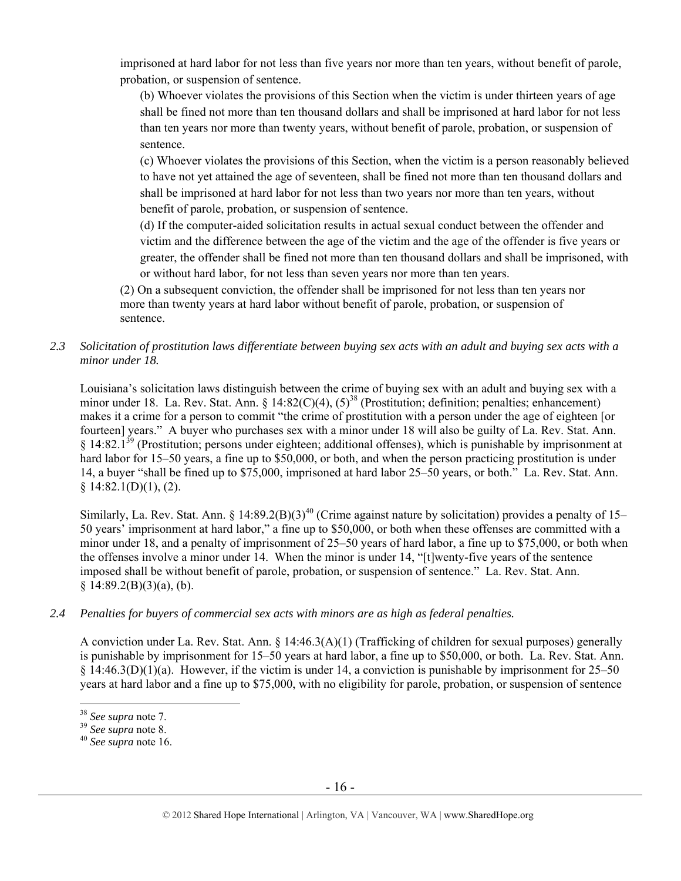imprisoned at hard labor for not less than five years nor more than ten years, without benefit of parole, probation, or suspension of sentence.

> (b) Whoever violates the provisions of this Section when the victim is under thirteen years of age shall be fined not more than ten thousand dollars and shall be imprisoned at hard labor for not less than ten years nor more than twenty years, without benefit of parole, probation, or suspension of sentence.
>
> (c) Whoever violates the provisions of this Section, when the victim is a person reasonably believed to have not yet attained the age of seventeen, shall be fined not more than ten thousand dollars and shall be imprisoned at hard labor for not less than two years nor more than ten years, without benefit of parole, probation, or suspension of sentence.
>
> (d) If the computer-aided solicitation results in actual sexual conduct between the offender and victim and the difference between the age of the victim and the age of the offender is five years or greater, the offender shall be fined not more than ten thousand dollars and shall be imprisoned, with or without hard labor, for not less than seven years nor more than ten years.

(2) On a subsequent conviction, the offender shall be imprisoned for not less than ten years nor more than twenty years at hard labor without benefit of parole, probation, or suspension of sentence.

*2.3 Solicitation of prostitution laws differentiate between buying sex acts with an adult and buying sex acts with a minor under 18.*

Louisiana's solicitation laws distinguish between the crime of buying sex with an adult and buying sex with a minor under 18. La. Rev. Stat. Ann. § 14:82(C)(4), (5)[38] (Prostitution; definition; penalties; enhancement) makes it a crime for a person to commit "the crime of prostitution with a person under the age of eighteen [or fourteen] years." A buyer who purchases sex with a minor under 18 will also be guilty of La. Rev. Stat. Ann. § 14:82.1[39] (Prostitution; persons under eighteen; additional offenses), which is punishable by imprisonment at hard labor for 15–50 years, a fine up to $50,000, or both, and when the person practicing prostitution is under 14, a buyer "shall be fined up to $75,000, imprisoned at hard labor 25–50 years, or both." La. Rev. Stat. Ann. § 14:82.1(D)(1), (2).

Similarly, La. Rev. Stat. Ann. § 14:89.2(B)(3)[40] (Crime against nature by solicitation) provides a penalty of 15–50 years' imprisonment at hard labor," a fine up to $50,000, or both when these offenses are committed with a minor under 18, and a penalty of imprisonment of 25–50 years of hard labor, a fine up to $75,000, or both when the offenses involve a minor under 14. When the minor is under 14, "[t]wenty-five years of the sentence imposed shall be without benefit of parole, probation, or suspension of sentence." La. Rev. Stat. Ann. § 14:89.2(B)(3)(a), (b).

*2.4 Penalties for buyers of commercial sex acts with minors are as high as federal penalties.*

A conviction under La. Rev. Stat. Ann. § 14:46.3(A)(1) (Trafficking of children for sexual purposes) generally is punishable by imprisonment for 15–50 years at hard labor, a fine up to $50,000, or both. La. Rev. Stat. Ann. § 14:46.3(D)(1)(a). However, if the victim is under 14, a conviction is punishable by imprisonment for 25–50 years at hard labor and a fine up to $75,000, with no eligibility for parole, probation, or suspension of sentence

[38] *See supra* note 7.
[39] *See supra* note 8.
[40] *See supra* note 16.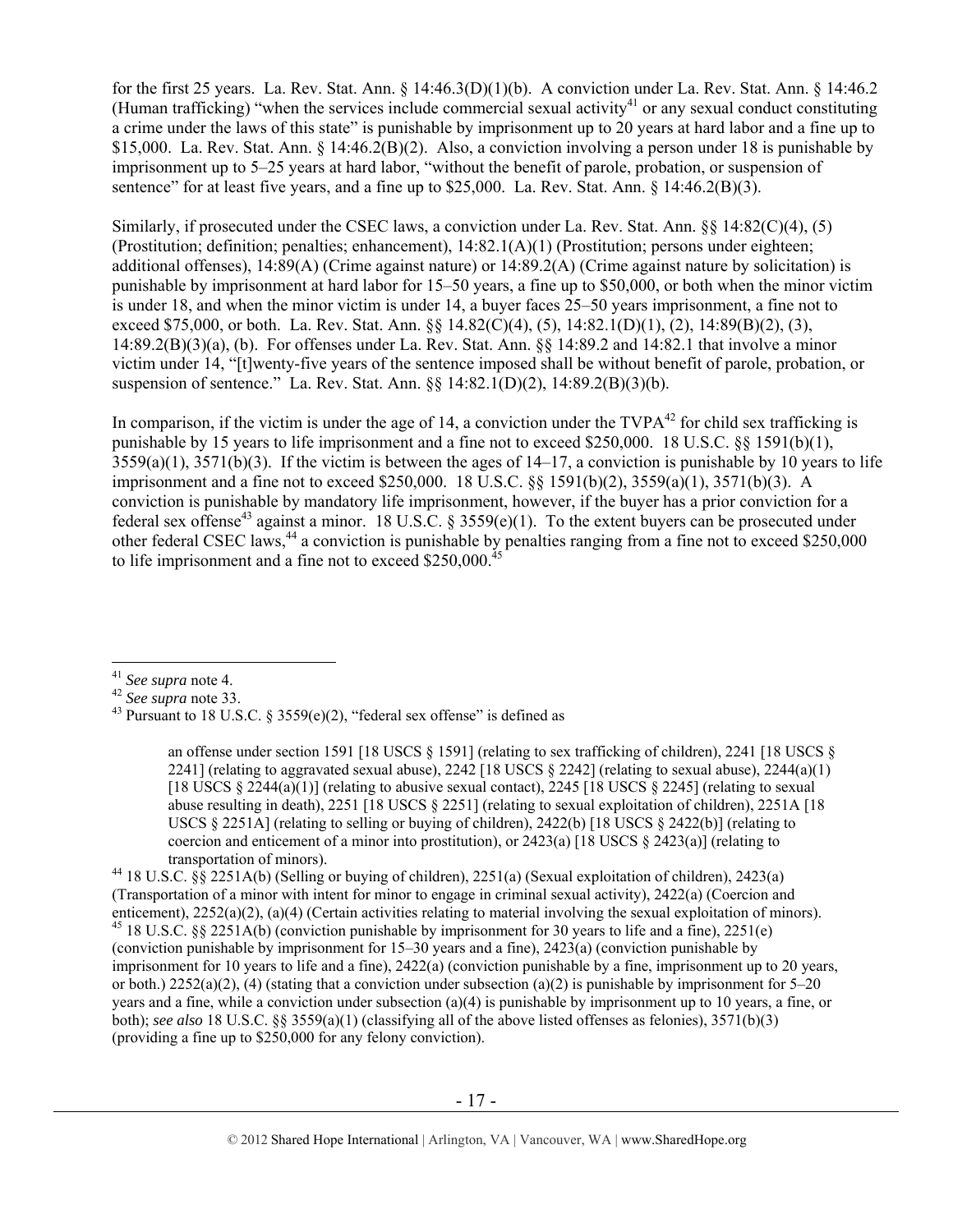for the first 25 years. La. Rev. Stat. Ann. § 14:46.3(D)(1)(b). A conviction under La. Rev. Stat. Ann. § 14:46.2 (Human trafficking) "when the services include commercial sexual activity[41] or any sexual conduct constituting a crime under the laws of this state" is punishable by imprisonment up to 20 years at hard labor and a fine up to $15,000. La. Rev. Stat. Ann. § 14:46.2(B)(2). Also, a conviction involving a person under 18 is punishable by imprisonment up to 5–25 years at hard labor, "without the benefit of parole, probation, or suspension of sentence" for at least five years, and a fine up to $25,000. La. Rev. Stat. Ann. § 14:46.2(B)(3).

Similarly, if prosecuted under the CSEC laws, a conviction under La. Rev. Stat. Ann. §§ 14:82(C)(4), (5) (Prostitution; definition; penalties; enhancement), 14:82.1(A)(1) (Prostitution; persons under eighteen; additional offenses), 14:89(A) (Crime against nature) or 14:89.2(A) (Crime against nature by solicitation) is punishable by imprisonment at hard labor for 15–50 years, a fine up to $50,000, or both when the minor victim is under 18, and when the minor victim is under 14, a buyer faces 25–50 years imprisonment, a fine not to exceed $75,000, or both. La. Rev. Stat. Ann. §§ 14.82(C)(4), (5), 14:82.1(D)(1), (2), 14:89(B)(2), (3), 14:89.2(B)(3)(a), (b). For offenses under La. Rev. Stat. Ann. §§ 14:89.2 and 14:82.1 that involve a minor victim under 14, "[t]wenty-five years of the sentence imposed shall be without benefit of parole, probation, or suspension of sentence." La. Rev. Stat. Ann. §§ 14:82.1(D)(2), 14:89.2(B)(3)(b).

In comparison, if the victim is under the age of 14, a conviction under the TVPA[42] for child sex trafficking is punishable by 15 years to life imprisonment and a fine not to exceed $250,000. 18 U.S.C. §§ 1591(b)(1), 3559(a)(1), 3571(b)(3). If the victim is between the ages of 14–17, a conviction is punishable by 10 years to life imprisonment and a fine not to exceed $250,000. 18 U.S.C. §§ 1591(b)(2), 3559(a)(1), 3571(b)(3). A conviction is punishable by mandatory life imprisonment, however, if the buyer has a prior conviction for a federal sex offense[43] against a minor. 18 U.S.C. § 3559(e)(1). To the extent buyers can be prosecuted under other federal CSEC laws,[44] a conviction is punishable by penalties ranging from a fine not to exceed $250,000 to life imprisonment and a fine not to exceed $250,000.[45]

---

[41] *See supra* note 4.

[42] *See supra* note 33.

[43] Pursuant to 18 U.S.C. § 3559(e)(2), "federal sex offense" is defined as

> an offense under section 1591 [18 USCS § 1591] (relating to sex trafficking of children), 2241 [18 USCS § 2241] (relating to aggravated sexual abuse), 2242 [18 USCS § 2242] (relating to sexual abuse), 2244(a)(1) [18 USCS § 2244(a)(1)] (relating to abusive sexual contact), 2245 [18 USCS § 2245] (relating to sexual abuse resulting in death), 2251 [18 USCS § 2251] (relating to sexual exploitation of children), 2251A [18 USCS § 2251A] (relating to selling or buying of children), 2422(b) [18 USCS § 2422(b)] (relating to coercion and enticement of a minor into prostitution), or 2423(a) [18 USCS § 2423(a)] (relating to transportation of minors).

[44] 18 U.S.C. §§ 2251A(b) (Selling or buying of children), 2251(a) (Sexual exploitation of children), 2423(a) (Transportation of a minor with intent for minor to engage in criminal sexual activity), 2422(a) (Coercion and enticement), 2252(a)(2), (a)(4) (Certain activities relating to material involving the sexual exploitation of minors).

[45] 18 U.S.C. §§ 2251A(b) (conviction punishable by imprisonment for 30 years to life and a fine), 2251(e) (conviction punishable by imprisonment for 15–30 years and a fine), 2423(a) (conviction punishable by imprisonment for 10 years to life and a fine), 2422(a) (conviction punishable by a fine, imprisonment up to 20 years, or both.) 2252(a)(2), (4) (stating that a conviction under subsection (a)(2) is punishable by imprisonment for 5–20 years and a fine, while a conviction under subsection (a)(4) is punishable by imprisonment up to 10 years, a fine, or both); *see also* 18 U.S.C. §§ 3559(a)(1) (classifying all of the above listed offenses as felonies), 3571(b)(3) (providing a fine up to $250,000 for any felony conviction).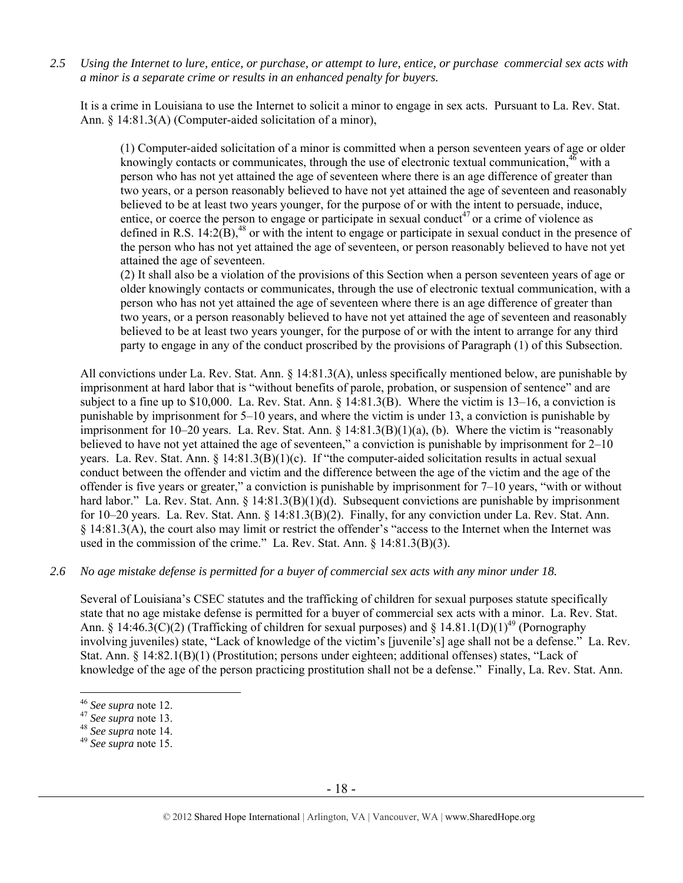*2.5 Using the Internet to lure, entice, or purchase, or attempt to lure, entice, or purchase commercial sex acts with a minor is a separate crime or results in an enhanced penalty for buyers.*

It is a crime in Louisiana to use the Internet to solicit a minor to engage in sex acts. Pursuant to La. Rev. Stat. Ann. § 14:81.3(A) (Computer-aided solicitation of a minor),

> (1) Computer-aided solicitation of a minor is committed when a person seventeen years of age or older knowingly contacts or communicates, through the use of electronic textual communication,[46] with a person who has not yet attained the age of seventeen where there is an age difference of greater than two years, or a person reasonably believed to have not yet attained the age of seventeen and reasonably believed to be at least two years younger, for the purpose of or with the intent to persuade, induce, entice, or coerce the person to engage or participate in sexual conduct[47] or a crime of violence as defined in R.S. 14:2(B),[48] or with the intent to engage or participate in sexual conduct in the presence of the person who has not yet attained the age of seventeen, or person reasonably believed to have not yet attained the age of seventeen.
>
> (2) It shall also be a violation of the provisions of this Section when a person seventeen years of age or older knowingly contacts or communicates, through the use of electronic textual communication, with a person who has not yet attained the age of seventeen where there is an age difference of greater than two years, or a person reasonably believed to have not yet attained the age of seventeen and reasonably believed to be at least two years younger, for the purpose of or with the intent to arrange for any third party to engage in any of the conduct proscribed by the provisions of Paragraph (1) of this Subsection.

All convictions under La. Rev. Stat. Ann. § 14:81.3(A), unless specifically mentioned below, are punishable by imprisonment at hard labor that is "without benefits of parole, probation, or suspension of sentence" and are subject to a fine up to $10,000. La. Rev. Stat. Ann. § 14:81.3(B). Where the victim is 13–16, a conviction is punishable by imprisonment for 5–10 years, and where the victim is under 13, a conviction is punishable by imprisonment for 10–20 years. La. Rev. Stat. Ann. § 14:81.3(B)(1)(a), (b). Where the victim is "reasonably believed to have not yet attained the age of seventeen," a conviction is punishable by imprisonment for 2–10 years. La. Rev. Stat. Ann. § 14:81.3(B)(1)(c). If "the computer-aided solicitation results in actual sexual conduct between the offender and victim and the difference between the age of the victim and the age of the offender is five years or greater," a conviction is punishable by imprisonment for 7–10 years, "with or without hard labor." La. Rev. Stat. Ann. § 14:81.3(B)(1)(d). Subsequent convictions are punishable by imprisonment for 10–20 years. La. Rev. Stat. Ann. § 14:81.3(B)(2). Finally, for any conviction under La. Rev. Stat. Ann. § 14:81.3(A), the court also may limit or restrict the offender's "access to the Internet when the Internet was used in the commission of the crime." La. Rev. Stat. Ann. § 14:81.3(B)(3).

*2.6 No age mistake defense is permitted for a buyer of commercial sex acts with any minor under 18.*

Several of Louisiana's CSEC statutes and the trafficking of children for sexual purposes statute specifically state that no age mistake defense is permitted for a buyer of commercial sex acts with a minor. La. Rev. Stat. Ann. § 14:46.3(C)(2) (Trafficking of children for sexual purposes) and § 14.81.1(D)(1)[49] (Pornography involving juveniles) state, "Lack of knowledge of the victim's [juvenile's] age shall not be a defense." La. Rev. Stat. Ann. § 14:82.1(B)(1) (Prostitution; persons under eighteen; additional offenses) states, "Lack of knowledge of the age of the person practicing prostitution shall not be a defense." Finally, La. Rev. Stat. Ann.

---

[46] *See supra* note 12.
[47] *See supra* note 13.
[48] *See supra* note 14.
[49] *See supra* note 15.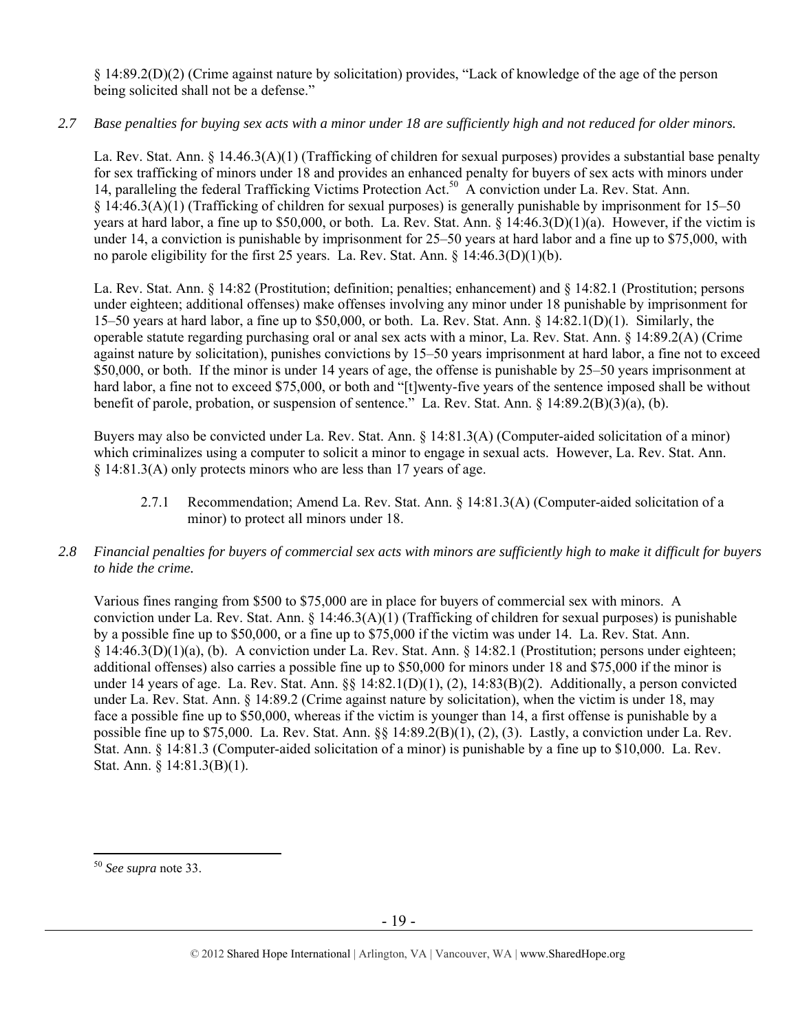§ 14:89.2(D)(2) (Crime against nature by solicitation) provides, "Lack of knowledge of the age of the person being solicited shall not be a defense."

*2.7 Base penalties for buying sex acts with a minor under 18 are sufficiently high and not reduced for older minors.*

La. Rev. Stat. Ann. § 14.46.3(A)(1) (Trafficking of children for sexual purposes) provides a substantial base penalty for sex trafficking of minors under 18 and provides an enhanced penalty for buyers of sex acts with minors under 14, paralleling the federal Trafficking Victims Protection Act.[50] A conviction under La. Rev. Stat. Ann. § 14:46.3(A)(1) (Trafficking of children for sexual purposes) is generally punishable by imprisonment for 15–50 years at hard labor, a fine up to $50,000, or both. La. Rev. Stat. Ann. § 14:46.3(D)(1)(a). However, if the victim is under 14, a conviction is punishable by imprisonment for 25–50 years at hard labor and a fine up to $75,000, with no parole eligibility for the first 25 years. La. Rev. Stat. Ann. § 14:46.3(D)(1)(b).

La. Rev. Stat. Ann. § 14:82 (Prostitution; definition; penalties; enhancement) and § 14:82.1 (Prostitution; persons under eighteen; additional offenses) make offenses involving any minor under 18 punishable by imprisonment for 15–50 years at hard labor, a fine up to $50,000, or both. La. Rev. Stat. Ann. § 14:82.1(D)(1). Similarly, the operable statute regarding purchasing oral or anal sex acts with a minor, La. Rev. Stat. Ann. § 14:89.2(A) (Crime against nature by solicitation), punishes convictions by 15–50 years imprisonment at hard labor, a fine not to exceed $50,000, or both. If the minor is under 14 years of age, the offense is punishable by 25–50 years imprisonment at hard labor, a fine not to exceed $75,000, or both and "[t]wenty-five years of the sentence imposed shall be without benefit of parole, probation, or suspension of sentence." La. Rev. Stat. Ann. § 14:89.2(B)(3)(a), (b).

Buyers may also be convicted under La. Rev. Stat. Ann. § 14:81.3(A) (Computer-aided solicitation of a minor) which criminalizes using a computer to solicit a minor to engage in sexual acts. However, La. Rev. Stat. Ann. § 14:81.3(A) only protects minors who are less than 17 years of age.

2.7.1 Recommendation; Amend La. Rev. Stat. Ann. § 14:81.3(A) (Computer-aided solicitation of a minor) to protect all minors under 18.

*2.8 Financial penalties for buyers of commercial sex acts with minors are sufficiently high to make it difficult for buyers to hide the crime.*

Various fines ranging from $500 to $75,000 are in place for buyers of commercial sex with minors. A conviction under La. Rev. Stat. Ann. § 14:46.3(A)(1) (Trafficking of children for sexual purposes) is punishable by a possible fine up to $50,000, or a fine up to $75,000 if the victim was under 14. La. Rev. Stat. Ann. § 14:46.3(D)(1)(a), (b). A conviction under La. Rev. Stat. Ann. § 14:82.1 (Prostitution; persons under eighteen; additional offenses) also carries a possible fine up to $50,000 for minors under 18 and $75,000 if the minor is under 14 years of age. La. Rev. Stat. Ann. §§ 14:82.1(D)(1), (2), 14:83(B)(2). Additionally, a person convicted under La. Rev. Stat. Ann. § 14:89.2 (Crime against nature by solicitation), when the victim is under 18, may face a possible fine up to $50,000, whereas if the victim is younger than 14, a first offense is punishable by a possible fine up to $75,000. La. Rev. Stat. Ann. §§ 14:89.2(B)(1), (2), (3). Lastly, a conviction under La. Rev. Stat. Ann. § 14:81.3 (Computer-aided solicitation of a minor) is punishable by a fine up to $10,000. La. Rev. Stat. Ann. § 14:81.3(B)(1).

---

[50] *See supra* note 33.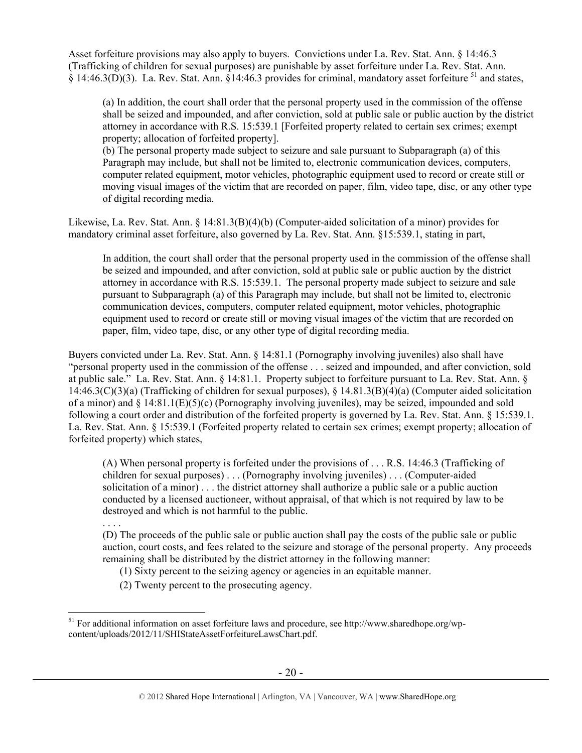Asset forfeiture provisions may also apply to buyers. Convictions under La. Rev. Stat. Ann. § 14:46.3 (Trafficking of children for sexual purposes) are punishable by asset forfeiture under La. Rev. Stat. Ann. § 14:46.3(D)(3). La. Rev. Stat. Ann. §14:46.3 provides for criminal, mandatory asset forfeiture [51] and states,

> (a) In addition, the court shall order that the personal property used in the commission of the offense shall be seized and impounded, and after conviction, sold at public sale or public auction by the district attorney in accordance with R.S. 15:539.1 [Forfeited property related to certain sex crimes; exempt property; allocation of forfeited property].
> (b) The personal property made subject to seizure and sale pursuant to Subparagraph (a) of this Paragraph may include, but shall not be limited to, electronic communication devices, computers, computer related equipment, motor vehicles, photographic equipment used to record or create still or moving visual images of the victim that are recorded on paper, film, video tape, disc, or any other type of digital recording media.

Likewise, La. Rev. Stat. Ann. § 14:81.3(B)(4)(b) (Computer-aided solicitation of a minor) provides for mandatory criminal asset forfeiture, also governed by La. Rev. Stat. Ann. §15:539.1, stating in part,

> In addition, the court shall order that the personal property used in the commission of the offense shall be seized and impounded, and after conviction, sold at public sale or public auction by the district attorney in accordance with R.S. 15:539.1. The personal property made subject to seizure and sale pursuant to Subparagraph (a) of this Paragraph may include, but shall not be limited to, electronic communication devices, computers, computer related equipment, motor vehicles, photographic equipment used to record or create still or moving visual images of the victim that are recorded on paper, film, video tape, disc, or any other type of digital recording media.

Buyers convicted under La. Rev. Stat. Ann. § 14:81.1 (Pornography involving juveniles) also shall have "personal property used in the commission of the offense . . . seized and impounded, and after conviction, sold at public sale." La. Rev. Stat. Ann. § 14:81.1. Property subject to forfeiture pursuant to La. Rev. Stat. Ann. § 14:46.3(C)(3)(a) (Trafficking of children for sexual purposes), § 14.81.3(B)(4)(a) (Computer aided solicitation of a minor) and § 14:81.1(E)(5)(c) (Pornography involving juveniles), may be seized, impounded and sold following a court order and distribution of the forfeited property is governed by La. Rev. Stat. Ann. § 15:539.1. La. Rev. Stat. Ann. § 15:539.1 (Forfeited property related to certain sex crimes; exempt property; allocation of forfeited property) which states,

> (A) When personal property is forfeited under the provisions of . . . R.S. 14:46.3 (Trafficking of children for sexual purposes) . . . (Pornography involving juveniles) . . . (Computer-aided solicitation of a minor) . . . the district attorney shall authorize a public sale or a public auction conducted by a licensed auctioneer, without appraisal, of that which is not required by law to be destroyed and which is not harmful to the public.
> . . . .
> (D) The proceeds of the public sale or public auction shall pay the costs of the public sale or public auction, court costs, and fees related to the seizure and storage of the personal property. Any proceeds remaining shall be distributed by the district attorney in the following manner:
> (1) Sixty percent to the seizing agency or agencies in an equitable manner.
> (2) Twenty percent to the prosecuting agency.

[51] For additional information on asset forfeiture laws and procedure, see http://www.sharedhope.org/wp-content/uploads/2012/11/SHIStateAssetForfeitureLawsChart.pdf.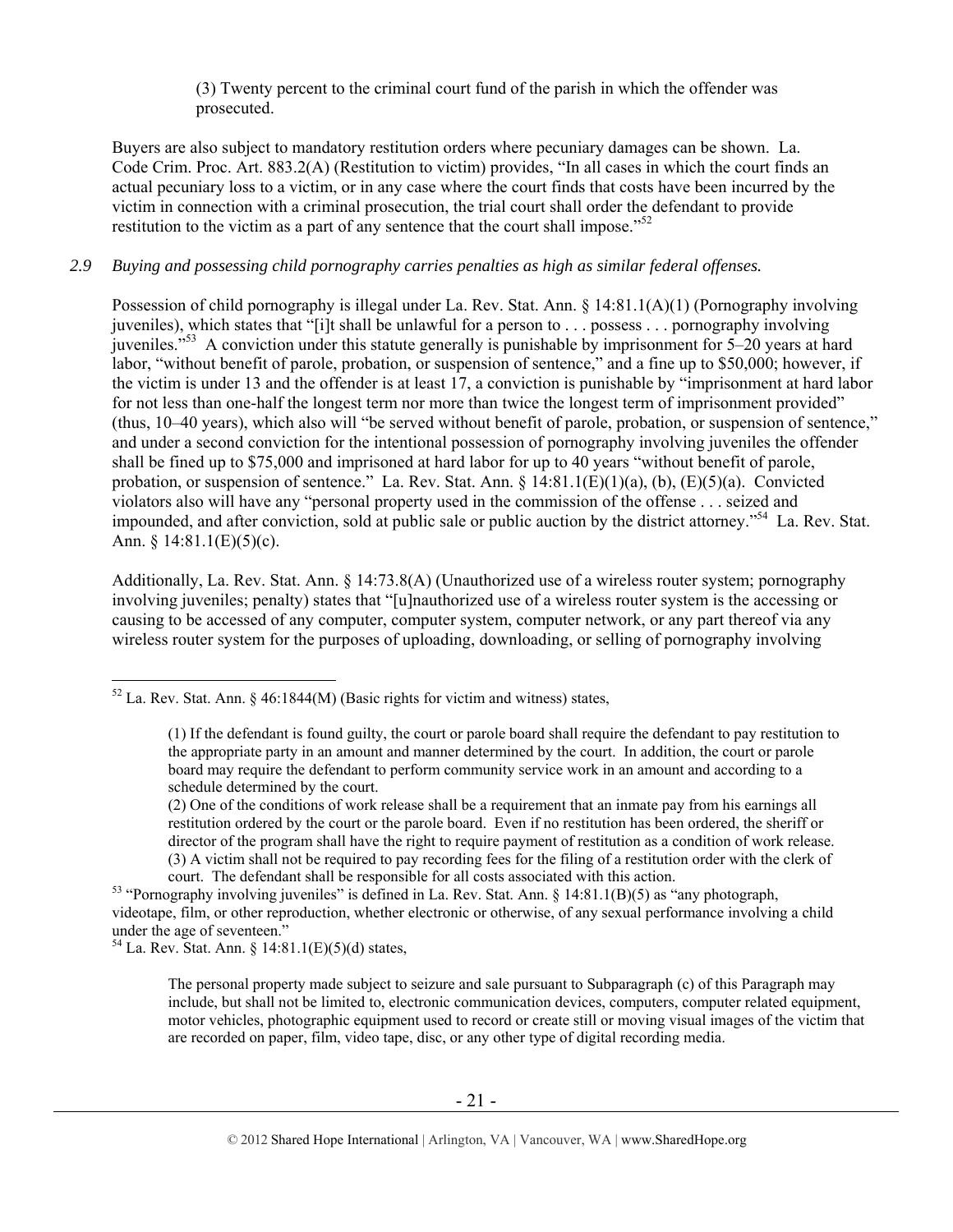(3) Twenty percent to the criminal court fund of the parish in which the offender was prosecuted.

Buyers are also subject to mandatory restitution orders where pecuniary damages can be shown. La. Code Crim. Proc. Art. 883.2(A) (Restitution to victim) provides, "In all cases in which the court finds an actual pecuniary loss to a victim, or in any case where the court finds that costs have been incurred by the victim in connection with a criminal prosecution, the trial court shall order the defendant to provide restitution to the victim as a part of any sentence that the court shall impose."[52]

### *2.9 Buying and possessing child pornography carries penalties as high as similar federal offenses.*

Possession of child pornography is illegal under La. Rev. Stat. Ann. § 14:81.1(A)(1) (Pornography involving juveniles), which states that "[i]t shall be unlawful for a person to . . . possess . . . pornography involving juveniles."[53] A conviction under this statute generally is punishable by imprisonment for 5–20 years at hard labor, "without benefit of parole, probation, or suspension of sentence," and a fine up to $50,000; however, if the victim is under 13 and the offender is at least 17, a conviction is punishable by "imprisonment at hard labor for not less than one-half the longest term nor more than twice the longest term of imprisonment provided" (thus, 10–40 years), which also will "be served without benefit of parole, probation, or suspension of sentence," and under a second conviction for the intentional possession of pornography involving juveniles the offender shall be fined up to $75,000 and imprisoned at hard labor for up to 40 years "without benefit of parole, probation, or suspension of sentence." La. Rev. Stat. Ann. § 14:81.1(E)(1)(a), (b), (E)(5)(a). Convicted violators also will have any "personal property used in the commission of the offense . . . seized and impounded, and after conviction, sold at public sale or public auction by the district attorney."[54] La. Rev. Stat. Ann. § 14:81.1(E)(5)(c).

Additionally, La. Rev. Stat. Ann. § 14:73.8(A) (Unauthorized use of a wireless router system; pornography involving juveniles; penalty) states that "[u]nauthorized use of a wireless router system is the accessing or causing to be accessed of any computer, computer system, computer network, or any part thereof via any wireless router system for the purposes of uploading, downloading, or selling of pornography involving

---

[52] La. Rev. Stat. Ann. § 46:1844(M) (Basic rights for victim and witness) states,

> (1) If the defendant is found guilty, the court or parole board shall require the defendant to pay restitution to the appropriate party in an amount and manner determined by the court. In addition, the court or parole board may require the defendant to perform community service work in an amount and according to a schedule determined by the court.
>
> (2) One of the conditions of work release shall be a requirement that an inmate pay from his earnings all restitution ordered by the court or the parole board. Even if no restitution has been ordered, the sheriff or director of the program shall have the right to require payment of restitution as a condition of work release.
>
> (3) A victim shall not be required to pay recording fees for the filing of a restitution order with the clerk of court. The defendant shall be responsible for all costs associated with this action.

[53] "Pornography involving juveniles" is defined in La. Rev. Stat. Ann. § 14:81.1(B)(5) as "any photograph, videotape, film, or other reproduction, whether electronic or otherwise, of any sexual performance involving a child under the age of seventeen."

[54] La. Rev. Stat. Ann. § 14:81.1(E)(5)(d) states,

> The personal property made subject to seizure and sale pursuant to Subparagraph (c) of this Paragraph may include, but shall not be limited to, electronic communication devices, computers, computer related equipment, motor vehicles, photographic equipment used to record or create still or moving visual images of the victim that are recorded on paper, film, video tape, disc, or any other type of digital recording media.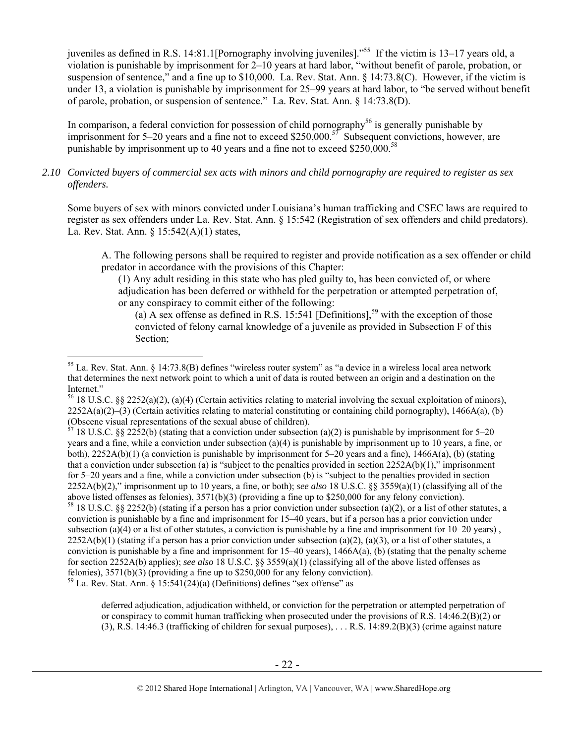juveniles as defined in R.S. 14:81.1[Pornography involving juveniles]."[55] If the victim is 13–17 years old, a violation is punishable by imprisonment for 2–10 years at hard labor, "without benefit of parole, probation, or suspension of sentence," and a fine up to $10,000. La. Rev. Stat. Ann. § 14:73.8(C). However, if the victim is under 13, a violation is punishable by imprisonment for 25–99 years at hard labor, to "be served without benefit of parole, probation, or suspension of sentence." La. Rev. Stat. Ann. § 14:73.8(D).

In comparison, a federal conviction for possession of child pornography[56] is generally punishable by imprisonment for 5–20 years and a fine not to exceed $250,000.[57] Subsequent convictions, however, are punishable by imprisonment up to 40 years and a fine not to exceed $250,000.[58]

*2.10 Convicted buyers of commercial sex acts with minors and child pornography are required to register as sex offenders.*

Some buyers of sex with minors convicted under Louisiana's human trafficking and CSEC laws are required to register as sex offenders under La. Rev. Stat. Ann. § 15:542 (Registration of sex offenders and child predators). La. Rev. Stat. Ann. § 15:542(A)(1) states,

> A. The following persons shall be required to register and provide notification as a sex offender or child predator in accordance with the provisions of this Chapter:
>
> (1) Any adult residing in this state who has pled guilty to, has been convicted of, or where adjudication has been deferred or withheld for the perpetration or attempted perpetration of, or any conspiracy to commit either of the following:
>
> (a) A sex offense as defined in R.S. 15:541 [Definitions],[59] with the exception of those convicted of felony carnal knowledge of a juvenile as provided in Subsection F of this Section;

---

[55] La. Rev. Stat. Ann. § 14:73.8(B) defines "wireless router system" as "a device in a wireless local area network that determines the next network point to which a unit of data is routed between an origin and a destination on the Internet."

[56] 18 U.S.C. §§ 2252(a)(2), (a)(4) (Certain activities relating to material involving the sexual exploitation of minors), 2252A(a)(2)–(3) (Certain activities relating to material constituting or containing child pornography), 1466A(a), (b) (Obscene visual representations of the sexual abuse of children).

[57] 18 U.S.C. §§ 2252(b) (stating that a conviction under subsection (a)(2) is punishable by imprisonment for 5–20 years and a fine, while a conviction under subsection (a)(4) is punishable by imprisonment up to 10 years, a fine, or both), 2252A(b)(1) (a conviction is punishable by imprisonment for 5–20 years and a fine), 1466A(a), (b) (stating that a conviction under subsection (a) is "subject to the penalties provided in section 2252A(b)(1)," imprisonment for 5–20 years and a fine, while a conviction under subsection (b) is "subject to the penalties provided in section 2252A(b)(2)," imprisonment up to 10 years, a fine, or both); *see also* 18 U.S.C. §§ 3559(a)(1) (classifying all of the above listed offenses as felonies), 3571(b)(3) (providing a fine up to $250,000 for any felony conviction).

[58] 18 U.S.C. §§ 2252(b) (stating if a person has a prior conviction under subsection (a)(2), or a list of other statutes, a conviction is punishable by a fine and imprisonment for 15–40 years, but if a person has a prior conviction under subsection (a)(4) or a list of other statutes, a conviction is punishable by a fine and imprisonment for 10–20 years) , 2252A(b)(1) (stating if a person has a prior conviction under subsection (a)(2), (a)(3), or a list of other statutes, a conviction is punishable by a fine and imprisonment for 15–40 years), 1466A(a), (b) (stating that the penalty scheme for section 2252A(b) applies); *see also* 18 U.S.C. §§ 3559(a)(1) (classifying all of the above listed offenses as felonies), 3571(b)(3) (providing a fine up to $250,000 for any felony conviction).

[59] La. Rev. Stat. Ann. § 15:541(24)(a) (Definitions) defines "sex offense" as

> deferred adjudication, adjudication withheld, or conviction for the perpetration or attempted perpetration of or conspiracy to commit human trafficking when prosecuted under the provisions of R.S. 14:46.2(B)(2) or (3), R.S. 14:46.3 (trafficking of children for sexual purposes), . . . R.S. 14:89.2(B)(3) (crime against nature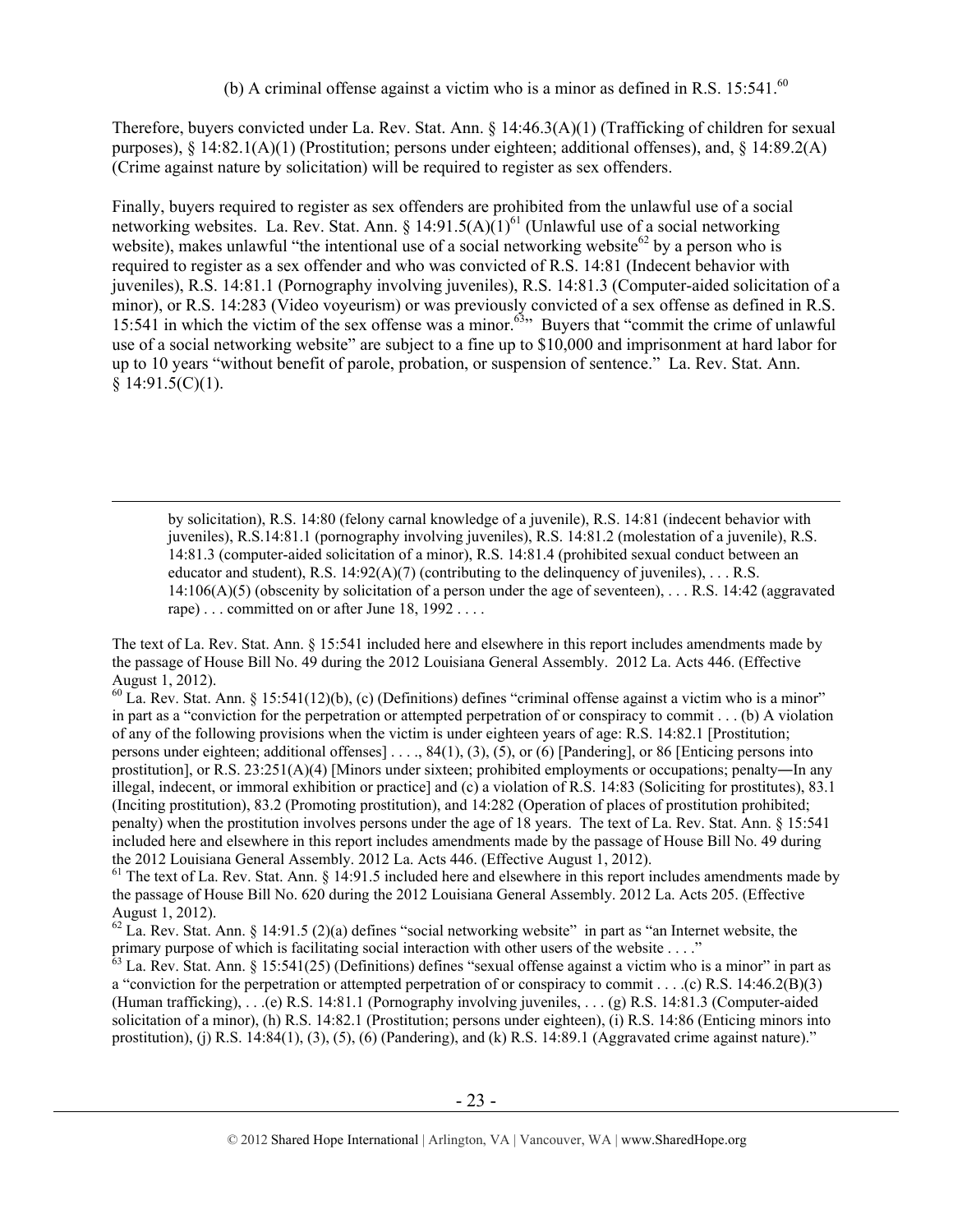(b) A criminal offense against a victim who is a minor as defined in R.S. 15:541.[60]

Therefore, buyers convicted under La. Rev. Stat. Ann. § 14:46.3(A)(1) (Trafficking of children for sexual purposes), § 14:82.1(A)(1) (Prostitution; persons under eighteen; additional offenses), and, § 14:89.2(A) (Crime against nature by solicitation) will be required to register as sex offenders.

Finally, buyers required to register as sex offenders are prohibited from the unlawful use of a social networking websites. La. Rev. Stat. Ann. § 14:91.5(A)(1)[61] (Unlawful use of a social networking website), makes unlawful "the intentional use of a social networking website[62] by a person who is required to register as a sex offender and who was convicted of R.S. 14:81 (Indecent behavior with juveniles), R.S. 14:81.1 (Pornography involving juveniles), R.S. 14:81.3 (Computer-aided solicitation of a minor), or R.S. 14:283 (Video voyeurism) or was previously convicted of a sex offense as defined in R.S. 15:541 in which the victim of the sex offense was a minor.[63]" Buyers that "commit the crime of unlawful use of a social networking website" are subject to a fine up to $10,000 and imprisonment at hard labor for up to 10 years "without benefit of parole, probation, or suspension of sentence." La. Rev. Stat. Ann. § 14:91.5(C)(1).

---

> by solicitation), R.S. 14:80 (felony carnal knowledge of a juvenile), R.S. 14:81 (indecent behavior with juveniles), R.S.14:81.1 (pornography involving juveniles), R.S. 14:81.2 (molestation of a juvenile), R.S. 14:81.3 (computer-aided solicitation of a minor), R.S. 14:81.4 (prohibited sexual conduct between an educator and student), R.S. 14:92(A)(7) (contributing to the delinquency of juveniles), . . . R.S. 14:106(A)(5) (obscenity by solicitation of a person under the age of seventeen), . . . R.S. 14:42 (aggravated rape) . . . committed on or after June 18, 1992 . . . .

The text of La. Rev. Stat. Ann. § 15:541 included here and elsewhere in this report includes amendments made by the passage of House Bill No. 49 during the 2012 Louisiana General Assembly. 2012 La. Acts 446. (Effective August 1, 2012).

[60] La. Rev. Stat. Ann. § 15:541(12)(b), (c) (Definitions) defines "criminal offense against a victim who is a minor" in part as a "conviction for the perpetration or attempted perpetration of or conspiracy to commit . . . (b) A violation of any of the following provisions when the victim is under eighteen years of age: R.S. 14:82.1 [Prostitution; persons under eighteen; additional offenses] . . . ., 84(1), (3), (5), or (6) [Pandering], or 86 [Enticing persons into prostitution], or R.S. 23:251(A)(4) [Minors under sixteen; prohibited employments or occupations; penalty―In any illegal, indecent, or immoral exhibition or practice] and (c) a violation of R.S. 14:83 (Soliciting for prostitutes), 83.1 (Inciting prostitution), 83.2 (Promoting prostitution), and 14:282 (Operation of places of prostitution prohibited; penalty) when the prostitution involves persons under the age of 18 years. The text of La. Rev. Stat. Ann. § 15:541 included here and elsewhere in this report includes amendments made by the passage of House Bill No. 49 during the 2012 Louisiana General Assembly. 2012 La. Acts 446. (Effective August 1, 2012).

[61] The text of La. Rev. Stat. Ann. § 14:91.5 included here and elsewhere in this report includes amendments made by the passage of House Bill No. 620 during the 2012 Louisiana General Assembly. 2012 La. Acts 205. (Effective August 1, 2012).

[62] La. Rev. Stat. Ann. § 14:91.5 (2)(a) defines "social networking website" in part as "an Internet website, the primary purpose of which is facilitating social interaction with other users of the website . . . ."

[63] La. Rev. Stat. Ann. § 15:541(25) (Definitions) defines "sexual offense against a victim who is a minor" in part as a "conviction for the perpetration or attempted perpetration of or conspiracy to commit . . . .(c) R.S. 14:46.2(B)(3) (Human trafficking), . . .(e) R.S. 14:81.1 (Pornography involving juveniles, . . . (g) R.S. 14:81.3 (Computer-aided solicitation of a minor), (h) R.S. 14:82.1 (Prostitution; persons under eighteen), (i) R.S. 14:86 (Enticing minors into prostitution), (j) R.S. 14:84(1), (3), (5), (6) (Pandering), and (k) R.S. 14:89.1 (Aggravated crime against nature)."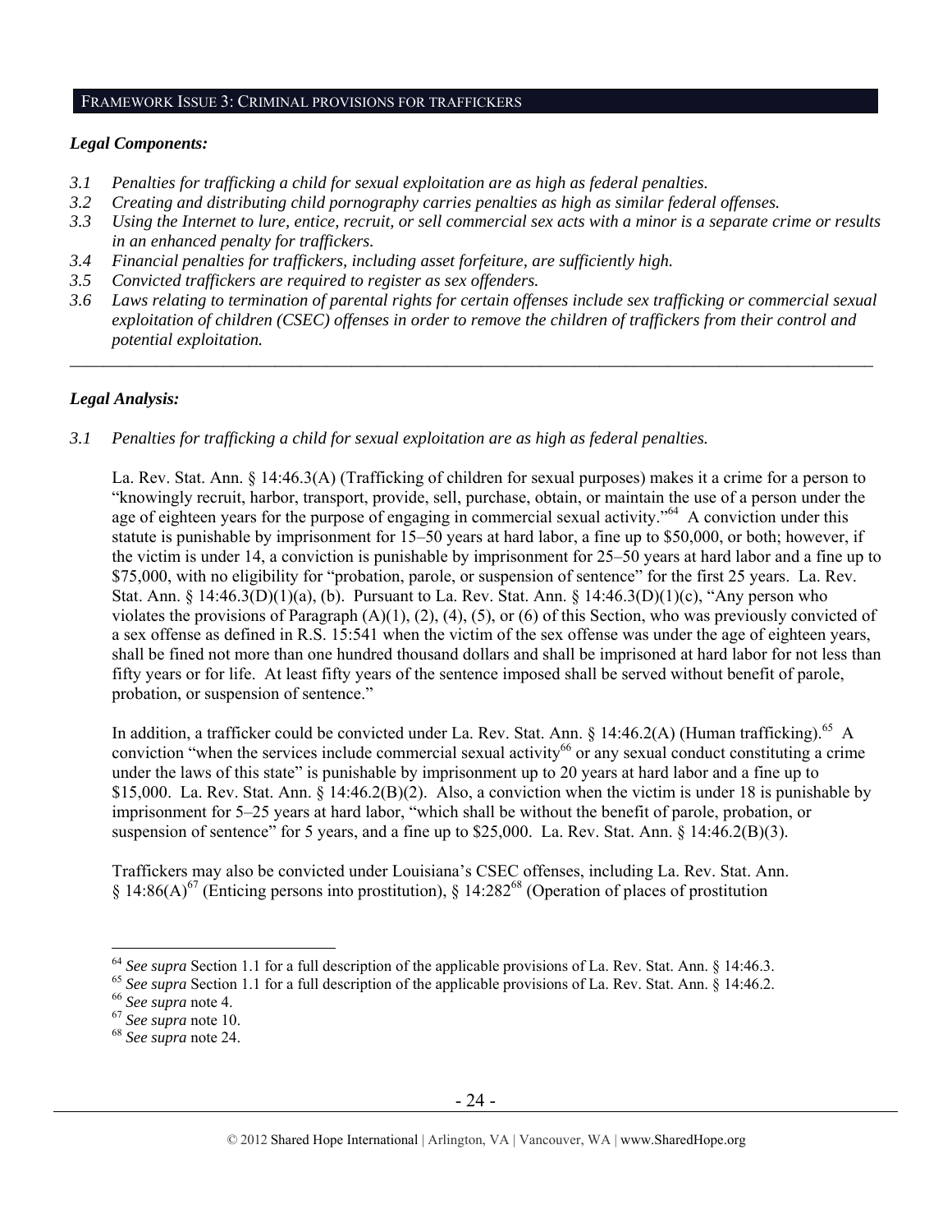## FRAMEWORK ISSUE 3: CRIMINAL PROVISIONS FOR TRAFFICKERS

### *Legal Components:*

*3.1 Penalties for trafficking a child for sexual exploitation are as high as federal penalties.*
*3.2 Creating and distributing child pornography carries penalties as high as similar federal offenses.*
*3.3 Using the Internet to lure, entice, recruit, or sell commercial sex acts with a minor is a separate crime or results in an enhanced penalty for traffickers.*
*3.4 Financial penalties for traffickers, including asset forfeiture, are sufficiently high.*
*3.5 Convicted traffickers are required to register as sex offenders.*
*3.6 Laws relating to termination of parental rights for certain offenses include sex trafficking or commercial sexual exploitation of children (CSEC) offenses in order to remove the children of traffickers from their control and potential exploitation.*

---

### *Legal Analysis:*

*3.1 Penalties for trafficking a child for sexual exploitation are as high as federal penalties.*

La. Rev. Stat. Ann. § 14:46.3(A) (Trafficking of children for sexual purposes) makes it a crime for a person to "knowingly recruit, harbor, transport, provide, sell, purchase, obtain, or maintain the use of a person under the age of eighteen years for the purpose of engaging in commercial sexual activity."[64] A conviction under this statute is punishable by imprisonment for 15–50 years at hard labor, a fine up to $50,000, or both; however, if the victim is under 14, a conviction is punishable by imprisonment for 25–50 years at hard labor and a fine up to $75,000, with no eligibility for "probation, parole, or suspension of sentence" for the first 25 years. La. Rev. Stat. Ann. § 14:46.3(D)(1)(a), (b). Pursuant to La. Rev. Stat. Ann. § 14:46.3(D)(1)(c), "Any person who violates the provisions of Paragraph (A)(1), (2), (4), (5), or (6) of this Section, who was previously convicted of a sex offense as defined in R.S. 15:541 when the victim of the sex offense was under the age of eighteen years, shall be fined not more than one hundred thousand dollars and shall be imprisoned at hard labor for not less than fifty years or for life. At least fifty years of the sentence imposed shall be served without benefit of parole, probation, or suspension of sentence."

In addition, a trafficker could be convicted under La. Rev. Stat. Ann. § 14:46.2(A) (Human trafficking).[65] A conviction "when the services include commercial sexual activity[66] or any sexual conduct constituting a crime under the laws of this state" is punishable by imprisonment up to 20 years at hard labor and a fine up to $15,000. La. Rev. Stat. Ann. § 14:46.2(B)(2). Also, a conviction when the victim is under 18 is punishable by imprisonment for 5–25 years at hard labor, "which shall be without the benefit of parole, probation, or suspension of sentence" for 5 years, and a fine up to $25,000. La. Rev. Stat. Ann. § 14:46.2(B)(3).

Traffickers may also be convicted under Louisiana's CSEC offenses, including La. Rev. Stat. Ann. § 14:86(A)[67] (Enticing persons into prostitution), § 14:282[68] (Operation of places of prostitution

---

[64] *See supra* Section 1.1 for a full description of the applicable provisions of La. Rev. Stat. Ann. § 14:46.3.
[65] *See supra* Section 1.1 for a full description of the applicable provisions of La. Rev. Stat. Ann. § 14:46.2.
[66] *See supra* note 4.
[67] *See supra* note 10.
[68] *See supra* note 24.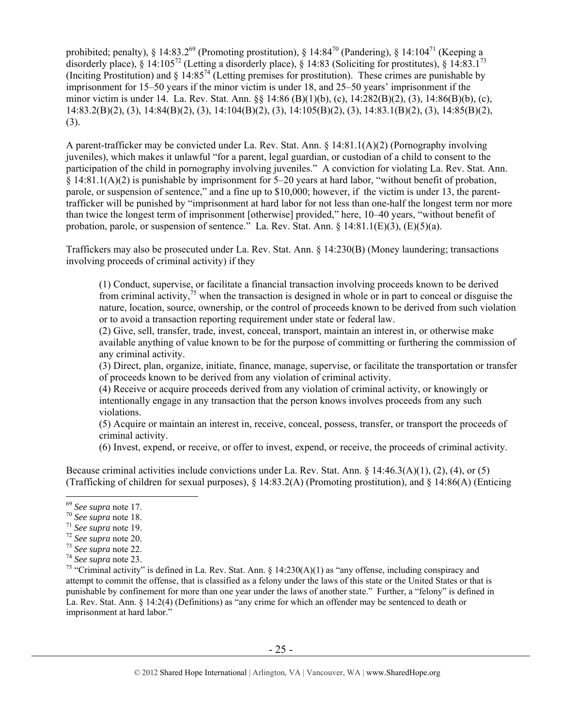prohibited; penalty), § 14:83.2[69] (Promoting prostitution), § 14:84[70] (Pandering), § 14:104[71] (Keeping a disorderly place), § 14:105[72] (Letting a disorderly place), § 14:83 (Soliciting for prostitutes), § 14:83.1[73] (Inciting Prostitution) and § 14:85[74] (Letting premises for prostitution). These crimes are punishable by imprisonment for 15–50 years if the minor victim is under 18, and 25–50 years' imprisonment if the minor victim is under 14. La. Rev. Stat. Ann. §§ 14:86 (B)(1)(b), (c), 14:282(B)(2), (3), 14:86(B)(b), (c), 14:83.2(B)(2), (3), 14:84(B)(2), (3), 14:104(B)(2), (3), 14:105(B)(2), (3), 14:83.1(B)(2), (3), 14:85(B)(2), (3).

A parent-trafficker may be convicted under La. Rev. Stat. Ann. § 14:81.1(A)(2) (Pornography involving juveniles), which makes it unlawful "for a parent, legal guardian, or custodian of a child to consent to the participation of the child in pornography involving juveniles." A conviction for violating La. Rev. Stat. Ann. § 14:81.1(A)(2) is punishable by imprisonment for 5–20 years at hard labor, "without benefit of probation, parole, or suspension of sentence," and a fine up to $10,000; however, if the victim is under 13, the parent-trafficker will be punished by "imprisonment at hard labor for not less than one-half the longest term nor more than twice the longest term of imprisonment [otherwise] provided," here, 10–40 years, "without benefit of probation, parole, or suspension of sentence." La. Rev. Stat. Ann. § 14:81.1(E)(3), (E)(5)(a).

Traffickers may also be prosecuted under La. Rev. Stat. Ann. § 14:230(B) (Money laundering; transactions involving proceeds of criminal activity) if they

> (1) Conduct, supervise, or facilitate a financial transaction involving proceeds known to be derived from criminal activity,[75] when the transaction is designed in whole or in part to conceal or disguise the nature, location, source, ownership, or the control of proceeds known to be derived from such violation or to avoid a transaction reporting requirement under state or federal law.
> (2) Give, sell, transfer, trade, invest, conceal, transport, maintain an interest in, or otherwise make available anything of value known to be for the purpose of committing or furthering the commission of any criminal activity.
> (3) Direct, plan, organize, initiate, finance, manage, supervise, or facilitate the transportation or transfer of proceeds known to be derived from any violation of criminal activity.
> (4) Receive or acquire proceeds derived from any violation of criminal activity, or knowingly or intentionally engage in any transaction that the person knows involves proceeds from any such violations.
> (5) Acquire or maintain an interest in, receive, conceal, possess, transfer, or transport the proceeds of criminal activity.
> (6) Invest, expend, or receive, or offer to invest, expend, or receive, the proceeds of criminal activity.

Because criminal activities include convictions under La. Rev. Stat. Ann. § 14:46.3(A)(1), (2), (4), or (5) (Trafficking of children for sexual purposes), § 14:83.2(A) (Promoting prostitution), and § 14:86(A) (Enticing

---

[69] *See supra* note 17.
[70] *See supra* note 18.
[71] *See supra* note 19.
[72] *See supra* note 20.
[73] *See supra* note 22.
[74] *See supra* note 23.
[75] "Criminal activity" is defined in La. Rev. Stat. Ann. § 14:230(A)(1) as "any offense, including conspiracy and attempt to commit the offense, that is classified as a felony under the laws of this state or the United States or that is punishable by confinement for more than one year under the laws of another state." Further, a "felony" is defined in La. Rev. Stat. Ann. § 14:2(4) (Definitions) as "any crime for which an offender may be sentenced to death or imprisonment at hard labor."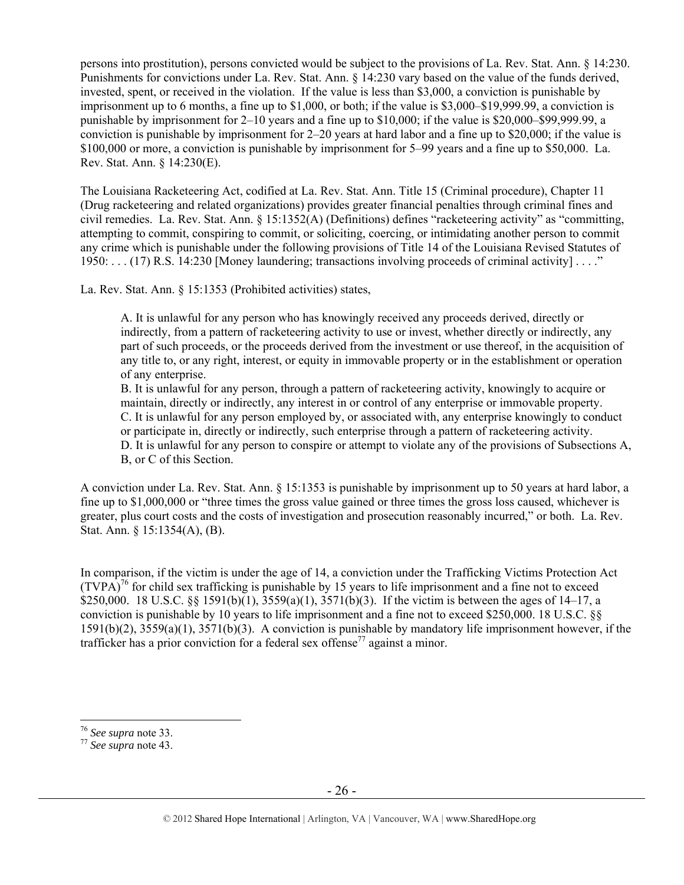persons into prostitution), persons convicted would be subject to the provisions of La. Rev. Stat. Ann. § 14:230. Punishments for convictions under La. Rev. Stat. Ann. § 14:230 vary based on the value of the funds derived, invested, spent, or received in the violation. If the value is less than $3,000, a conviction is punishable by imprisonment up to 6 months, a fine up to $1,000, or both; if the value is $3,000–$19,999.99, a conviction is punishable by imprisonment for 2–10 years and a fine up to $10,000; if the value is $20,000–$99,999.99, a conviction is punishable by imprisonment for 2–20 years at hard labor and a fine up to $20,000; if the value is $100,000 or more, a conviction is punishable by imprisonment for 5–99 years and a fine up to $50,000. La. Rev. Stat. Ann. § 14:230(E).

The Louisiana Racketeering Act, codified at La. Rev. Stat. Ann. Title 15 (Criminal procedure), Chapter 11 (Drug racketeering and related organizations) provides greater financial penalties through criminal fines and civil remedies. La. Rev. Stat. Ann. § 15:1352(A) (Definitions) defines "racketeering activity" as "committing, attempting to commit, conspiring to commit, or soliciting, coercing, or intimidating another person to commit any crime which is punishable under the following provisions of Title 14 of the Louisiana Revised Statutes of 1950: . . . (17) R.S. 14:230 [Money laundering; transactions involving proceeds of criminal activity] . . . ."

La. Rev. Stat. Ann. § 15:1353 (Prohibited activities) states,

> A. It is unlawful for any person who has knowingly received any proceeds derived, directly or indirectly, from a pattern of racketeering activity to use or invest, whether directly or indirectly, any part of such proceeds, or the proceeds derived from the investment or use thereof, in the acquisition of any title to, or any right, interest, or equity in immovable property or in the establishment or operation of any enterprise.
> B. It is unlawful for any person, through a pattern of racketeering activity, knowingly to acquire or maintain, directly or indirectly, any interest in or control of any enterprise or immovable property.
> C. It is unlawful for any person employed by, or associated with, any enterprise knowingly to conduct or participate in, directly or indirectly, such enterprise through a pattern of racketeering activity.
> D. It is unlawful for any person to conspire or attempt to violate any of the provisions of Subsections A, B, or C of this Section.

A conviction under La. Rev. Stat. Ann. § 15:1353 is punishable by imprisonment up to 50 years at hard labor, a fine up to $1,000,000 or "three times the gross value gained or three times the gross loss caused, whichever is greater, plus court costs and the costs of investigation and prosecution reasonably incurred," or both. La. Rev. Stat. Ann. § 15:1354(A), (B).

In comparison, if the victim is under the age of 14, a conviction under the Trafficking Victims Protection Act (TVPA)[76] for child sex trafficking is punishable by 15 years to life imprisonment and a fine not to exceed $250,000. 18 U.S.C. §§ 1591(b)(1), 3559(a)(1), 3571(b)(3). If the victim is between the ages of 14–17, a conviction is punishable by 10 years to life imprisonment and a fine not to exceed $250,000. 18 U.S.C. §§ 1591(b)(2), 3559(a)(1), 3571(b)(3). A conviction is punishable by mandatory life imprisonment however, if the trafficker has a prior conviction for a federal sex offense[77] against a minor.

---

[76] *See supra* note 33.
[77] *See supra* note 43.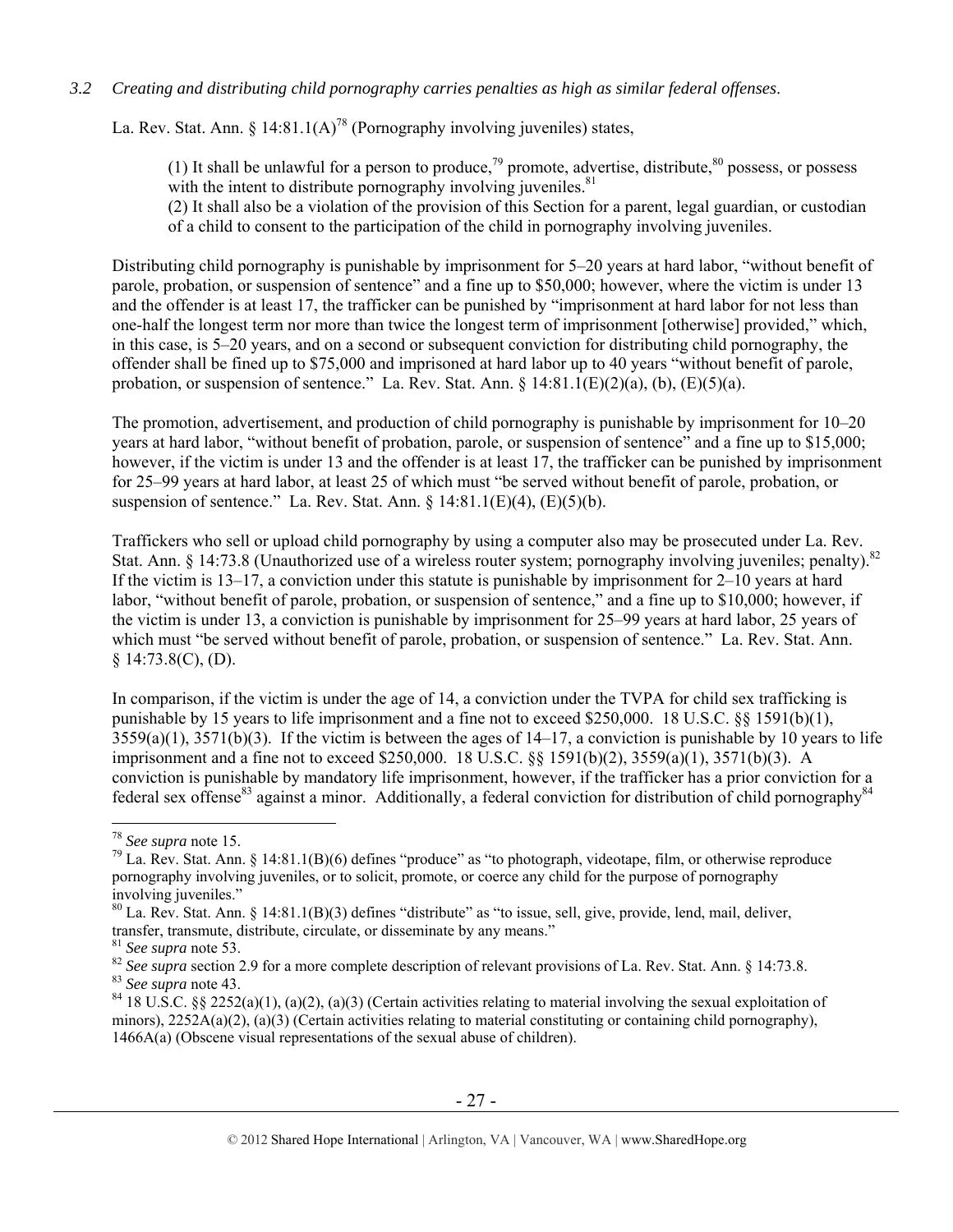*3.2 Creating and distributing child pornography carries penalties as high as similar federal offenses.*

La. Rev. Stat. Ann. § 14:81.1(A)[78] (Pornography involving juveniles) states,

> (1) It shall be unlawful for a person to produce,[79] promote, advertise, distribute,[80] possess, or possess with the intent to distribute pornography involving juveniles.[81]
> (2) It shall also be a violation of the provision of this Section for a parent, legal guardian, or custodian of a child to consent to the participation of the child in pornography involving juveniles.

Distributing child pornography is punishable by imprisonment for 5–20 years at hard labor, "without benefit of parole, probation, or suspension of sentence" and a fine up to $50,000; however, where the victim is under 13 and the offender is at least 17, the trafficker can be punished by "imprisonment at hard labor for not less than one-half the longest term nor more than twice the longest term of imprisonment [otherwise] provided," which, in this case, is 5–20 years, and on a second or subsequent conviction for distributing child pornography, the offender shall be fined up to $75,000 and imprisoned at hard labor up to 40 years "without benefit of parole, probation, or suspension of sentence." La. Rev. Stat. Ann. § 14:81.1(E)(2)(a), (b), (E)(5)(a).

The promotion, advertisement, and production of child pornography is punishable by imprisonment for 10–20 years at hard labor, "without benefit of probation, parole, or suspension of sentence" and a fine up to $15,000; however, if the victim is under 13 and the offender is at least 17, the trafficker can be punished by imprisonment for 25–99 years at hard labor, at least 25 of which must "be served without benefit of parole, probation, or suspension of sentence." La. Rev. Stat. Ann. § 14:81.1(E)(4), (E)(5)(b).

Traffickers who sell or upload child pornography by using a computer also may be prosecuted under La. Rev. Stat. Ann. § 14:73.8 (Unauthorized use of a wireless router system; pornography involving juveniles; penalty).[82] If the victim is 13–17, a conviction under this statute is punishable by imprisonment for 2–10 years at hard labor, "without benefit of parole, probation, or suspension of sentence," and a fine up to $10,000; however, if the victim is under 13, a conviction is punishable by imprisonment for 25–99 years at hard labor, 25 years of which must "be served without benefit of parole, probation, or suspension of sentence." La. Rev. Stat. Ann. § 14:73.8(C), (D).

In comparison, if the victim is under the age of 14, a conviction under the TVPA for child sex trafficking is punishable by 15 years to life imprisonment and a fine not to exceed $250,000. 18 U.S.C. §§ 1591(b)(1), 3559(a)(1), 3571(b)(3). If the victim is between the ages of 14–17, a conviction is punishable by 10 years to life imprisonment and a fine not to exceed $250,000. 18 U.S.C. §§ 1591(b)(2), 3559(a)(1), 3571(b)(3). A conviction is punishable by mandatory life imprisonment, however, if the trafficker has a prior conviction for a federal sex offense[83] against a minor. Additionally, a federal conviction for distribution of child pornography[84]

---

[78] *See supra* note 15.

[79] La. Rev. Stat. Ann. § 14:81.1(B)(6) defines "produce" as "to photograph, videotape, film, or otherwise reproduce pornography involving juveniles, or to solicit, promote, or coerce any child for the purpose of pornography involving juveniles."

[80] La. Rev. Stat. Ann. § 14:81.1(B)(3) defines "distribute" as "to issue, sell, give, provide, lend, mail, deliver, transfer, transmute, distribute, circulate, or disseminate by any means."

[81] *See supra* note 53.

[82] *See supra* section 2.9 for a more complete description of relevant provisions of La. Rev. Stat. Ann. § 14:73.8.

[83] *See supra* note 43.

[84] 18 U.S.C. §§ 2252(a)(1), (a)(2), (a)(3) (Certain activities relating to material involving the sexual exploitation of minors), 2252A(a)(2), (a)(3) (Certain activities relating to material constituting or containing child pornography), 1466A(a) (Obscene visual representations of the sexual abuse of children).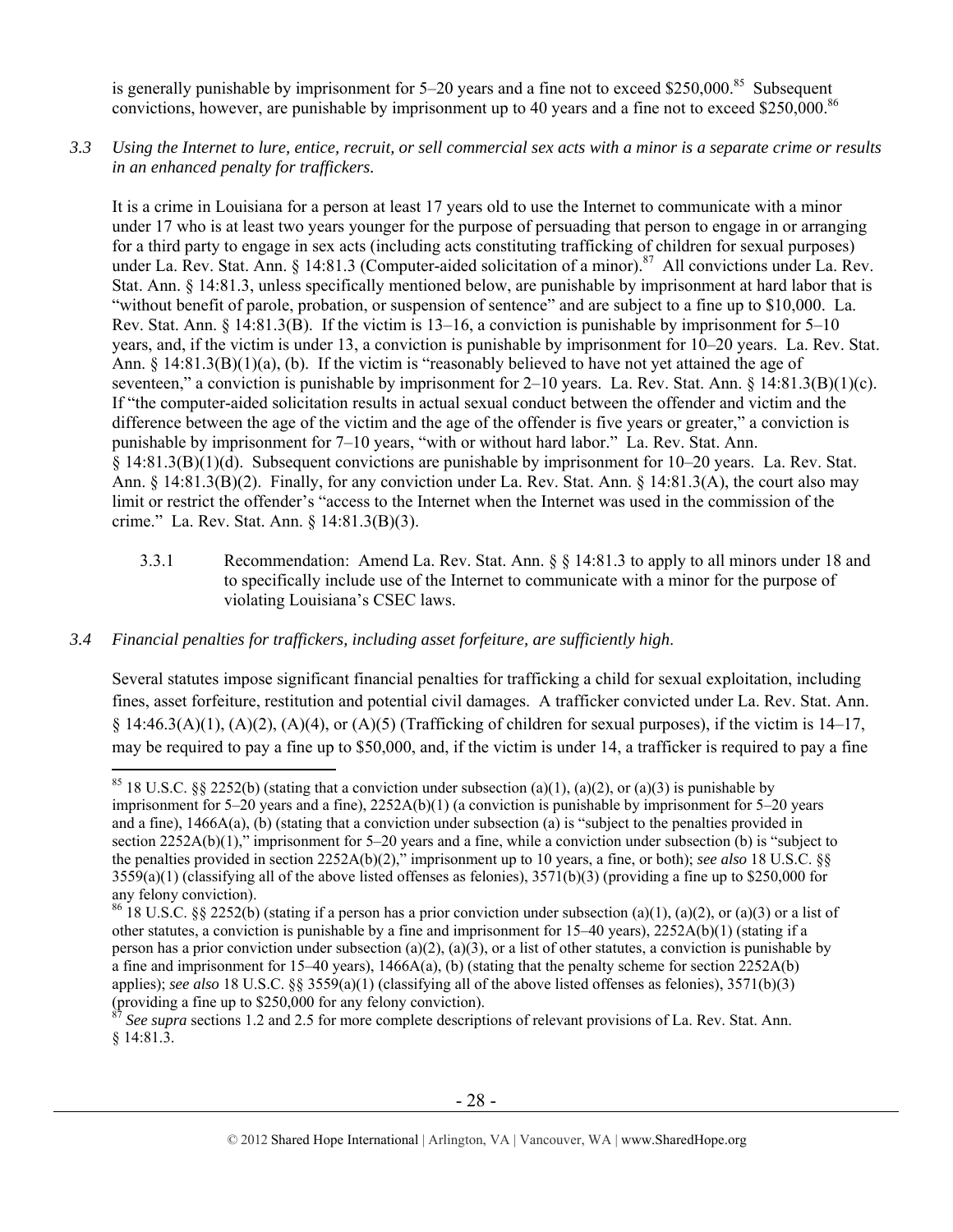is generally punishable by imprisonment for 5–20 years and a fine not to exceed $250,000.[85] Subsequent convictions, however, are punishable by imprisonment up to 40 years and a fine not to exceed $250,000.[86]

*3.3 Using the Internet to lure, entice, recruit, or sell commercial sex acts with a minor is a separate crime or results in an enhanced penalty for traffickers.*

It is a crime in Louisiana for a person at least 17 years old to use the Internet to communicate with a minor under 17 who is at least two years younger for the purpose of persuading that person to engage in or arranging for a third party to engage in sex acts (including acts constituting trafficking of children for sexual purposes) under La. Rev. Stat. Ann. § 14:81.3 (Computer-aided solicitation of a minor).[87] All convictions under La. Rev. Stat. Ann. § 14:81.3, unless specifically mentioned below, are punishable by imprisonment at hard labor that is "without benefit of parole, probation, or suspension of sentence" and are subject to a fine up to $10,000. La. Rev. Stat. Ann. § 14:81.3(B). If the victim is 13–16, a conviction is punishable by imprisonment for 5–10 years, and, if the victim is under 13, a conviction is punishable by imprisonment for 10–20 years. La. Rev. Stat. Ann. § 14:81.3(B)(1)(a), (b). If the victim is "reasonably believed to have not yet attained the age of seventeen," a conviction is punishable by imprisonment for 2–10 years. La. Rev. Stat. Ann. § 14:81.3(B)(1)(c). If "the computer-aided solicitation results in actual sexual conduct between the offender and victim and the difference between the age of the victim and the age of the offender is five years or greater," a conviction is punishable by imprisonment for 7–10 years, "with or without hard labor." La. Rev. Stat. Ann. § 14:81.3(B)(1)(d). Subsequent convictions are punishable by imprisonment for 10–20 years. La. Rev. Stat. Ann. § 14:81.3(B)(2). Finally, for any conviction under La. Rev. Stat. Ann. § 14:81.3(A), the court also may limit or restrict the offender's "access to the Internet when the Internet was used in the commission of the crime." La. Rev. Stat. Ann. § 14:81.3(B)(3).

3.3.1 Recommendation: Amend La. Rev. Stat. Ann. § § 14:81.3 to apply to all minors under 18 and to specifically include use of the Internet to communicate with a minor for the purpose of violating Louisiana's CSEC laws.

*3.4 Financial penalties for traffickers, including asset forfeiture, are sufficiently high.*

Several statutes impose significant financial penalties for trafficking a child for sexual exploitation, including fines, asset forfeiture, restitution and potential civil damages. A trafficker convicted under La. Rev. Stat. Ann. § 14:46.3(A)(1), (A)(2), (A)(4), or (A)(5) (Trafficking of children for sexual purposes), if the victim is 14–17, may be required to pay a fine up to $50,000, and, if the victim is under 14, a trafficker is required to pay a fine

---

[85] 18 U.S.C. §§ 2252(b) (stating that a conviction under subsection (a)(1), (a)(2), or (a)(3) is punishable by imprisonment for 5–20 years and a fine), 2252A(b)(1) (a conviction is punishable by imprisonment for 5–20 years and a fine), 1466A(a), (b) (stating that a conviction under subsection (a) is "subject to the penalties provided in section 2252A(b)(1)," imprisonment for 5–20 years and a fine, while a conviction under subsection (b) is "subject to the penalties provided in section 2252A(b)(2)," imprisonment up to 10 years, a fine, or both); *see also* 18 U.S.C. §§ 3559(a)(1) (classifying all of the above listed offenses as felonies), 3571(b)(3) (providing a fine up to $250,000 for any felony conviction).

[86] 18 U.S.C. §§ 2252(b) (stating if a person has a prior conviction under subsection (a)(1), (a)(2), or (a)(3) or a list of other statutes, a conviction is punishable by a fine and imprisonment for 15–40 years), 2252A(b)(1) (stating if a person has a prior conviction under subsection (a)(2), (a)(3), or a list of other statutes, a conviction is punishable by a fine and imprisonment for 15–40 years), 1466A(a), (b) (stating that the penalty scheme for section 2252A(b) applies); *see also* 18 U.S.C. §§ 3559(a)(1) (classifying all of the above listed offenses as felonies), 3571(b)(3) (providing a fine up to $250,000 for any felony conviction).

[87] *See supra* sections 1.2 and 2.5 for more complete descriptions of relevant provisions of La. Rev. Stat. Ann. § 14:81.3.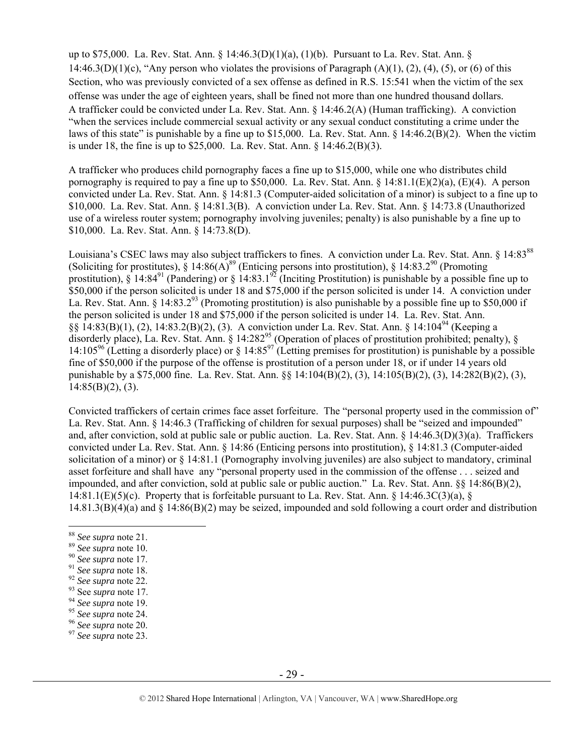up to $75,000. La. Rev. Stat. Ann. § 14:46.3(D)(1)(a), (1)(b). Pursuant to La. Rev. Stat. Ann. § 14:46.3(D)(1)(c), "Any person who violates the provisions of Paragraph (A)(1), (2), (4), (5), or (6) of this Section, who was previously convicted of a sex offense as defined in R.S. 15:541 when the victim of the sex offense was under the age of eighteen years, shall be fined not more than one hundred thousand dollars. A trafficker could be convicted under La. Rev. Stat. Ann. § 14:46.2(A) (Human trafficking). A conviction "when the services include commercial sexual activity or any sexual conduct constituting a crime under the laws of this state" is punishable by a fine up to $15,000. La. Rev. Stat. Ann. § 14:46.2(B)(2). When the victim is under 18, the fine is up to $25,000. La. Rev. Stat. Ann. § 14:46.2(B)(3).

A trafficker who produces child pornography faces a fine up to $15,000, while one who distributes child pornography is required to pay a fine up to $50,000. La. Rev. Stat. Ann. § 14:81.1(E)(2)(a), (E)(4). A person convicted under La. Rev. Stat. Ann. § 14:81.3 (Computer-aided solicitation of a minor) is subject to a fine up to $10,000. La. Rev. Stat. Ann. § 14:81.3(B). A conviction under La. Rev. Stat. Ann. § 14:73.8 (Unauthorized use of a wireless router system; pornography involving juveniles; penalty) is also punishable by a fine up to $10,000. La. Rev. Stat. Ann. § 14:73.8(D).

Louisiana's CSEC laws may also subject traffickers to fines. A conviction under La. Rev. Stat. Ann. § 14:83[88] (Soliciting for prostitutes), § 14:86(A)[89] (Enticing persons into prostitution), § 14:83.2[90] (Promoting prostitution), § 14:84[91] (Pandering) or § 14:83.1[92] (Inciting Prostitution) is punishable by a possible fine up to $50,000 if the person solicited is under 18 and $75,000 if the person solicited is under 14. A conviction under La. Rev. Stat. Ann. § 14:83.2[93] (Promoting prostitution) is also punishable by a possible fine up to $50,000 if the person solicited is under 18 and $75,000 if the person solicited is under 14. La. Rev. Stat. Ann. §§ 14:83(B)(1), (2), 14:83.2(B)(2), (3). A conviction under La. Rev. Stat. Ann. § 14:104[94] (Keeping a disorderly place), La. Rev. Stat. Ann. § 14:282[95] (Operation of places of prostitution prohibited; penalty), § 14:105[96] (Letting a disorderly place) or § 14:85[97] (Letting premises for prostitution) is punishable by a possible fine of $50,000 if the purpose of the offense is prostitution of a person under 18, or if under 14 years old punishable by a $75,000 fine. La. Rev. Stat. Ann. §§ 14:104(B)(2), (3), 14:105(B)(2), (3), 14:282(B)(2), (3), 14:85(B)(2), (3).

Convicted traffickers of certain crimes face asset forfeiture. The "personal property used in the commission of" La. Rev. Stat. Ann. § 14:46.3 (Trafficking of children for sexual purposes) shall be "seized and impounded" and, after conviction, sold at public sale or public auction. La. Rev. Stat. Ann. § 14:46.3(D)(3)(a). Traffickers convicted under La. Rev. Stat. Ann. § 14:86 (Enticing persons into prostitution), § 14:81.3 (Computer-aided solicitation of a minor) or § 14:81.1 (Pornography involving juveniles) are also subject to mandatory, criminal asset forfeiture and shall have any "personal property used in the commission of the offense . . . seized and impounded, and after conviction, sold at public sale or public auction." La. Rev. Stat. Ann. §§ 14:86(B)(2), 14:81.1(E)(5)(c). Property that is forfeitable pursuant to La. Rev. Stat. Ann. § 14:46.3C(3)(a), § 14.81.3(B)(4)(a) and § 14:86(B)(2) may be seized, impounded and sold following a court order and distribution

---

[88] *See supra* note 21.
[89] *See supra* note 10.
[90] *See supra* note 17.
[91] *See supra* note 18.
[92] *See supra* note 22.
[93] See *supra* note 17.
[94] *See supra* note 19.
[95] *See supra* note 24.
[96] *See supra* note 20.
[97] *See supra* note 23.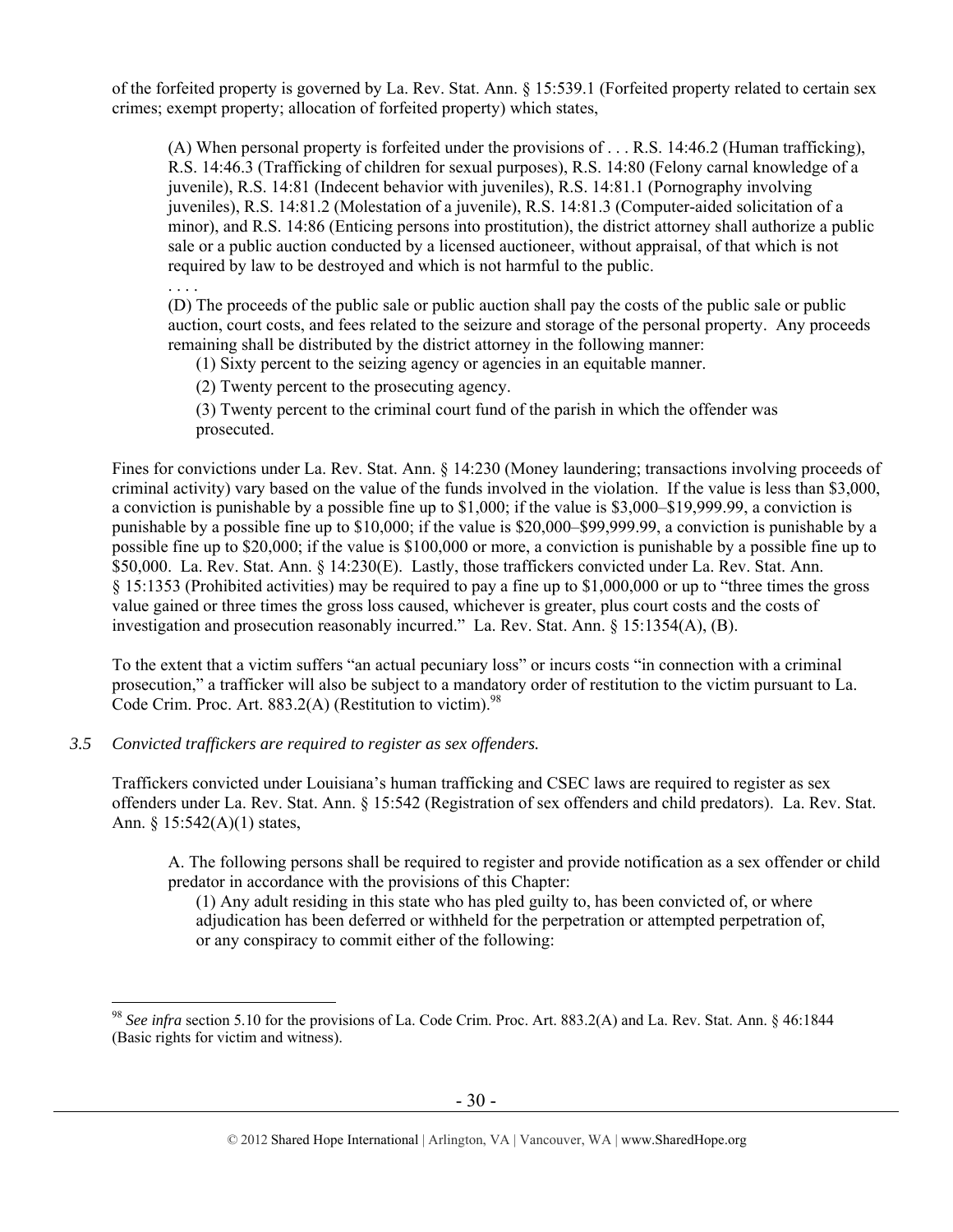of the forfeited property is governed by La. Rev. Stat. Ann. § 15:539.1 (Forfeited property related to certain sex crimes; exempt property; allocation of forfeited property) which states,

> (A) When personal property is forfeited under the provisions of . . . R.S. 14:46.2 (Human trafficking), R.S. 14:46.3 (Trafficking of children for sexual purposes), R.S. 14:80 (Felony carnal knowledge of a juvenile), R.S. 14:81 (Indecent behavior with juveniles), R.S. 14:81.1 (Pornography involving juveniles), R.S. 14:81.2 (Molestation of a juvenile), R.S. 14:81.3 (Computer-aided solicitation of a minor), and R.S. 14:86 (Enticing persons into prostitution), the district attorney shall authorize a public sale or a public auction conducted by a licensed auctioneer, without appraisal, of that which is not required by law to be destroyed and which is not harmful to the public.
>
> . . . .
>
> (D) The proceeds of the public sale or public auction shall pay the costs of the public sale or public auction, court costs, and fees related to the seizure and storage of the personal property. Any proceeds remaining shall be distributed by the district attorney in the following manner:
>
> (1) Sixty percent to the seizing agency or agencies in an equitable manner.
>
> (2) Twenty percent to the prosecuting agency.
>
> (3) Twenty percent to the criminal court fund of the parish in which the offender was prosecuted.

Fines for convictions under La. Rev. Stat. Ann. § 14:230 (Money laundering; transactions involving proceeds of criminal activity) vary based on the value of the funds involved in the violation. If the value is less than $3,000, a conviction is punishable by a possible fine up to $1,000; if the value is $3,000–$19,999.99, a conviction is punishable by a possible fine up to $10,000; if the value is $20,000–$99,999.99, a conviction is punishable by a possible fine up to $20,000; if the value is $100,000 or more, a conviction is punishable by a possible fine up to $50,000. La. Rev. Stat. Ann. § 14:230(E). Lastly, those traffickers convicted under La. Rev. Stat. Ann. § 15:1353 (Prohibited activities) may be required to pay a fine up to $1,000,000 or up to "three times the gross value gained or three times the gross loss caused, whichever is greater, plus court costs and the costs of investigation and prosecution reasonably incurred." La. Rev. Stat. Ann. § 15:1354(A), (B).

To the extent that a victim suffers "an actual pecuniary loss" or incurs costs "in connection with a criminal prosecution," a trafficker will also be subject to a mandatory order of restitution to the victim pursuant to La. Code Crim. Proc. Art. 883.2(A) (Restitution to victim).[98]

### *3.5 Convicted traffickers are required to register as sex offenders.*

Traffickers convicted under Louisiana's human trafficking and CSEC laws are required to register as sex offenders under La. Rev. Stat. Ann. § 15:542 (Registration of sex offenders and child predators). La. Rev. Stat. Ann. § 15:542(A)(1) states,

> A. The following persons shall be required to register and provide notification as a sex offender or child predator in accordance with the provisions of this Chapter:
>
> (1) Any adult residing in this state who has pled guilty to, has been convicted of, or where adjudication has been deferred or withheld for the perpetration or attempted perpetration of, or any conspiracy to commit either of the following:

---

[98] *See infra* section 5.10 for the provisions of La. Code Crim. Proc. Art. 883.2(A) and La. Rev. Stat. Ann. § 46:1844 (Basic rights for victim and witness).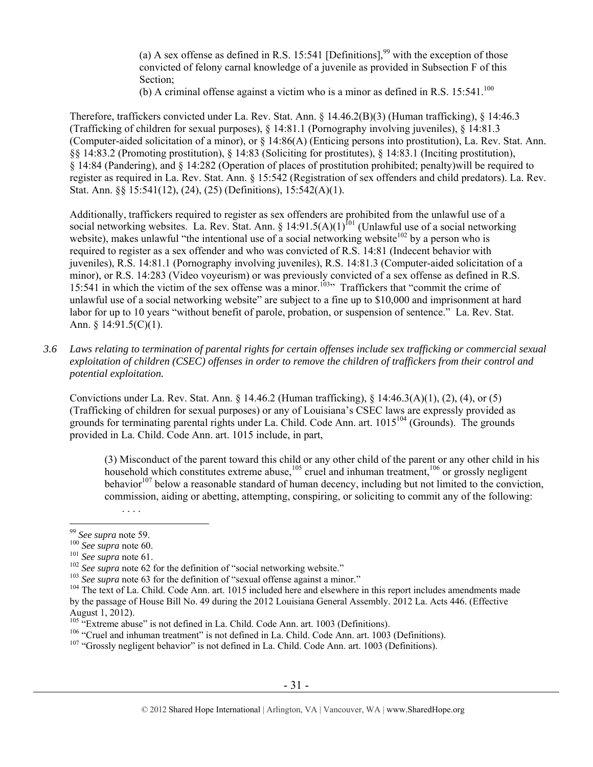(a) A sex offense as defined in R.S. 15:541 [Definitions],[99] with the exception of those convicted of felony carnal knowledge of a juvenile as provided in Subsection F of this Section;

(b) A criminal offense against a victim who is a minor as defined in R.S. 15:541.[100]

Therefore, traffickers convicted under La. Rev. Stat. Ann. § 14.46.2(B)(3) (Human trafficking), § 14:46.3 (Trafficking of children for sexual purposes), § 14:81.1 (Pornography involving juveniles), § 14:81.3 (Computer-aided solicitation of a minor), or § 14:86(A) (Enticing persons into prostitution), La. Rev. Stat. Ann. §§ 14:83.2 (Promoting prostitution), § 14:83 (Soliciting for prostitutes), § 14:83.1 (Inciting prostitution), § 14:84 (Pandering), and § 14:282 (Operation of places of prostitution prohibited; penalty)will be required to register as required in La. Rev. Stat. Ann. § 15:542 (Registration of sex offenders and child predators). La. Rev. Stat. Ann. §§ 15:541(12), (24), (25) (Definitions), 15:542(A)(1).

Additionally, traffickers required to register as sex offenders are prohibited from the unlawful use of a social networking websites. La. Rev. Stat. Ann. § 14:91.5(A)(1)[101] (Unlawful use of a social networking website), makes unlawful "the intentional use of a social networking website[102] by a person who is required to register as a sex offender and who was convicted of R.S. 14:81 (Indecent behavior with juveniles), R.S. 14:81.1 (Pornography involving juveniles), R.S. 14:81.3 (Computer-aided solicitation of a minor), or R.S. 14:283 (Video voyeurism) or was previously convicted of a sex offense as defined in R.S. 15:541 in which the victim of the sex offense was a minor.[103]" Traffickers that "commit the crime of unlawful use of a social networking website" are subject to a fine up to $10,000 and imprisonment at hard labor for up to 10 years "without benefit of parole, probation, or suspension of sentence." La. Rev. Stat. Ann. § 14:91.5(C)(1).

*3.6 Laws relating to termination of parental rights for certain offenses include sex trafficking or commercial sexual exploitation of children (CSEC) offenses in order to remove the children of traffickers from their control and potential exploitation.*

Convictions under La. Rev. Stat. Ann. § 14.46.2 (Human trafficking), § 14:46.3(A)(1), (2), (4), or (5) (Trafficking of children for sexual purposes) or any of Louisiana's CSEC laws are expressly provided as grounds for terminating parental rights under La. Child. Code Ann. art. 1015[104] (Grounds). The grounds provided in La. Child. Code Ann. art. 1015 include, in part,

> (3) Misconduct of the parent toward this child or any other child of the parent or any other child in his household which constitutes extreme abuse,[105] cruel and inhuman treatment,[106] or grossly negligent behavior[107] below a reasonable standard of human decency, including but not limited to the conviction, commission, aiding or abetting, attempting, conspiring, or soliciting to commit any of the following:
>
> . . . .

---

[99] *See supra* note 59.

[100] *See supra* note 60.

[101] *See supra* note 61.

[102] *See supra* note 62 for the definition of "social networking website."

[103] *See supra* note 63 for the definition of "sexual offense against a minor."

[104] The text of La. Child. Code Ann. art. 1015 included here and elsewhere in this report includes amendments made by the passage of House Bill No. 49 during the 2012 Louisiana General Assembly. 2012 La. Acts 446. (Effective August 1, 2012).

[105] "Extreme abuse" is not defined in La. Child. Code Ann. art. 1003 (Definitions).

[106] "Cruel and inhuman treatment" is not defined in La. Child. Code Ann. art. 1003 (Definitions).

[107] "Grossly negligent behavior" is not defined in La. Child. Code Ann. art. 1003 (Definitions).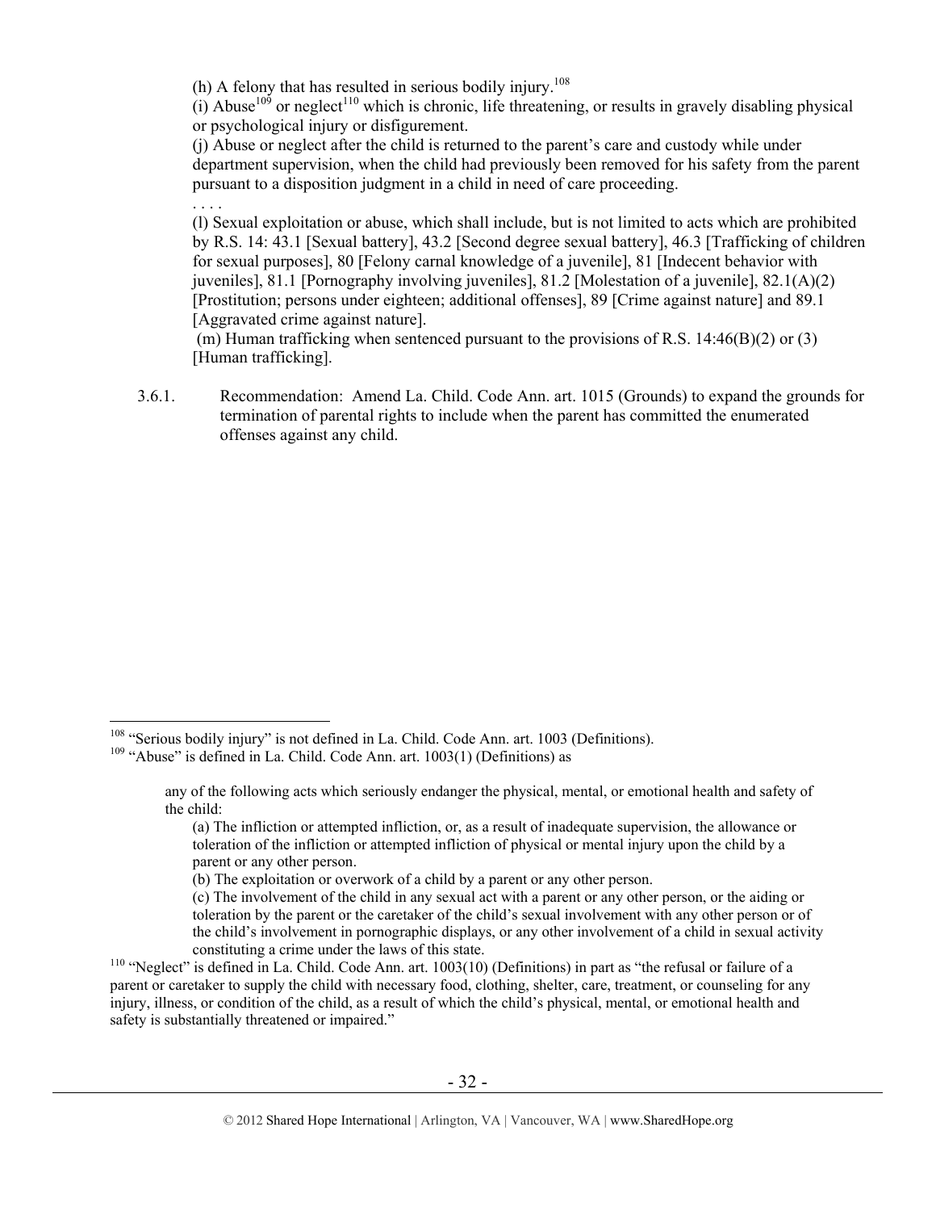(h) A felony that has resulted in serious bodily injury.[108]

(i) Abuse[109] or neglect[110] which is chronic, life threatening, or results in gravely disabling physical or psychological injury or disfigurement.

(j) Abuse or neglect after the child is returned to the parent's care and custody while under department supervision, when the child had previously been removed for his safety from the parent pursuant to a disposition judgment in a child in need of care proceeding.

. . . .

(l) Sexual exploitation or abuse, which shall include, but is not limited to acts which are prohibited by R.S. 14: 43.1 [Sexual battery], 43.2 [Second degree sexual battery], 46.3 [Trafficking of children for sexual purposes], 80 [Felony carnal knowledge of a juvenile], 81 [Indecent behavior with juveniles], 81.1 [Pornography involving juveniles], 81.2 [Molestation of a juvenile], 82.1(A)(2) [Prostitution; persons under eighteen; additional offenses], 89 [Crime against nature] and 89.1 [Aggravated crime against nature].

(m) Human trafficking when sentenced pursuant to the provisions of R.S. 14:46(B)(2) or (3) [Human trafficking].

3.6.1. Recommendation: Amend La. Child. Code Ann. art. 1015 (Grounds) to expand the grounds for termination of parental rights to include when the parent has committed the enumerated offenses against any child.

---

[108] "Serious bodily injury" is not defined in La. Child. Code Ann. art. 1003 (Definitions).

[109] "Abuse" is defined in La. Child. Code Ann. art. 1003(1) (Definitions) as

> any of the following acts which seriously endanger the physical, mental, or emotional health and safety of the child:
>
> (a) The infliction or attempted infliction, or, as a result of inadequate supervision, the allowance or toleration of the infliction or attempted infliction of physical or mental injury upon the child by a parent or any other person.
>
> (b) The exploitation or overwork of a child by a parent or any other person.
>
> (c) The involvement of the child in any sexual act with a parent or any other person, or the aiding or toleration by the parent or the caretaker of the child's sexual involvement with any other person or of the child's involvement in pornographic displays, or any other involvement of a child in sexual activity constituting a crime under the laws of this state.

[110] "Neglect" is defined in La. Child. Code Ann. art. 1003(10) (Definitions) in part as "the refusal or failure of a parent or caretaker to supply the child with necessary food, clothing, shelter, care, treatment, or counseling for any injury, illness, or condition of the child, as a result of which the child's physical, mental, or emotional health and safety is substantially threatened or impaired."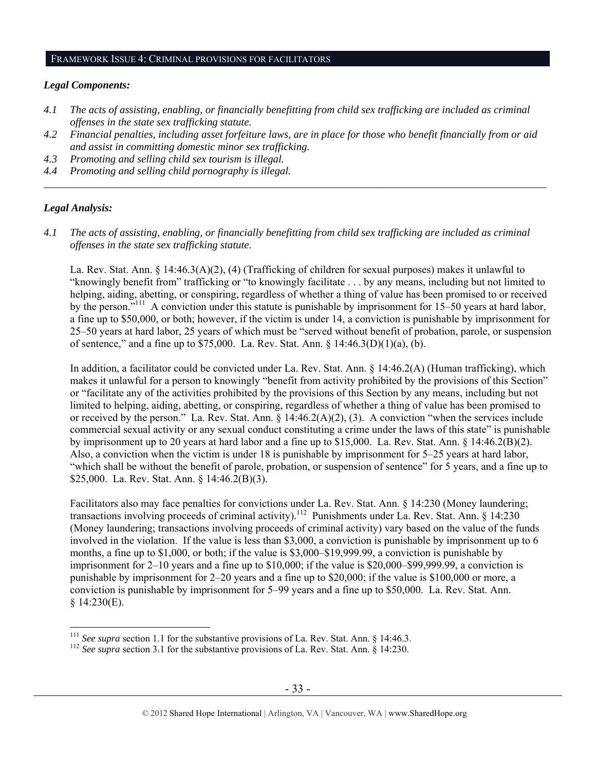## FRAMEWORK ISSUE 4: CRIMINAL PROVISIONS FOR FACILITATORS

### *Legal Components:*

*4.1 The acts of assisting, enabling, or financially benefitting from child sex trafficking are included as criminal offenses in the state sex trafficking statute.*

*4.2 Financial penalties, including asset forfeiture laws, are in place for those who benefit financially from or aid and assist in committing domestic minor sex trafficking.*

*4.3 Promoting and selling child sex tourism is illegal.*

*4.4 Promoting and selling child pornography is illegal.*

---

### *Legal Analysis:*

*4.1 The acts of assisting, enabling, or financially benefitting from child sex trafficking are included as criminal offenses in the state sex trafficking statute.*

La. Rev. Stat. Ann. § 14:46.3(A)(2), (4) (Trafficking of children for sexual purposes) makes it unlawful to "knowingly benefit from" trafficking or "to knowingly facilitate . . . by any means, including but not limited to helping, aiding, abetting, or conspiring, regardless of whether a thing of value has been promised to or received by the person."[111] A conviction under this statute is punishable by imprisonment for 15–50 years at hard labor, a fine up to $50,000, or both; however, if the victim is under 14, a conviction is punishable by imprisonment for 25–50 years at hard labor, 25 years of which must be "served without benefit of probation, parole, or suspension of sentence," and a fine up to $75,000. La. Rev. Stat. Ann. § 14:46.3(D)(1)(a), (b).

In addition, a facilitator could be convicted under La. Rev. Stat. Ann. § 14:46.2(A) (Human trafficking), which makes it unlawful for a person to knowingly "benefit from activity prohibited by the provisions of this Section" or "facilitate any of the activities prohibited by the provisions of this Section by any means, including but not limited to helping, aiding, abetting, or conspiring, regardless of whether a thing of value has been promised to or received by the person." La. Rev. Stat. Ann. § 14:46.2(A)(2), (3). A conviction "when the services include commercial sexual activity or any sexual conduct constituting a crime under the laws of this state" is punishable by imprisonment up to 20 years at hard labor and a fine up to $15,000. La. Rev. Stat. Ann. § 14:46.2(B)(2). Also, a conviction when the victim is under 18 is punishable by imprisonment for 5–25 years at hard labor, "which shall be without the benefit of parole, probation, or suspension of sentence" for 5 years, and a fine up to $25,000. La. Rev. Stat. Ann. § 14:46.2(B)(3).

Facilitators also may face penalties for convictions under La. Rev. Stat. Ann. § 14:230 (Money laundering; transactions involving proceeds of criminal activity).[112] Punishments under La. Rev. Stat. Ann. § 14:230 (Money laundering; transactions involving proceeds of criminal activity) vary based on the value of the funds involved in the violation. If the value is less than $3,000, a conviction is punishable by imprisonment up to 6 months, a fine up to $1,000, or both; if the value is $3,000–$19,999.99, a conviction is punishable by imprisonment for 2–10 years and a fine up to $10,000; if the value is $20,000–$99,999.99, a conviction is punishable by imprisonment for 2–20 years and a fine up to $20,000; if the value is $100,000 or more, a conviction is punishable by imprisonment for 5–99 years and a fine up to $50,000. La. Rev. Stat. Ann. § 14:230(E).

---

[111] *See supra* section 1.1 for the substantive provisions of La. Rev. Stat. Ann. § 14:46.3.

[112] *See supra* section 3.1 for the substantive provisions of La. Rev. Stat. Ann. § 14:230.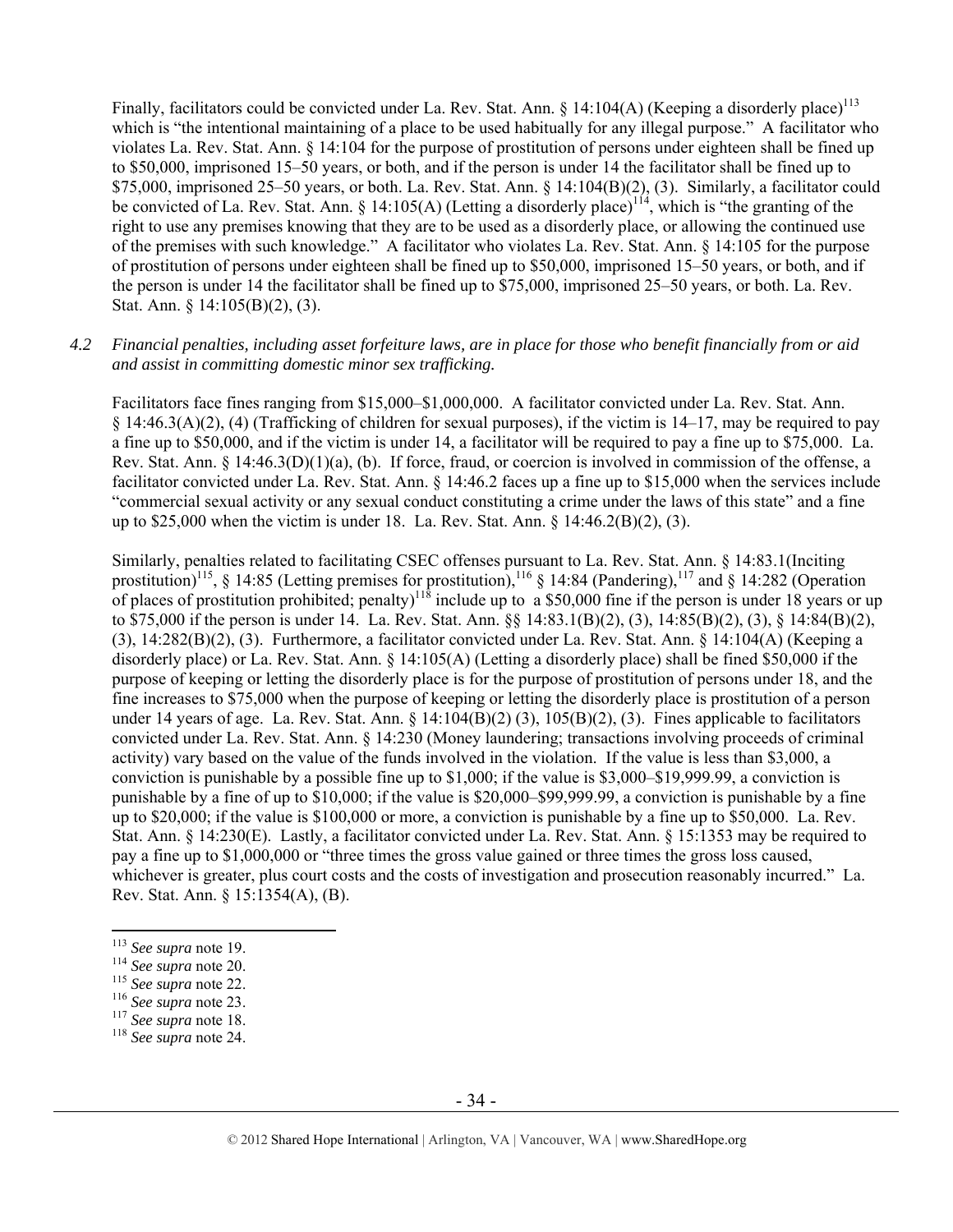Finally, facilitators could be convicted under La. Rev. Stat. Ann. § 14:104(A) (Keeping a disorderly place)[113] which is "the intentional maintaining of a place to be used habitually for any illegal purpose." A facilitator who violates La. Rev. Stat. Ann. § 14:104 for the purpose of prostitution of persons under eighteen shall be fined up to $50,000, imprisoned 15–50 years, or both, and if the person is under 14 the facilitator shall be fined up to $75,000, imprisoned 25–50 years, or both. La. Rev. Stat. Ann. § 14:104(B)(2), (3). Similarly, a facilitator could be convicted of La. Rev. Stat. Ann. § 14:105(A) (Letting a disorderly place)[114], which is "the granting of the right to use any premises knowing that they are to be used as a disorderly place, or allowing the continued use of the premises with such knowledge." A facilitator who violates La. Rev. Stat. Ann. § 14:105 for the purpose of prostitution of persons under eighteen shall be fined up to $50,000, imprisoned 15–50 years, or both, and if the person is under 14 the facilitator shall be fined up to $75,000, imprisoned 25–50 years, or both. La. Rev. Stat. Ann. § 14:105(B)(2), (3).

*4.2 Financial penalties, including asset forfeiture laws, are in place for those who benefit financially from or aid and assist in committing domestic minor sex trafficking.*

Facilitators face fines ranging from $15,000–$1,000,000. A facilitator convicted under La. Rev. Stat. Ann. § 14:46.3(A)(2), (4) (Trafficking of children for sexual purposes), if the victim is 14–17, may be required to pay a fine up to $50,000, and if the victim is under 14, a facilitator will be required to pay a fine up to $75,000. La. Rev. Stat. Ann. § 14:46.3(D)(1)(a), (b). If force, fraud, or coercion is involved in commission of the offense, a facilitator convicted under La. Rev. Stat. Ann. § 14:46.2 faces up a fine up to $15,000 when the services include "commercial sexual activity or any sexual conduct constituting a crime under the laws of this state" and a fine up to $25,000 when the victim is under 18. La. Rev. Stat. Ann. § 14:46.2(B)(2), (3).

Similarly, penalties related to facilitating CSEC offenses pursuant to La. Rev. Stat. Ann. § 14:83.1(Inciting prostitution)[115], § 14:85 (Letting premises for prostitution),[116] § 14:84 (Pandering),[117] and § 14:282 (Operation of places of prostitution prohibited; penalty)[118] include up to a $50,000 fine if the person is under 18 years or up to $75,000 if the person is under 14. La. Rev. Stat. Ann. §§ 14:83.1(B)(2), (3), 14:85(B)(2), (3), § 14:84(B)(2), (3), 14:282(B)(2), (3). Furthermore, a facilitator convicted under La. Rev. Stat. Ann. § 14:104(A) (Keeping a disorderly place) or La. Rev. Stat. Ann. § 14:105(A) (Letting a disorderly place) shall be fined $50,000 if the purpose of keeping or letting the disorderly place is for the purpose of prostitution of persons under 18, and the fine increases to $75,000 when the purpose of keeping or letting the disorderly place is prostitution of a person under 14 years of age. La. Rev. Stat. Ann. § 14:104(B)(2) (3), 105(B)(2), (3). Fines applicable to facilitators convicted under La. Rev. Stat. Ann. § 14:230 (Money laundering; transactions involving proceeds of criminal activity) vary based on the value of the funds involved in the violation. If the value is less than $3,000, a conviction is punishable by a possible fine up to $1,000; if the value is $3,000–$19,999.99, a conviction is punishable by a fine of up to $10,000; if the value is $20,000–$99,999.99, a conviction is punishable by a fine up to $20,000; if the value is $100,000 or more, a conviction is punishable by a fine up to $50,000. La. Rev. Stat. Ann. § 14:230(E). Lastly, a facilitator convicted under La. Rev. Stat. Ann. § 15:1353 may be required to pay a fine up to $1,000,000 or "three times the gross value gained or three times the gross loss caused, whichever is greater, plus court costs and the costs of investigation and prosecution reasonably incurred." La. Rev. Stat. Ann. § 15:1354(A), (B).

[113] *See supra* note 19.
[114] *See supra* note 20.
[115] *See supra* note 22.
[116] *See supra* note 23.
[117] *See supra* note 18.
[118] *See supra* note 24.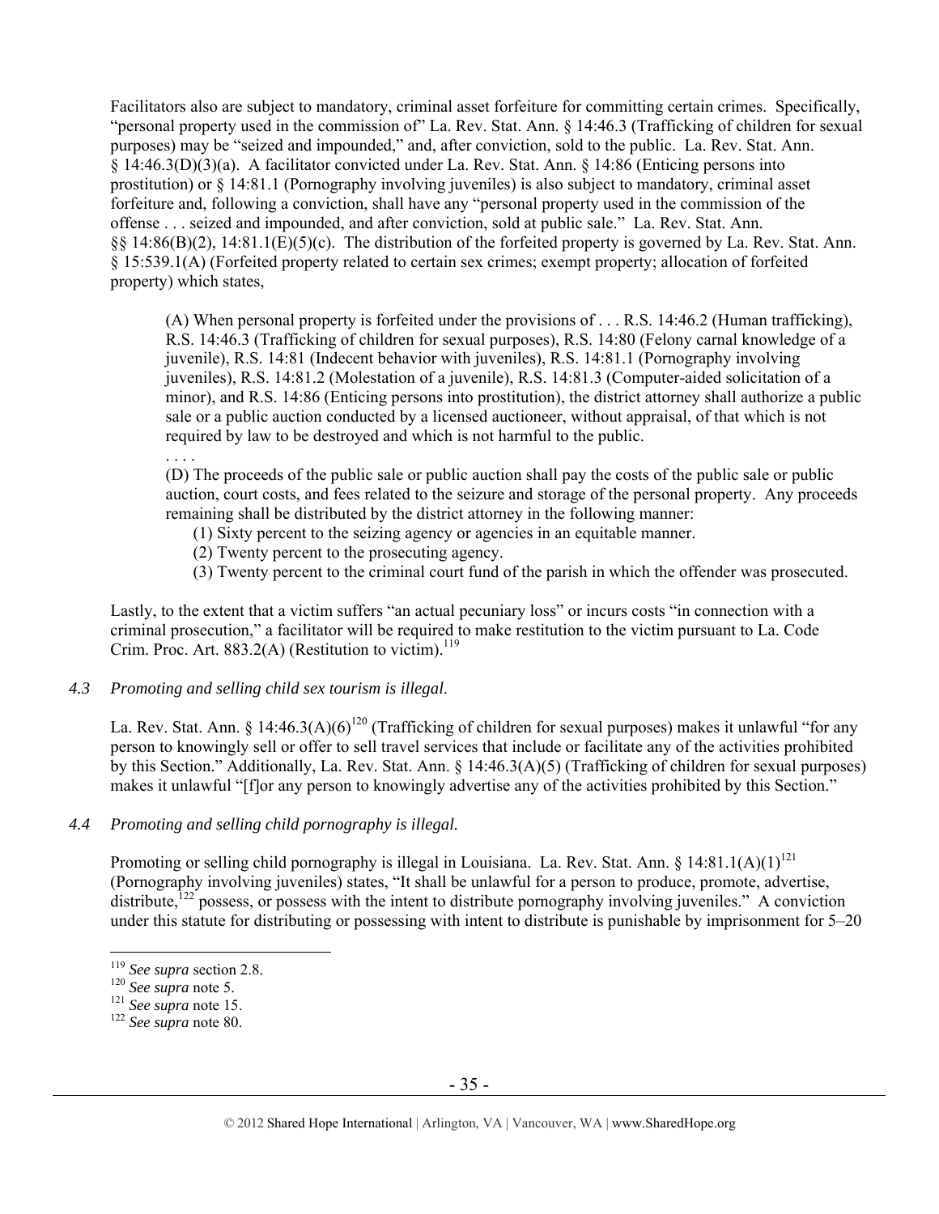Facilitators also are subject to mandatory, criminal asset forfeiture for committing certain crimes. Specifically, "personal property used in the commission of" La. Rev. Stat. Ann. § 14:46.3 (Trafficking of children for sexual purposes) may be "seized and impounded," and, after conviction, sold to the public. La. Rev. Stat. Ann. § 14:46.3(D)(3)(a). A facilitator convicted under La. Rev. Stat. Ann. § 14:86 (Enticing persons into prostitution) or § 14:81.1 (Pornography involving juveniles) is also subject to mandatory, criminal asset forfeiture and, following a conviction, shall have any "personal property used in the commission of the offense . . . seized and impounded, and after conviction, sold at public sale." La. Rev. Stat. Ann. §§ 14:86(B)(2), 14:81.1(E)(5)(c). The distribution of the forfeited property is governed by La. Rev. Stat. Ann. § 15:539.1(A) (Forfeited property related to certain sex crimes; exempt property; allocation of forfeited property) which states,

> (A) When personal property is forfeited under the provisions of . . . R.S. 14:46.2 (Human trafficking), R.S. 14:46.3 (Trafficking of children for sexual purposes), R.S. 14:80 (Felony carnal knowledge of a juvenile), R.S. 14:81 (Indecent behavior with juveniles), R.S. 14:81.1 (Pornography involving juveniles), R.S. 14:81.2 (Molestation of a juvenile), R.S. 14:81.3 (Computer-aided solicitation of a minor), and R.S. 14:86 (Enticing persons into prostitution), the district attorney shall authorize a public sale or a public auction conducted by a licensed auctioneer, without appraisal, of that which is not required by law to be destroyed and which is not harmful to the public.
>
> . . . .
>
> (D) The proceeds of the public sale or public auction shall pay the costs of the public sale or public auction, court costs, and fees related to the seizure and storage of the personal property. Any proceeds remaining shall be distributed by the district attorney in the following manner:
>
> (1) Sixty percent to the seizing agency or agencies in an equitable manner.
>
> (2) Twenty percent to the prosecuting agency.
>
> (3) Twenty percent to the criminal court fund of the parish in which the offender was prosecuted.

Lastly, to the extent that a victim suffers "an actual pecuniary loss" or incurs costs "in connection with a criminal prosecution," a facilitator will be required to make restitution to the victim pursuant to La. Code Crim. Proc. Art. 883.2(A) (Restitution to victim).[119]

### *4.3 Promoting and selling child sex tourism is illegal.*

La. Rev. Stat. Ann. § 14:46.3(A)(6)[120] (Trafficking of children for sexual purposes) makes it unlawful "for any person to knowingly sell or offer to sell travel services that include or facilitate any of the activities prohibited by this Section." Additionally, La. Rev. Stat. Ann. § 14:46.3(A)(5) (Trafficking of children for sexual purposes) makes it unlawful "[f]or any person to knowingly advertise any of the activities prohibited by this Section."

### *4.4 Promoting and selling child pornography is illegal.*

Promoting or selling child pornography is illegal in Louisiana. La. Rev. Stat. Ann. § 14:81.1(A)(1)[121] (Pornography involving juveniles) states, "It shall be unlawful for a person to produce, promote, advertise, distribute,[122] possess, or possess with the intent to distribute pornography involving juveniles." A conviction under this statute for distributing or possessing with intent to distribute is punishable by imprisonment for 5–20

---

[119] *See supra* section 2.8.

[120] *See supra* note 5.

[121] *See supra* note 15.

[122] *See supra* note 80.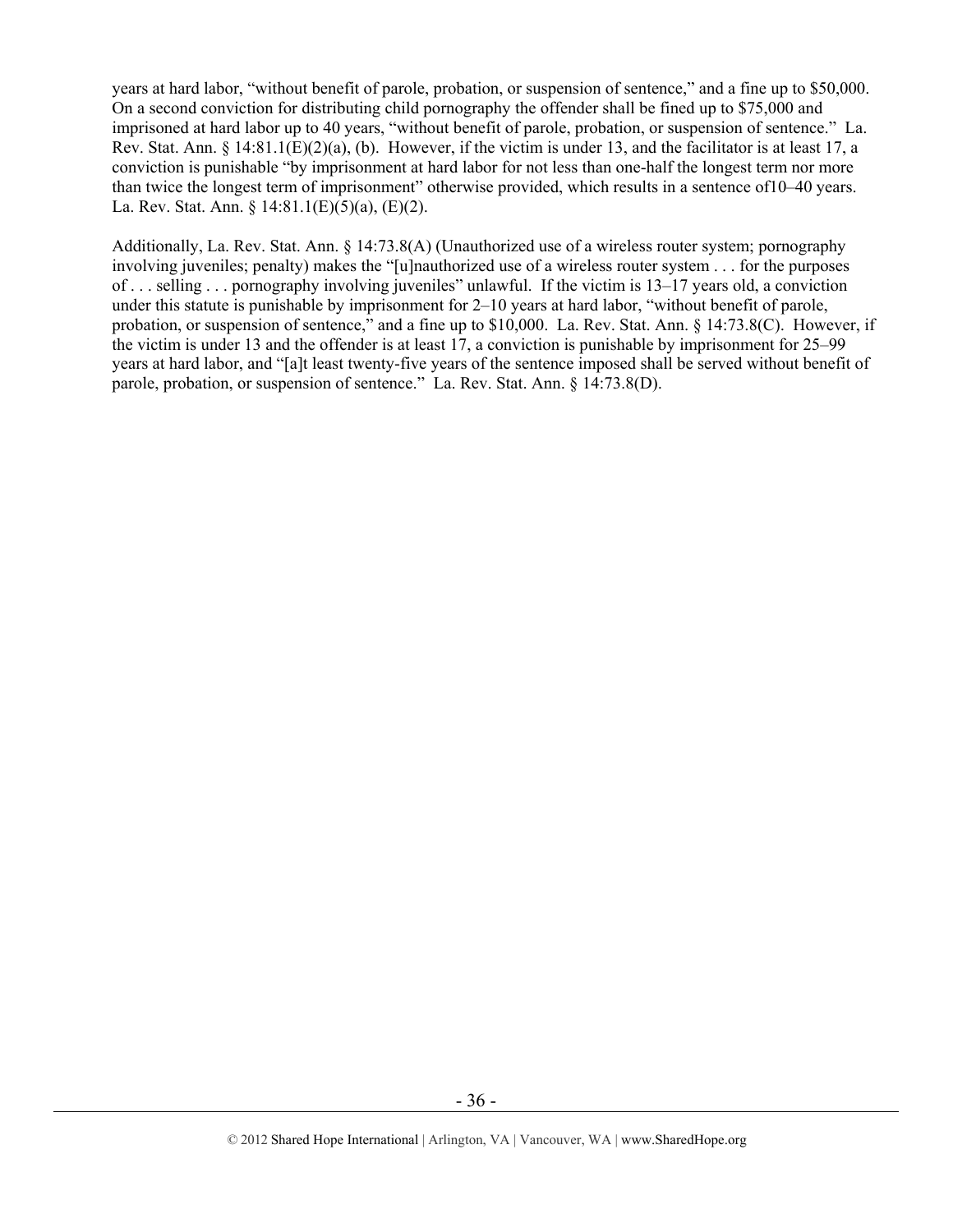years at hard labor, "without benefit of parole, probation, or suspension of sentence," and a fine up to $50,000. On a second conviction for distributing child pornography the offender shall be fined up to $75,000 and imprisoned at hard labor up to 40 years, "without benefit of parole, probation, or suspension of sentence." La. Rev. Stat. Ann. § 14:81.1(E)(2)(a), (b). However, if the victim is under 13, and the facilitator is at least 17, a conviction is punishable "by imprisonment at hard labor for not less than one-half the longest term nor more than twice the longest term of imprisonment" otherwise provided, which results in a sentence of10–40 years. La. Rev. Stat. Ann. § 14:81.1(E)(5)(a), (E)(2).

Additionally, La. Rev. Stat. Ann. § 14:73.8(A) (Unauthorized use of a wireless router system; pornography involving juveniles; penalty) makes the "[u]nauthorized use of a wireless router system . . . for the purposes of . . . selling . . . pornography involving juveniles" unlawful. If the victim is 13–17 years old, a conviction under this statute is punishable by imprisonment for 2–10 years at hard labor, "without benefit of parole, probation, or suspension of sentence," and a fine up to $10,000. La. Rev. Stat. Ann. § 14:73.8(C). However, if the victim is under 13 and the offender is at least 17, a conviction is punishable by imprisonment for 25–99 years at hard labor, and "[a]t least twenty-five years of the sentence imposed shall be served without benefit of parole, probation, or suspension of sentence." La. Rev. Stat. Ann. § 14:73.8(D).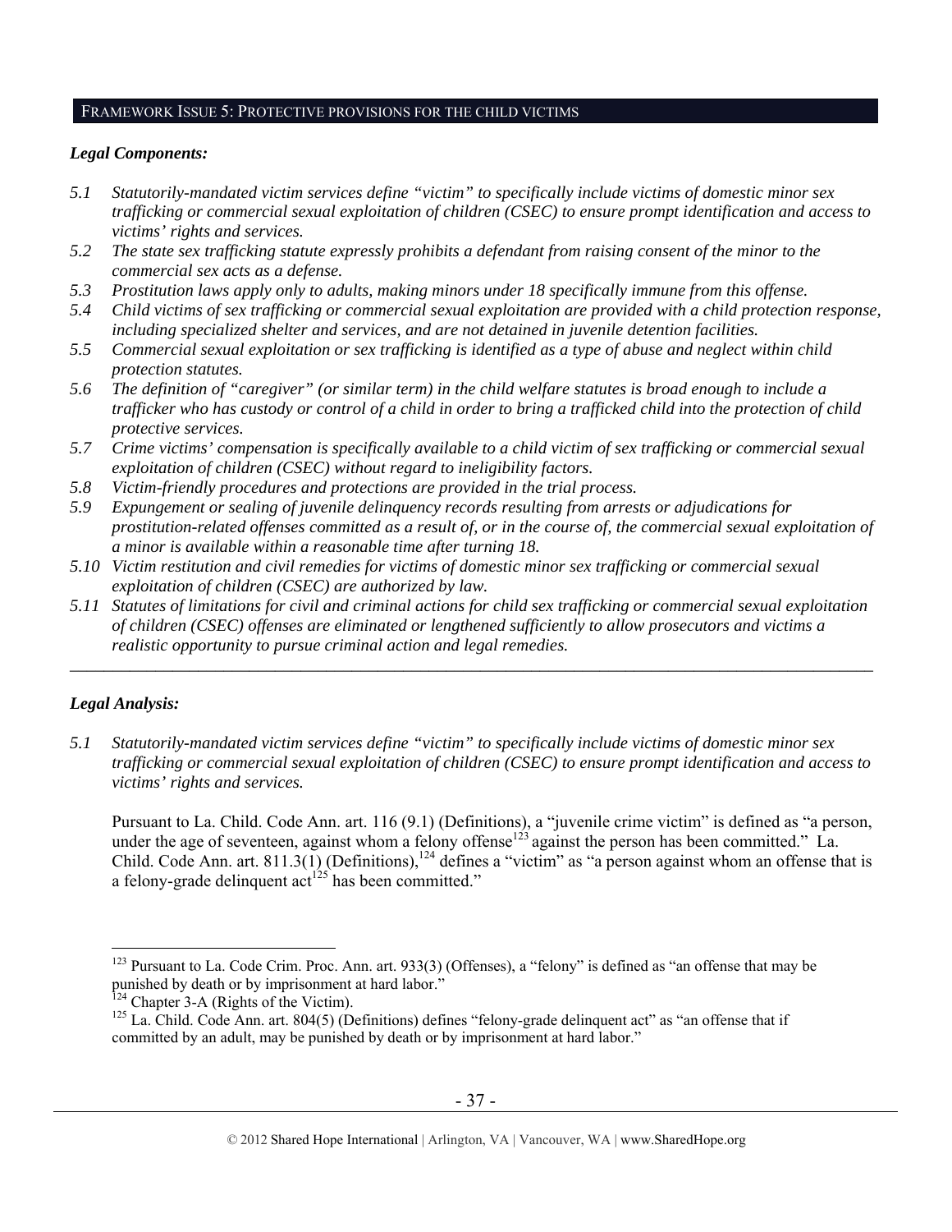## FRAMEWORK ISSUE 5: PROTECTIVE PROVISIONS FOR THE CHILD VICTIMS

### *Legal Components:*

*5.1 Statutorily-mandated victim services define "victim" to specifically include victims of domestic minor sex trafficking or commercial sexual exploitation of children (CSEC) to ensure prompt identification and access to victims' rights and services.*

*5.2 The state sex trafficking statute expressly prohibits a defendant from raising consent of the minor to the commercial sex acts as a defense.*

*5.3 Prostitution laws apply only to adults, making minors under 18 specifically immune from this offense.*

*5.4 Child victims of sex trafficking or commercial sexual exploitation are provided with a child protection response, including specialized shelter and services, and are not detained in juvenile detention facilities.*

*5.5 Commercial sexual exploitation or sex trafficking is identified as a type of abuse and neglect within child protection statutes.*

*5.6 The definition of "caregiver" (or similar term) in the child welfare statutes is broad enough to include a trafficker who has custody or control of a child in order to bring a trafficked child into the protection of child protective services.*

*5.7 Crime victims' compensation is specifically available to a child victim of sex trafficking or commercial sexual exploitation of children (CSEC) without regard to ineligibility factors.*

*5.8 Victim-friendly procedures and protections are provided in the trial process.*

*5.9 Expungement or sealing of juvenile delinquency records resulting from arrests or adjudications for prostitution-related offenses committed as a result of, or in the course of, the commercial sexual exploitation of a minor is available within a reasonable time after turning 18.*

*5.10 Victim restitution and civil remedies for victims of domestic minor sex trafficking or commercial sexual exploitation of children (CSEC) are authorized by law.*

*5.11 Statutes of limitations for civil and criminal actions for child sex trafficking or commercial sexual exploitation of children (CSEC) offenses are eliminated or lengthened sufficiently to allow prosecutors and victims a realistic opportunity to pursue criminal action and legal remedies.*

---

### *Legal Analysis:*

*5.1 Statutorily-mandated victim services define "victim" to specifically include victims of domestic minor sex trafficking or commercial sexual exploitation of children (CSEC) to ensure prompt identification and access to victims' rights and services.*

Pursuant to La. Child. Code Ann. art. 116 (9.1) (Definitions), a "juvenile crime victim" is defined as "a person, under the age of seventeen, against whom a felony offense[123] against the person has been committed." La. Child. Code Ann. art. 811.3(1) (Definitions),[124] defines a "victim" as "a person against whom an offense that is a felony-grade delinquent act[125] has been committed."

---

[123] Pursuant to La. Code Crim. Proc. Ann. art. 933(3) (Offenses), a "felony" is defined as "an offense that may be punished by death or by imprisonment at hard labor."

[124] Chapter 3-A (Rights of the Victim).

[125] La. Child. Code Ann. art. 804(5) (Definitions) defines "felony-grade delinquent act" as "an offense that if committed by an adult, may be punished by death or by imprisonment at hard labor."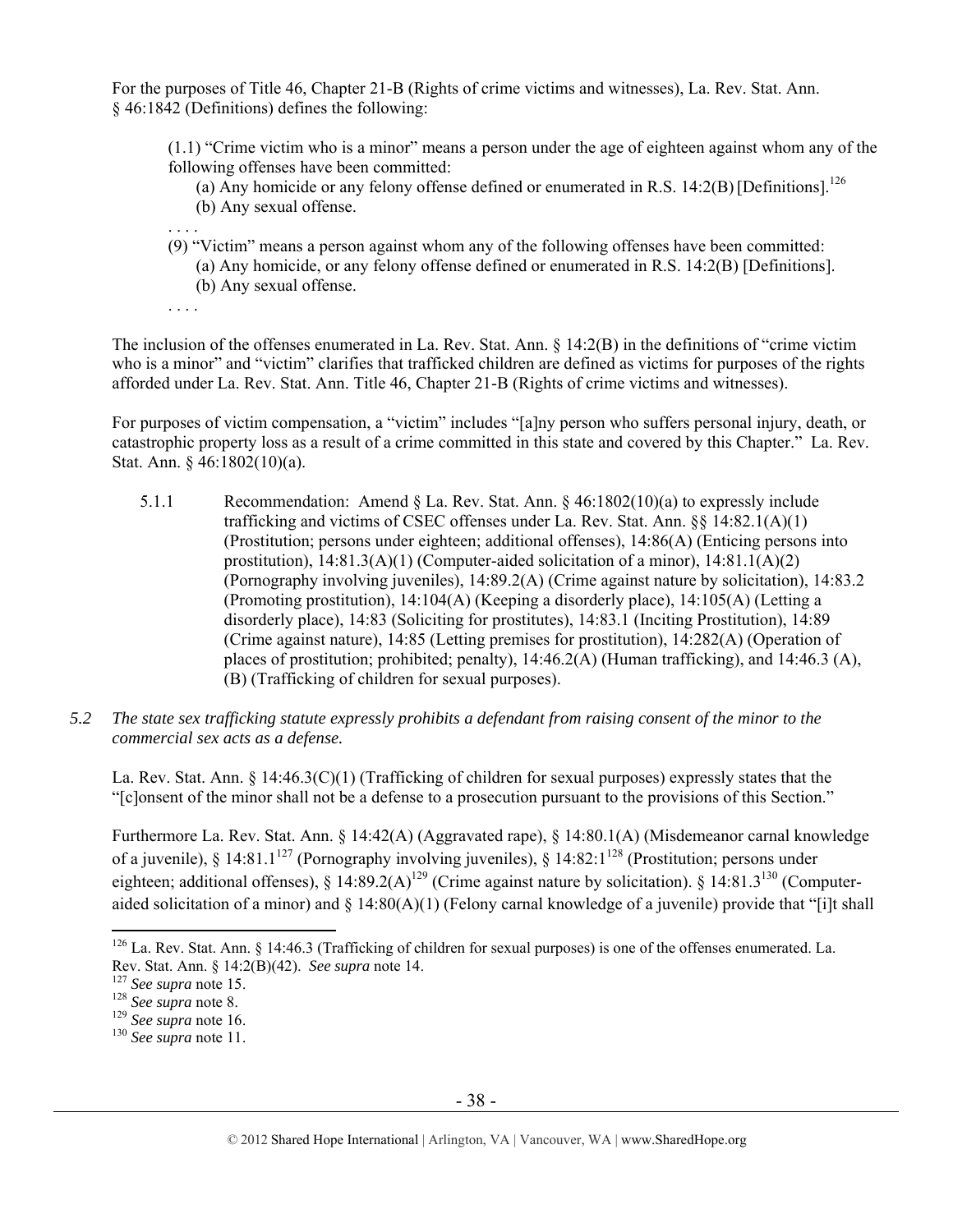For the purposes of Title 46, Chapter 21-B (Rights of crime victims and witnesses), La. Rev. Stat. Ann. § 46:1842 (Definitions) defines the following:

> (1.1) "Crime victim who is a minor" means a person under the age of eighteen against whom any of the following offenses have been committed:
>
> (a) Any homicide or any felony offense defined or enumerated in R.S. 14:2(B) [Definitions].[126]
>
> (b) Any sexual offense.
>
> . . . .
>
> (9) "Victim" means a person against whom any of the following offenses have been committed:
>
> (a) Any homicide, or any felony offense defined or enumerated in R.S. 14:2(B) [Definitions].
>
> (b) Any sexual offense.
>
> . . . .

The inclusion of the offenses enumerated in La. Rev. Stat. Ann. § 14:2(B) in the definitions of "crime victim who is a minor" and "victim" clarifies that trafficked children are defined as victims for purposes of the rights afforded under La. Rev. Stat. Ann. Title 46, Chapter 21-B (Rights of crime victims and witnesses).

For purposes of victim compensation, a "victim" includes "[a]ny person who suffers personal injury, death, or catastrophic property loss as a result of a crime committed in this state and covered by this Chapter." La. Rev. Stat. Ann. § 46:1802(10)(a).

5.1.1 Recommendation: Amend § La. Rev. Stat. Ann. § 46:1802(10)(a) to expressly include trafficking and victims of CSEC offenses under La. Rev. Stat. Ann. §§ 14:82.1(A)(1) (Prostitution; persons under eighteen; additional offenses), 14:86(A) (Enticing persons into prostitution), 14:81.3(A)(1) (Computer-aided solicitation of a minor), 14:81.1(A)(2) (Pornography involving juveniles), 14:89.2(A) (Crime against nature by solicitation), 14:83.2 (Promoting prostitution), 14:104(A) (Keeping a disorderly place), 14:105(A) (Letting a disorderly place), 14:83 (Soliciting for prostitutes), 14:83.1 (Inciting Prostitution), 14:89 (Crime against nature), 14:85 (Letting premises for prostitution), 14:282(A) (Operation of places of prostitution; prohibited; penalty), 14:46.2(A) (Human trafficking), and 14:46.3 (A), (B) (Trafficking of children for sexual purposes).

*5.2 The state sex trafficking statute expressly prohibits a defendant from raising consent of the minor to the commercial sex acts as a defense.*

La. Rev. Stat. Ann. § 14:46.3(C)(1) (Trafficking of children for sexual purposes) expressly states that the "[c]onsent of the minor shall not be a defense to a prosecution pursuant to the provisions of this Section."

Furthermore La. Rev. Stat. Ann. § 14:42(A) (Aggravated rape), § 14:80.1(A) (Misdemeanor carnal knowledge of a juvenile), § 14:81.1[127] (Pornography involving juveniles), § 14:82:1[128] (Prostitution; persons under eighteen; additional offenses), § 14:89.2(A)[129] (Crime against nature by solicitation). § 14:81.3[130] (Computer-aided solicitation of a minor) and § 14:80(A)(1) (Felony carnal knowledge of a juvenile) provide that "[i]t shall

---

[126] La. Rev. Stat. Ann. § 14:46.3 (Trafficking of children for sexual purposes) is one of the offenses enumerated. La. Rev. Stat. Ann. § 14:2(B)(42). *See supra* note 14.

[127] *See supra* note 15.

[128] *See supra* note 8.

[129] *See supra* note 16.

[130] *See supra* note 11.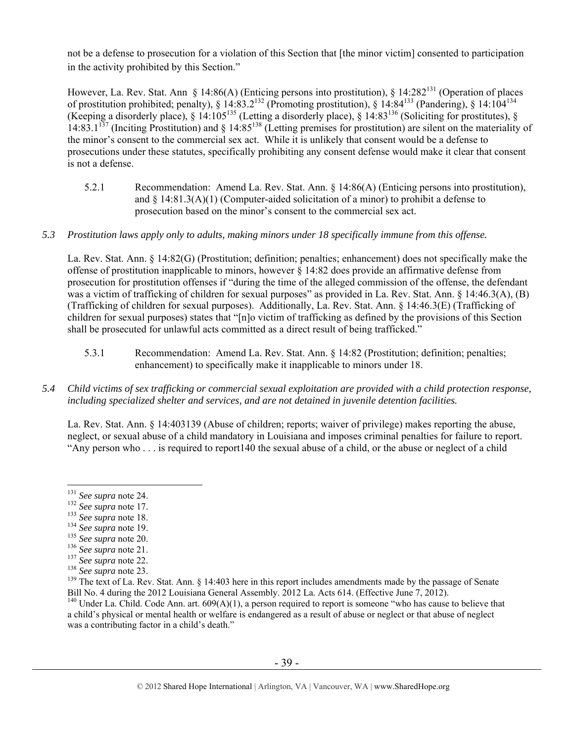not be a defense to prosecution for a violation of this Section that [the minor victim] consented to participation in the activity prohibited by this Section."

However, La. Rev. Stat. Ann § 14:86(A) (Enticing persons into prostitution), § 14:282[131] (Operation of places of prostitution prohibited; penalty), § 14:83.2[132] (Promoting prostitution), § 14:84[133] (Pandering), § 14:104[134] (Keeping a disorderly place), § 14:105[135] (Letting a disorderly place), § 14:83[136] (Soliciting for prostitutes), § 14:83.1[137] (Inciting Prostitution) and § 14:85[138] (Letting premises for prostitution) are silent on the materiality of the minor's consent to the commercial sex act. While it is unlikely that consent would be a defense to prosecutions under these statutes, specifically prohibiting any consent defense would make it clear that consent is not a defense.

5.2.1 Recommendation: Amend La. Rev. Stat. Ann. § 14:86(A) (Enticing persons into prostitution), and § 14:81.3(A)(1) (Computer-aided solicitation of a minor) to prohibit a defense to prosecution based on the minor's consent to the commercial sex act.

*5.3 Prostitution laws apply only to adults, making minors under 18 specifically immune from this offense.*

La. Rev. Stat. Ann. § 14:82(G) (Prostitution; definition; penalties; enhancement) does not specifically make the offense of prostitution inapplicable to minors, however § 14:82 does provide an affirmative defense from prosecution for prostitution offenses if "during the time of the alleged commission of the offense, the defendant was a victim of trafficking of children for sexual purposes" as provided in La. Rev. Stat. Ann. § 14:46.3(A), (B) (Trafficking of children for sexual purposes). Additionally, La. Rev. Stat. Ann. § 14:46.3(E) (Trafficking of children for sexual purposes) states that "[n]o victim of trafficking as defined by the provisions of this Section shall be prosecuted for unlawful acts committed as a direct result of being trafficked."

5.3.1 Recommendation: Amend La. Rev. Stat. Ann. § 14:82 (Prostitution; definition; penalties; enhancement) to specifically make it inapplicable to minors under 18.

*5.4 Child victims of sex trafficking or commercial sexual exploitation are provided with a child protection response, including specialized shelter and services, and are not detained in juvenile detention facilities.*

La. Rev. Stat. Ann. § 14:403139 (Abuse of children; reports; waiver of privilege) makes reporting the abuse, neglect, or sexual abuse of a child mandatory in Louisiana and imposes criminal penalties for failure to report. "Any person who . . . is required to report140 the sexual abuse of a child, or the abuse or neglect of a child

---

[131] *See supra* note 24.
[132] *See supra* note 17.
[133] *See supra* note 18.
[134] *See supra* note 19.
[135] *See supra* note 20.
[136] *See supra* note 21.
[137] *See supra* note 22.
[138] *See supra* note 23.
[139] The text of La. Rev. Stat. Ann. § 14:403 here in this report includes amendments made by the passage of Senate Bill No. 4 during the 2012 Louisiana General Assembly. 2012 La. Acts 614. (Effective June 7, 2012).
[140] Under La. Child. Code Ann. art. 609(A)(1), a person required to report is someone "who has cause to believe that a child's physical or mental health or welfare is endangered as a result of abuse or neglect or that abuse of neglect was a contributing factor in a child's death."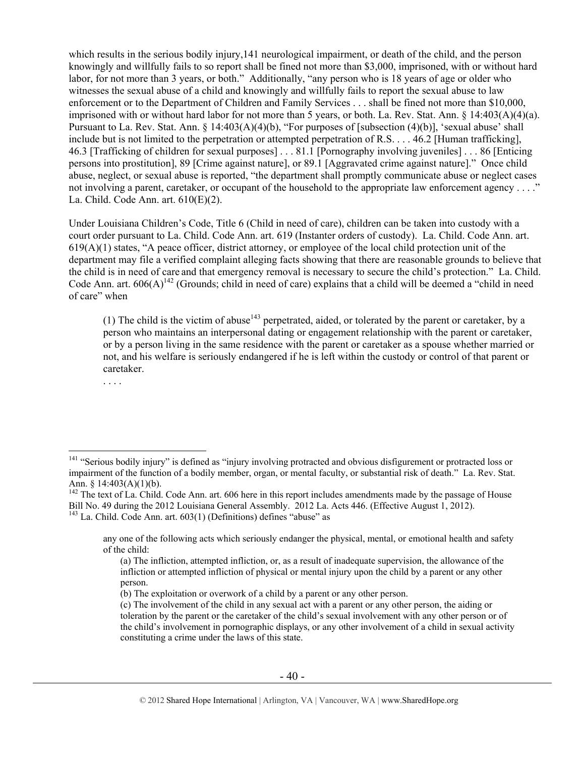which results in the serious bodily injury,141 neurological impairment, or death of the child, and the person knowingly and willfully fails to so report shall be fined not more than $3,000, imprisoned, with or without hard labor, for not more than 3 years, or both." Additionally, "any person who is 18 years of age or older who witnesses the sexual abuse of a child and knowingly and willfully fails to report the sexual abuse to law enforcement or to the Department of Children and Family Services . . . shall be fined not more than $10,000, imprisoned with or without hard labor for not more than 5 years, or both. La. Rev. Stat. Ann. § 14:403(A)(4)(a). Pursuant to La. Rev. Stat. Ann. § 14:403(A)(4)(b), "For purposes of [subsection (4)(b)], 'sexual abuse' shall include but is not limited to the perpetration or attempted perpetration of R.S. . . . 46.2 [Human trafficking], 46.3 [Trafficking of children for sexual purposes] . . . 81.1 [Pornography involving juveniles] . . . 86 [Enticing persons into prostitution], 89 [Crime against nature], or 89.1 [Aggravated crime against nature]." Once child abuse, neglect, or sexual abuse is reported, "the department shall promptly communicate abuse or neglect cases not involving a parent, caretaker, or occupant of the household to the appropriate law enforcement agency . . . ." La. Child. Code Ann. art. 610(E)(2).

Under Louisiana Children's Code, Title 6 (Child in need of care), children can be taken into custody with a court order pursuant to La. Child. Code Ann. art. 619 (Instanter orders of custody). La. Child. Code Ann. art. 619(A)(1) states, "A peace officer, district attorney, or employee of the local child protection unit of the department may file a verified complaint alleging facts showing that there are reasonable grounds to believe that the child is in need of care and that emergency removal is necessary to secure the child's protection." La. Child. Code Ann. art. 606(A)[142] (Grounds; child in need of care) explains that a child will be deemed a "child in need of care" when

> (1) The child is the victim of abuse[143] perpetrated, aided, or tolerated by the parent or caretaker, by a person who maintains an interpersonal dating or engagement relationship with the parent or caretaker, or by a person living in the same residence with the parent or caretaker as a spouse whether married or not, and his welfare is seriously endangered if he is left within the custody or control of that parent or caretaker.
>
> . . . .

---

[141] "Serious bodily injury" is defined as "injury involving protracted and obvious disfigurement or protracted loss or impairment of the function of a bodily member, organ, or mental faculty, or substantial risk of death." La. Rev. Stat. Ann. § 14:403(A)(1)(b).

[142] The text of La. Child. Code Ann. art. 606 here in this report includes amendments made by the passage of House Bill No. 49 during the 2012 Louisiana General Assembly. 2012 La. Acts 446. (Effective August 1, 2012).

[143] La. Child. Code Ann. art. 603(1) (Definitions) defines "abuse" as

> any one of the following acts which seriously endanger the physical, mental, or emotional health and safety of the child:
>
> (a) The infliction, attempted infliction, or, as a result of inadequate supervision, the allowance of the infliction or attempted infliction of physical or mental injury upon the child by a parent or any other person.
>
> (b) The exploitation or overwork of a child by a parent or any other person.
>
> (c) The involvement of the child in any sexual act with a parent or any other person, the aiding or toleration by the parent or the caretaker of the child's sexual involvement with any other person or of the child's involvement in pornographic displays, or any other involvement of a child in sexual activity constituting a crime under the laws of this state.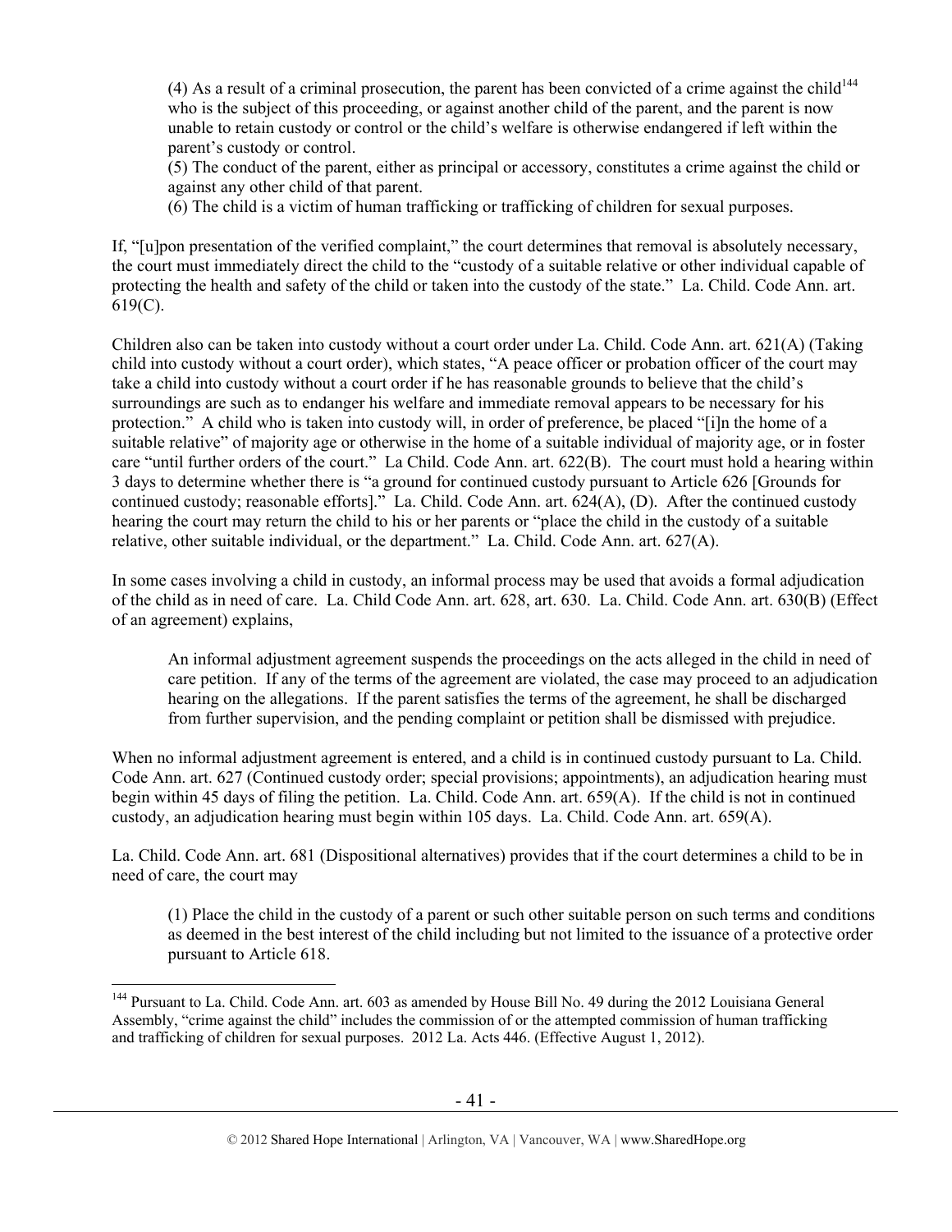> (4) As a result of a criminal prosecution, the parent has been convicted of a crime against the child[144] who is the subject of this proceeding, or against another child of the parent, and the parent is now unable to retain custody or control or the child's welfare is otherwise endangered if left within the parent's custody or control.
> (5) The conduct of the parent, either as principal or accessory, constitutes a crime against the child or against any other child of that parent.
> (6) The child is a victim of human trafficking or trafficking of children for sexual purposes.

If, "[u]pon presentation of the verified complaint," the court determines that removal is absolutely necessary, the court must immediately direct the child to the "custody of a suitable relative or other individual capable of protecting the health and safety of the child or taken into the custody of the state." La. Child. Code Ann. art. 619(C).

Children also can be taken into custody without a court order under La. Child. Code Ann. art. 621(A) (Taking child into custody without a court order), which states, "A peace officer or probation officer of the court may take a child into custody without a court order if he has reasonable grounds to believe that the child's surroundings are such as to endanger his welfare and immediate removal appears to be necessary for his protection." A child who is taken into custody will, in order of preference, be placed "[i]n the home of a suitable relative" of majority age or otherwise in the home of a suitable individual of majority age, or in foster care "until further orders of the court." La Child. Code Ann. art. 622(B). The court must hold a hearing within 3 days to determine whether there is "a ground for continued custody pursuant to Article 626 [Grounds for continued custody; reasonable efforts]." La. Child. Code Ann. art. 624(A), (D). After the continued custody hearing the court may return the child to his or her parents or "place the child in the custody of a suitable relative, other suitable individual, or the department." La. Child. Code Ann. art. 627(A).

In some cases involving a child in custody, an informal process may be used that avoids a formal adjudication of the child as in need of care. La. Child Code Ann. art. 628, art. 630. La. Child. Code Ann. art. 630(B) (Effect of an agreement) explains,

> An informal adjustment agreement suspends the proceedings on the acts alleged in the child in need of care petition. If any of the terms of the agreement are violated, the case may proceed to an adjudication hearing on the allegations. If the parent satisfies the terms of the agreement, he shall be discharged from further supervision, and the pending complaint or petition shall be dismissed with prejudice.

When no informal adjustment agreement is entered, and a child is in continued custody pursuant to La. Child. Code Ann. art. 627 (Continued custody order; special provisions; appointments), an adjudication hearing must begin within 45 days of filing the petition. La. Child. Code Ann. art. 659(A). If the child is not in continued custody, an adjudication hearing must begin within 105 days. La. Child. Code Ann. art. 659(A).

La. Child. Code Ann. art. 681 (Dispositional alternatives) provides that if the court determines a child to be in need of care, the court may

> (1) Place the child in the custody of a parent or such other suitable person on such terms and conditions as deemed in the best interest of the child including but not limited to the issuance of a protective order pursuant to Article 618.

---

[144] Pursuant to La. Child. Code Ann. art. 603 as amended by House Bill No. 49 during the 2012 Louisiana General Assembly, "crime against the child" includes the commission of or the attempted commission of human trafficking and trafficking of children for sexual purposes. 2012 La. Acts 446. (Effective August 1, 2012).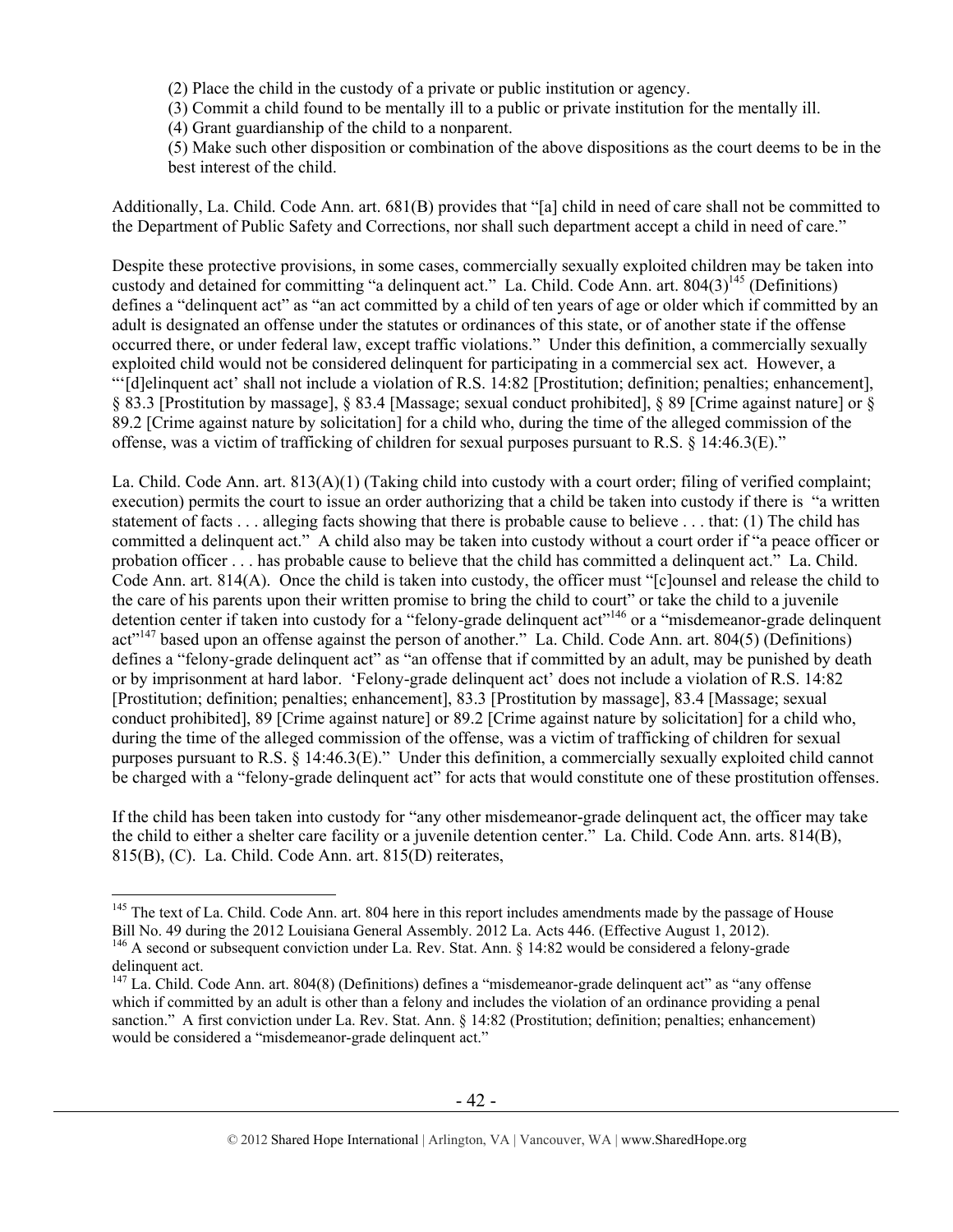(2) Place the child in the custody of a private or public institution or agency.

(3) Commit a child found to be mentally ill to a public or private institution for the mentally ill.

(4) Grant guardianship of the child to a nonparent.

(5) Make such other disposition or combination of the above dispositions as the court deems to be in the best interest of the child.

Additionally, La. Child. Code Ann. art. 681(B) provides that "[a] child in need of care shall not be committed to the Department of Public Safety and Corrections, nor shall such department accept a child in need of care."

Despite these protective provisions, in some cases, commercially sexually exploited children may be taken into custody and detained for committing "a delinquent act." La. Child. Code Ann. art. 804(3)[145] (Definitions) defines a "delinquent act" as "an act committed by a child of ten years of age or older which if committed by an adult is designated an offense under the statutes or ordinances of this state, or of another state if the offense occurred there, or under federal law, except traffic violations." Under this definition, a commercially sexually exploited child would not be considered delinquent for participating in a commercial sex act. However, a "'[d]elinquent act' shall not include a violation of R.S. 14:82 [Prostitution; definition; penalties; enhancement], § 83.3 [Prostitution by massage], § 83.4 [Massage; sexual conduct prohibited], § 89 [Crime against nature] or § 89.2 [Crime against nature by solicitation] for a child who, during the time of the alleged commission of the offense, was a victim of trafficking of children for sexual purposes pursuant to R.S. § 14:46.3(E)."

La. Child. Code Ann. art. 813(A)(1) (Taking child into custody with a court order; filing of verified complaint; execution) permits the court to issue an order authorizing that a child be taken into custody if there is "a written statement of facts . . . alleging facts showing that there is probable cause to believe . . . that: (1) The child has committed a delinquent act." A child also may be taken into custody without a court order if "a peace officer or probation officer . . . has probable cause to believe that the child has committed a delinquent act." La. Child. Code Ann. art. 814(A). Once the child is taken into custody, the officer must "[c]ounsel and release the child to the care of his parents upon their written promise to bring the child to court" or take the child to a juvenile detention center if taken into custody for a "felony-grade delinquent act"[146] or a "misdemeanor-grade delinquent act"[147] based upon an offense against the person of another." La. Child. Code Ann. art. 804(5) (Definitions) defines a "felony-grade delinquent act" as "an offense that if committed by an adult, may be punished by death or by imprisonment at hard labor. 'Felony-grade delinquent act' does not include a violation of R.S. 14:82 [Prostitution; definition; penalties; enhancement], 83.3 [Prostitution by massage], 83.4 [Massage; sexual conduct prohibited], 89 [Crime against nature] or 89.2 [Crime against nature by solicitation] for a child who, during the time of the alleged commission of the offense, was a victim of trafficking of children for sexual purposes pursuant to R.S. § 14:46.3(E)." Under this definition, a commercially sexually exploited child cannot be charged with a "felony-grade delinquent act" for acts that would constitute one of these prostitution offenses.

If the child has been taken into custody for "any other misdemeanor-grade delinquent act, the officer may take the child to either a shelter care facility or a juvenile detention center." La. Child. Code Ann. arts. 814(B), 815(B), (C). La. Child. Code Ann. art. 815(D) reiterates,

---

[145] The text of La. Child. Code Ann. art. 804 here in this report includes amendments made by the passage of House Bill No. 49 during the 2012 Louisiana General Assembly. 2012 La. Acts 446. (Effective August 1, 2012).

[146] A second or subsequent conviction under La. Rev. Stat. Ann. § 14:82 would be considered a felony-grade delinquent act.

[147] La. Child. Code Ann. art. 804(8) (Definitions) defines a "misdemeanor-grade delinquent act" as "any offense which if committed by an adult is other than a felony and includes the violation of an ordinance providing a penal sanction." A first conviction under La. Rev. Stat. Ann. § 14:82 (Prostitution; definition; penalties; enhancement) would be considered a "misdemeanor-grade delinquent act."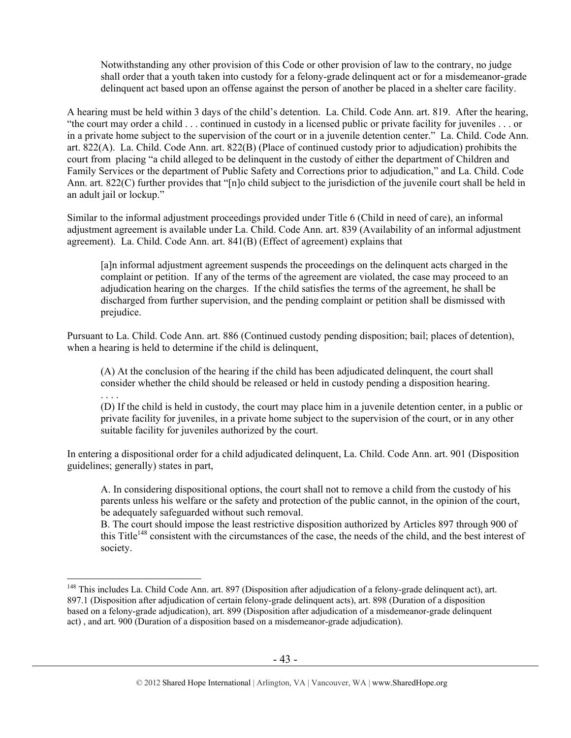> Notwithstanding any other provision of this Code or other provision of law to the contrary, no judge shall order that a youth taken into custody for a felony-grade delinquent act or for a misdemeanor-grade delinquent act based upon an offense against the person of another be placed in a shelter care facility.

A hearing must be held within 3 days of the child's detention. La. Child. Code Ann. art. 819. After the hearing, "the court may order a child . . . continued in custody in a licensed public or private facility for juveniles . . . or in a private home subject to the supervision of the court or in a juvenile detention center." La. Child. Code Ann. art. 822(A). La. Child. Code Ann. art. 822(B) (Place of continued custody prior to adjudication) prohibits the court from placing "a child alleged to be delinquent in the custody of either the department of Children and Family Services or the department of Public Safety and Corrections prior to adjudication," and La. Child. Code Ann. art. 822(C) further provides that "[n]o child subject to the jurisdiction of the juvenile court shall be held in an adult jail or lockup."

Similar to the informal adjustment proceedings provided under Title 6 (Child in need of care), an informal adjustment agreement is available under La. Child. Code Ann. art. 839 (Availability of an informal adjustment agreement). La. Child. Code Ann. art. 841(B) (Effect of agreement) explains that

> [a]n informal adjustment agreement suspends the proceedings on the delinquent acts charged in the complaint or petition. If any of the terms of the agreement are violated, the case may proceed to an adjudication hearing on the charges. If the child satisfies the terms of the agreement, he shall be discharged from further supervision, and the pending complaint or petition shall be dismissed with prejudice.

Pursuant to La. Child. Code Ann. art. 886 (Continued custody pending disposition; bail; places of detention), when a hearing is held to determine if the child is delinquent,

> (A) At the conclusion of the hearing if the child has been adjudicated delinquent, the court shall consider whether the child should be released or held in custody pending a disposition hearing.
> . . . .
> (D) If the child is held in custody, the court may place him in a juvenile detention center, in a public or private facility for juveniles, in a private home subject to the supervision of the court, or in any other suitable facility for juveniles authorized by the court.

In entering a dispositional order for a child adjudicated delinquent, La. Child. Code Ann. art. 901 (Disposition guidelines; generally) states in part,

> A. In considering dispositional options, the court shall not to remove a child from the custody of his parents unless his welfare or the safety and protection of the public cannot, in the opinion of the court, be adequately safeguarded without such removal.
> B. The court should impose the least restrictive disposition authorized by Articles 897 through 900 of this Title[148] consistent with the circumstances of the case, the needs of the child, and the best interest of society.

[148] This includes La. Child Code Ann. art. 897 (Disposition after adjudication of a felony-grade delinquent act), art. 897.1 (Disposition after adjudication of certain felony-grade delinquent acts), art. 898 (Duration of a disposition based on a felony-grade adjudication), art. 899 (Disposition after adjudication of a misdemeanor-grade delinquent act) , and art. 900 (Duration of a disposition based on a misdemeanor-grade adjudication).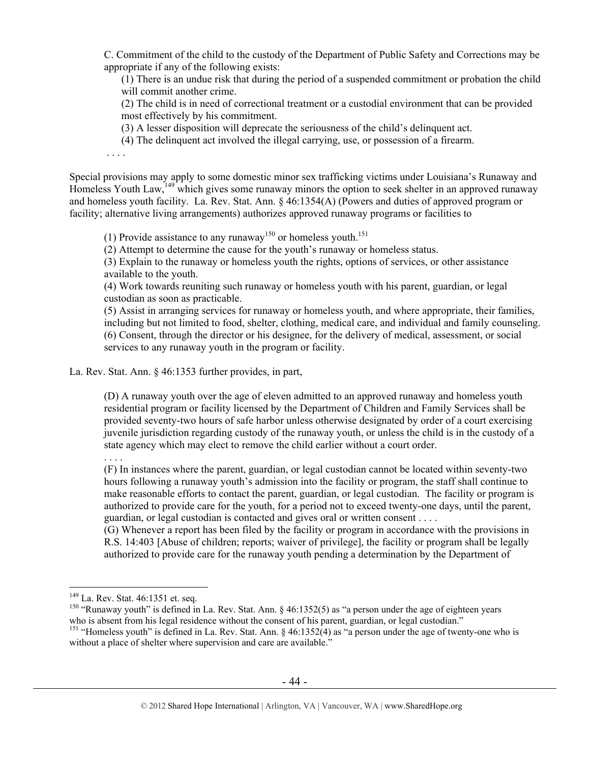> C. Commitment of the child to the custody of the Department of Public Safety and Corrections may be appropriate if any of the following exists:
>
> (1) There is an undue risk that during the period of a suspended commitment or probation the child will commit another crime.
>
> (2) The child is in need of correctional treatment or a custodial environment that can be provided most effectively by his commitment.
>
> (3) A lesser disposition will deprecate the seriousness of the child's delinquent act.
>
> (4) The delinquent act involved the illegal carrying, use, or possession of a firearm.
>
> . . . .

Special provisions may apply to some domestic minor sex trafficking victims under Louisiana's Runaway and Homeless Youth Law,[149] which gives some runaway minors the option to seek shelter in an approved runaway and homeless youth facility. La. Rev. Stat. Ann. § 46:1354(A) (Powers and duties of approved program or facility; alternative living arrangements) authorizes approved runaway programs or facilities to

> (1) Provide assistance to any runaway[150] or homeless youth.[151]
>
> (2) Attempt to determine the cause for the youth's runaway or homeless status.
>
> (3) Explain to the runaway or homeless youth the rights, options of services, or other assistance available to the youth.
>
> (4) Work towards reuniting such runaway or homeless youth with his parent, guardian, or legal custodian as soon as practicable.
>
> (5) Assist in arranging services for runaway or homeless youth, and where appropriate, their families, including but not limited to food, shelter, clothing, medical care, and individual and family counseling.
>
> (6) Consent, through the director or his designee, for the delivery of medical, assessment, or social services to any runaway youth in the program or facility.

La. Rev. Stat. Ann. § 46:1353 further provides, in part,

> (D) A runaway youth over the age of eleven admitted to an approved runaway and homeless youth residential program or facility licensed by the Department of Children and Family Services shall be provided seventy-two hours of safe harbor unless otherwise designated by order of a court exercising juvenile jurisdiction regarding custody of the runaway youth, or unless the child is in the custody of a state agency which may elect to remove the child earlier without a court order.
>
> . . . .
>
> (F) In instances where the parent, guardian, or legal custodian cannot be located within seventy-two hours following a runaway youth's admission into the facility or program, the staff shall continue to make reasonable efforts to contact the parent, guardian, or legal custodian. The facility or program is authorized to provide care for the youth, for a period not to exceed twenty-one days, until the parent, guardian, or legal custodian is contacted and gives oral or written consent . . . .
>
> (G) Whenever a report has been filed by the facility or program in accordance with the provisions in R.S. 14:403 [Abuse of children; reports; waiver of privilege], the facility or program shall be legally authorized to provide care for the runaway youth pending a determination by the Department of

---

[149] La. Rev. Stat. 46:1351 et. seq.

[150] "Runaway youth" is defined in La. Rev. Stat. Ann. § 46:1352(5) as "a person under the age of eighteen years who is absent from his legal residence without the consent of his parent, guardian, or legal custodian."

[151] "Homeless youth" is defined in La. Rev. Stat. Ann. § 46:1352(4) as "a person under the age of twenty-one who is without a place of shelter where supervision and care are available."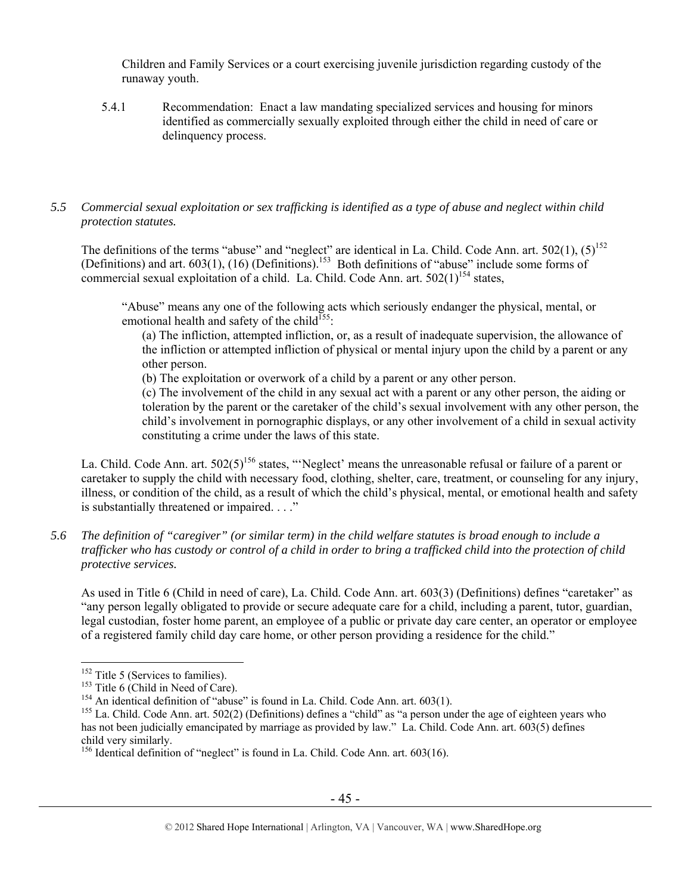Children and Family Services or a court exercising juvenile jurisdiction regarding custody of the runaway youth.

5.4.1 Recommendation: Enact a law mandating specialized services and housing for minors identified as commercially sexually exploited through either the child in need of care or delinquency process.

*5.5 Commercial sexual exploitation or sex trafficking is identified as a type of abuse and neglect within child protection statutes.*

The definitions of the terms "abuse" and "neglect" are identical in La. Child. Code Ann. art. 502(1), (5)[152] (Definitions) and art. 603(1), (16) (Definitions).[153] Both definitions of "abuse" include some forms of commercial sexual exploitation of a child. La. Child. Code Ann. art. 502(1)[154] states,

> "Abuse" means any one of the following acts which seriously endanger the physical, mental, or emotional health and safety of the child[155]:
>
> (a) The infliction, attempted infliction, or, as a result of inadequate supervision, the allowance of the infliction or attempted infliction of physical or mental injury upon the child by a parent or any other person.
>
> (b) The exploitation or overwork of a child by a parent or any other person.
>
> (c) The involvement of the child in any sexual act with a parent or any other person, the aiding or toleration by the parent or the caretaker of the child's sexual involvement with any other person, the child's involvement in pornographic displays, or any other involvement of a child in sexual activity constituting a crime under the laws of this state.

La. Child. Code Ann. art. 502(5)[156] states, "'Neglect' means the unreasonable refusal or failure of a parent or caretaker to supply the child with necessary food, clothing, shelter, care, treatment, or counseling for any injury, illness, or condition of the child, as a result of which the child's physical, mental, or emotional health and safety is substantially threatened or impaired. . . ."

*5.6 The definition of "caregiver" (or similar term) in the child welfare statutes is broad enough to include a trafficker who has custody or control of a child in order to bring a trafficked child into the protection of child protective services.*

As used in Title 6 (Child in need of care), La. Child. Code Ann. art. 603(3) (Definitions) defines "caretaker" as "any person legally obligated to provide or secure adequate care for a child, including a parent, tutor, guardian, legal custodian, foster home parent, an employee of a public or private day care center, an operator or employee of a registered family child day care home, or other person providing a residence for the child."

---

[152] Title 5 (Services to families).

[153] Title 6 (Child in Need of Care).

[154] An identical definition of "abuse" is found in La. Child. Code Ann. art. 603(1).

[155] La. Child. Code Ann. art. 502(2) (Definitions) defines a "child" as "a person under the age of eighteen years who has not been judicially emancipated by marriage as provided by law." La. Child. Code Ann. art. 603(5) defines child very similarly.

[156] Identical definition of "neglect" is found in La. Child. Code Ann. art. 603(16).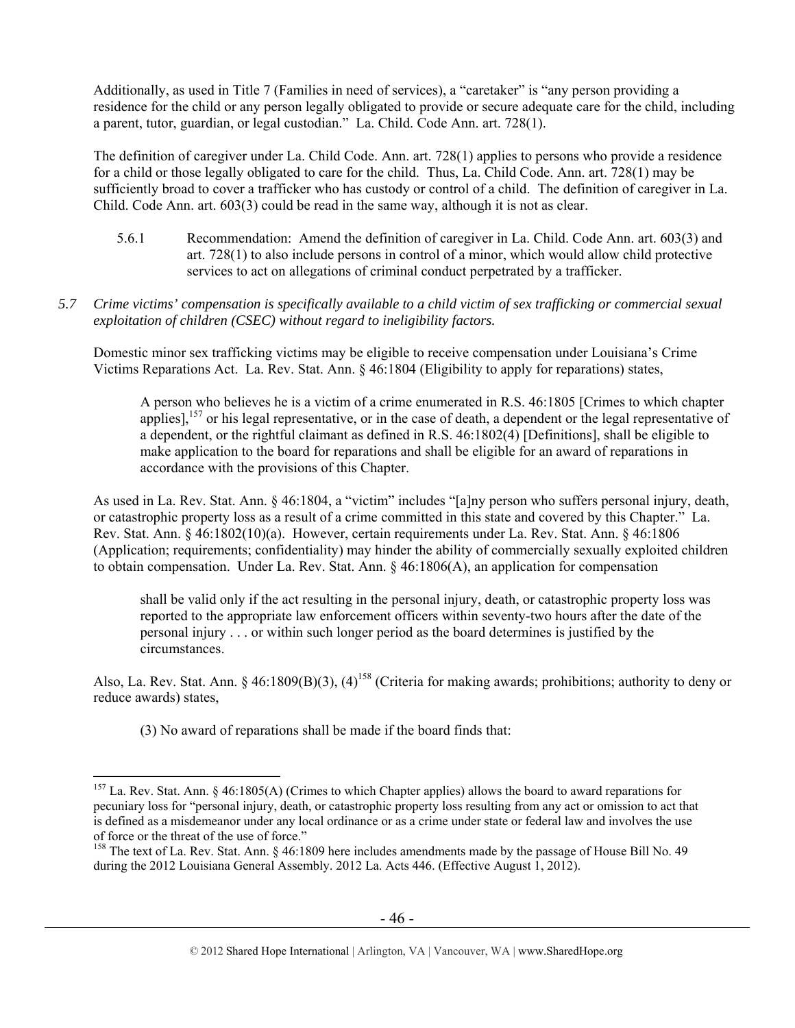Additionally, as used in Title 7 (Families in need of services), a "caretaker" is "any person providing a residence for the child or any person legally obligated to provide or secure adequate care for the child, including a parent, tutor, guardian, or legal custodian." La. Child. Code Ann. art. 728(1).

The definition of caregiver under La. Child Code. Ann. art. 728(1) applies to persons who provide a residence for a child or those legally obligated to care for the child. Thus, La. Child Code. Ann. art. 728(1) may be sufficiently broad to cover a trafficker who has custody or control of a child. The definition of caregiver in La. Child. Code Ann. art. 603(3) could be read in the same way, although it is not as clear.

> 5.6.1 Recommendation: Amend the definition of caregiver in La. Child. Code Ann. art. 603(3) and art. 728(1) to also include persons in control of a minor, which would allow child protective services to act on allegations of criminal conduct perpetrated by a trafficker.

*5.7 Crime victims' compensation is specifically available to a child victim of sex trafficking or commercial sexual exploitation of children (CSEC) without regard to ineligibility factors.*

Domestic minor sex trafficking victims may be eligible to receive compensation under Louisiana's Crime Victims Reparations Act. La. Rev. Stat. Ann. § 46:1804 (Eligibility to apply for reparations) states,

> A person who believes he is a victim of a crime enumerated in R.S. 46:1805 [Crimes to which chapter applies],[157] or his legal representative, or in the case of death, a dependent or the legal representative of a dependent, or the rightful claimant as defined in R.S. 46:1802(4) [Definitions], shall be eligible to make application to the board for reparations and shall be eligible for an award of reparations in accordance with the provisions of this Chapter.

As used in La. Rev. Stat. Ann. § 46:1804, a "victim" includes "[a]ny person who suffers personal injury, death, or catastrophic property loss as a result of a crime committed in this state and covered by this Chapter." La. Rev. Stat. Ann. § 46:1802(10)(a). However, certain requirements under La. Rev. Stat. Ann. § 46:1806 (Application; requirements; confidentiality) may hinder the ability of commercially sexually exploited children to obtain compensation. Under La. Rev. Stat. Ann. § 46:1806(A), an application for compensation

> shall be valid only if the act resulting in the personal injury, death, or catastrophic property loss was reported to the appropriate law enforcement officers within seventy-two hours after the date of the personal injury . . . or within such longer period as the board determines is justified by the circumstances.

Also, La. Rev. Stat. Ann. § 46:1809(B)(3), (4)[158] (Criteria for making awards; prohibitions; authority to deny or reduce awards) states,

> (3) No award of reparations shall be made if the board finds that:

---

[157] La. Rev. Stat. Ann. § 46:1805(A) (Crimes to which Chapter applies) allows the board to award reparations for pecuniary loss for "personal injury, death, or catastrophic property loss resulting from any act or omission to act that is defined as a misdemeanor under any local ordinance or as a crime under state or federal law and involves the use of force or the threat of the use of force."

[158] The text of La. Rev. Stat. Ann. § 46:1809 here includes amendments made by the passage of House Bill No. 49 during the 2012 Louisiana General Assembly. 2012 La. Acts 446. (Effective August 1, 2012).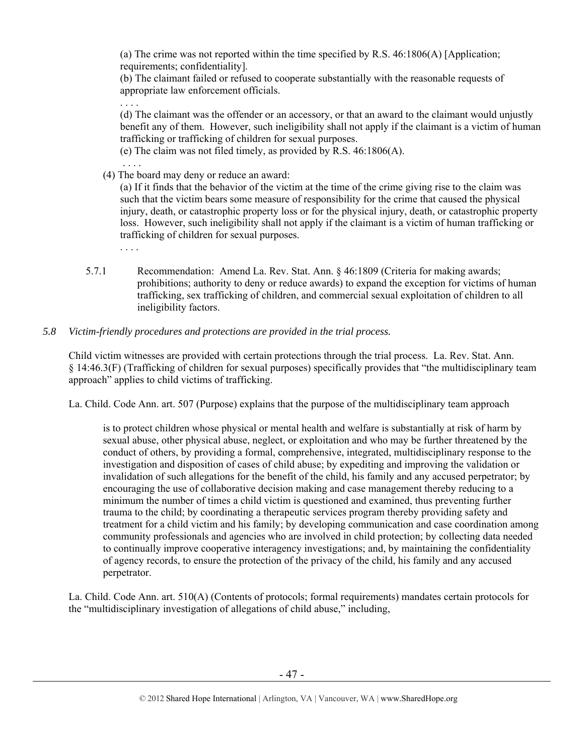(a) The crime was not reported within the time specified by R.S. 46:1806(A) [Application; requirements; confidentiality].

(b) The claimant failed or refused to cooperate substantially with the reasonable requests of appropriate law enforcement officials.

. . . .

(d) The claimant was the offender or an accessory, or that an award to the claimant would unjustly benefit any of them. However, such ineligibility shall not apply if the claimant is a victim of human trafficking or trafficking of children for sexual purposes.

(e) The claim was not filed timely, as provided by R.S. 46:1806(A).

. . . .

(4) The board may deny or reduce an award:

(a) If it finds that the behavior of the victim at the time of the crime giving rise to the claim was such that the victim bears some measure of responsibility for the crime that caused the physical injury, death, or catastrophic property loss or for the physical injury, death, or catastrophic property loss. However, such ineligibility shall not apply if the claimant is a victim of human trafficking or trafficking of children for sexual purposes.

. . . .

5.7.1 Recommendation: Amend La. Rev. Stat. Ann. § 46:1809 (Criteria for making awards; prohibitions; authority to deny or reduce awards) to expand the exception for victims of human trafficking, sex trafficking of children, and commercial sexual exploitation of children to all ineligibility factors.

*5.8 Victim-friendly procedures and protections are provided in the trial process.*

Child victim witnesses are provided with certain protections through the trial process. La. Rev. Stat. Ann. § 14:46.3(F) (Trafficking of children for sexual purposes) specifically provides that "the multidisciplinary team approach" applies to child victims of trafficking.

La. Child. Code Ann. art. 507 (Purpose) explains that the purpose of the multidisciplinary team approach

> is to protect children whose physical or mental health and welfare is substantially at risk of harm by sexual abuse, other physical abuse, neglect, or exploitation and who may be further threatened by the conduct of others, by providing a formal, comprehensive, integrated, multidisciplinary response to the investigation and disposition of cases of child abuse; by expediting and improving the validation or invalidation of such allegations for the benefit of the child, his family and any accused perpetrator; by encouraging the use of collaborative decision making and case management thereby reducing to a minimum the number of times a child victim is questioned and examined, thus preventing further trauma to the child; by coordinating a therapeutic services program thereby providing safety and treatment for a child victim and his family; by developing communication and case coordination among community professionals and agencies who are involved in child protection; by collecting data needed to continually improve cooperative interagency investigations; and, by maintaining the confidentiality of agency records, to ensure the protection of the privacy of the child, his family and any accused perpetrator.

La. Child. Code Ann. art. 510(A) (Contents of protocols; formal requirements) mandates certain protocols for the "multidisciplinary investigation of allegations of child abuse," including,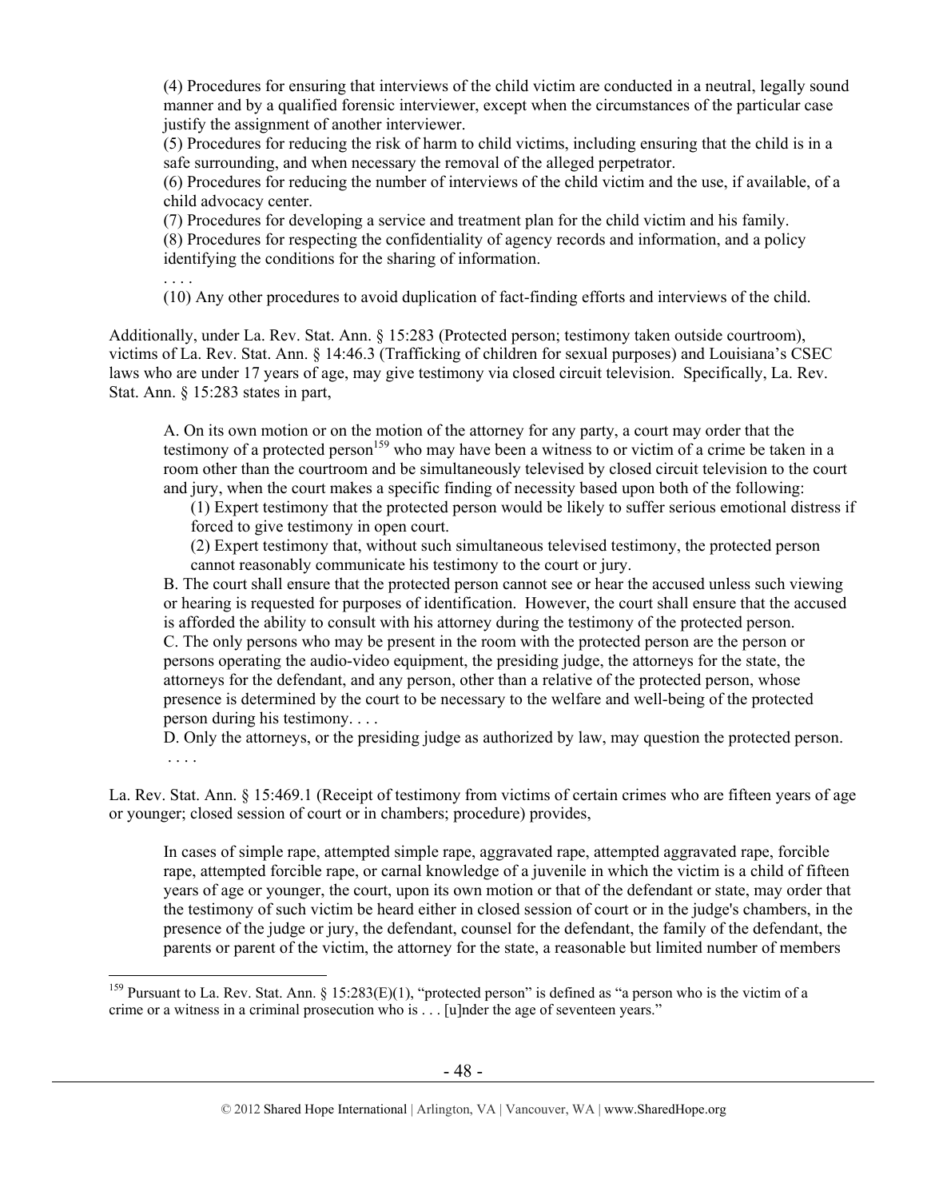(4) Procedures for ensuring that interviews of the child victim are conducted in a neutral, legally sound manner and by a qualified forensic interviewer, except when the circumstances of the particular case justify the assignment of another interviewer.
(5) Procedures for reducing the risk of harm to child victims, including ensuring that the child is in a safe surrounding, and when necessary the removal of the alleged perpetrator.
(6) Procedures for reducing the number of interviews of the child victim and the use, if available, of a child advocacy center.
(7) Procedures for developing a service and treatment plan for the child victim and his family.
(8) Procedures for respecting the confidentiality of agency records and information, and a policy identifying the conditions for the sharing of information.
. . . .
(10) Any other procedures to avoid duplication of fact-finding efforts and interviews of the child.

Additionally, under La. Rev. Stat. Ann. § 15:283 (Protected person; testimony taken outside courtroom), victims of La. Rev. Stat. Ann. § 14:46.3 (Trafficking of children for sexual purposes) and Louisiana's CSEC laws who are under 17 years of age, may give testimony via closed circuit television. Specifically, La. Rev. Stat. Ann. § 15:283 states in part,

> A. On its own motion or on the motion of the attorney for any party, a court may order that the testimony of a protected person[159] who may have been a witness to or victim of a crime be taken in a room other than the courtroom and be simultaneously televised by closed circuit television to the court and jury, when the court makes a specific finding of necessity based upon both of the following:
>
> (1) Expert testimony that the protected person would be likely to suffer serious emotional distress if forced to give testimony in open court.
> (2) Expert testimony that, without such simultaneous televised testimony, the protected person cannot reasonably communicate his testimony to the court or jury.
>
> B. The court shall ensure that the protected person cannot see or hear the accused unless such viewing or hearing is requested for purposes of identification. However, the court shall ensure that the accused is afforded the ability to consult with his attorney during the testimony of the protected person.
> C. The only persons who may be present in the room with the protected person are the person or persons operating the audio-video equipment, the presiding judge, the attorneys for the state, the attorneys for the defendant, and any person, other than a relative of the protected person, whose presence is determined by the court to be necessary to the welfare and well-being of the protected person during his testimony. . . .
> D. Only the attorneys, or the presiding judge as authorized by law, may question the protected person.
> . . . .

La. Rev. Stat. Ann. § 15:469.1 (Receipt of testimony from victims of certain crimes who are fifteen years of age or younger; closed session of court or in chambers; procedure) provides,

> In cases of simple rape, attempted simple rape, aggravated rape, attempted aggravated rape, forcible rape, attempted forcible rape, or carnal knowledge of a juvenile in which the victim is a child of fifteen years of age or younger, the court, upon its own motion or that of the defendant or state, may order that the testimony of such victim be heard either in closed session of court or in the judge's chambers, in the presence of the judge or jury, the defendant, counsel for the defendant, the family of the defendant, the parents or parent of the victim, the attorney for the state, a reasonable but limited number of members

---

[159] Pursuant to La. Rev. Stat. Ann. § 15:283(E)(1), "protected person" is defined as "a person who is the victim of a crime or a witness in a criminal prosecution who is . . . [u]nder the age of seventeen years."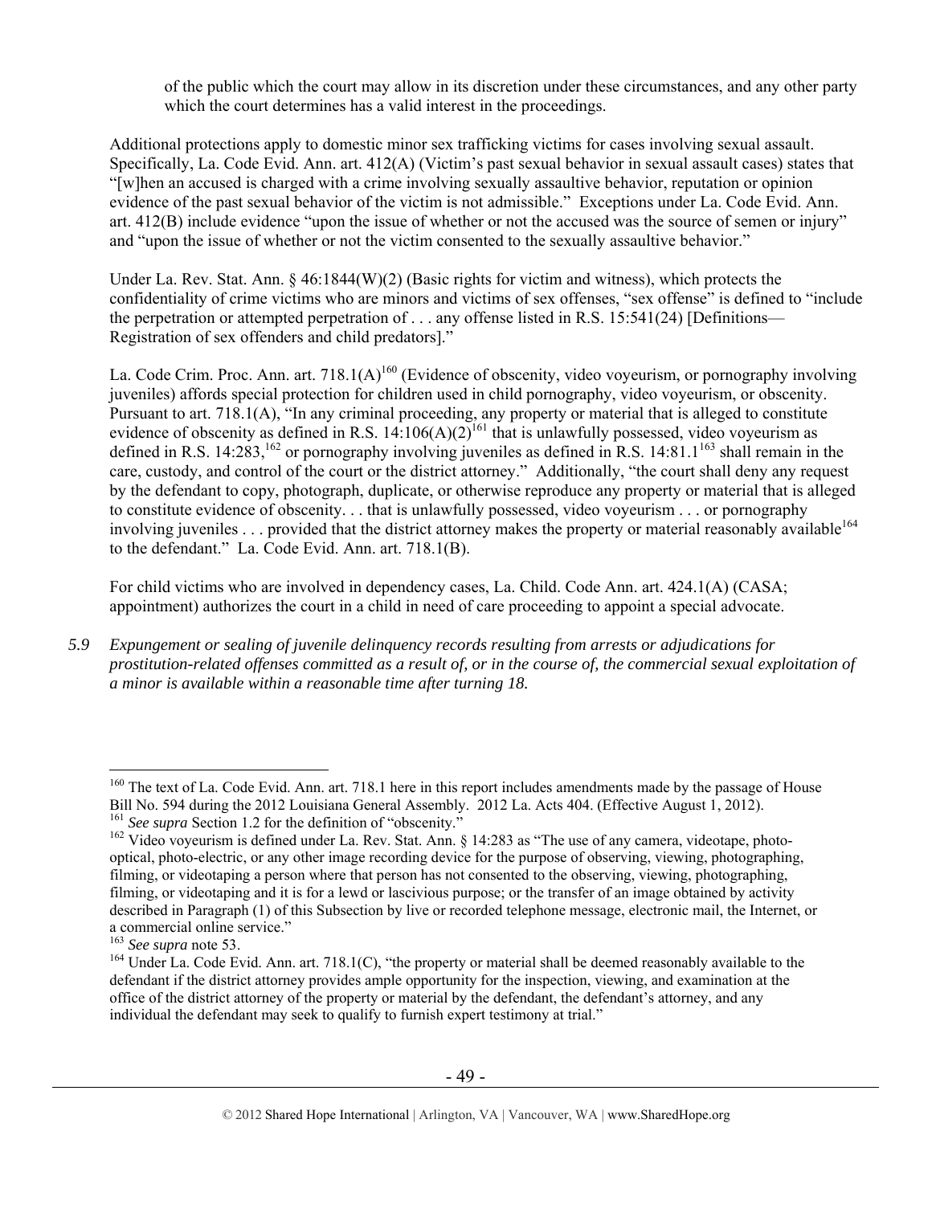of the public which the court may allow in its discretion under these circumstances, and any other party which the court determines has a valid interest in the proceedings.

Additional protections apply to domestic minor sex trafficking victims for cases involving sexual assault. Specifically, La. Code Evid. Ann. art. 412(A) (Victim's past sexual behavior in sexual assault cases) states that "[w]hen an accused is charged with a crime involving sexually assaultive behavior, reputation or opinion evidence of the past sexual behavior of the victim is not admissible." Exceptions under La. Code Evid. Ann. art. 412(B) include evidence "upon the issue of whether or not the accused was the source of semen or injury" and "upon the issue of whether or not the victim consented to the sexually assaultive behavior."

Under La. Rev. Stat. Ann. § 46:1844(W)(2) (Basic rights for victim and witness), which protects the confidentiality of crime victims who are minors and victims of sex offenses, "sex offense" is defined to "include the perpetration or attempted perpetration of . . . any offense listed in R.S. 15:541(24) [Definitions—Registration of sex offenders and child predators]."

La. Code Crim. Proc. Ann. art. 718.1(A)[160] (Evidence of obscenity, video voyeurism, or pornography involving juveniles) affords special protection for children used in child pornography, video voyeurism, or obscenity. Pursuant to art. 718.1(A), "In any criminal proceeding, any property or material that is alleged to constitute evidence of obscenity as defined in R.S. 14:106(A)(2)[161] that is unlawfully possessed, video voyeurism as defined in R.S. 14:283,[162] or pornography involving juveniles as defined in R.S. 14:81.1[163] shall remain in the care, custody, and control of the court or the district attorney." Additionally, "the court shall deny any request by the defendant to copy, photograph, duplicate, or otherwise reproduce any property or material that is alleged to constitute evidence of obscenity. . . that is unlawfully possessed, video voyeurism . . . or pornography involving juveniles . . . provided that the district attorney makes the property or material reasonably available[164] to the defendant." La. Code Evid. Ann. art. 718.1(B).

For child victims who are involved in dependency cases, La. Child. Code Ann. art. 424.1(A) (CASA; appointment) authorizes the court in a child in need of care proceeding to appoint a special advocate.

*5.9 Expungement or sealing of juvenile delinquency records resulting from arrests or adjudications for prostitution-related offenses committed as a result of, or in the course of, the commercial sexual exploitation of a minor is available within a reasonable time after turning 18.*

---

[160] The text of La. Code Evid. Ann. art. 718.1 here in this report includes amendments made by the passage of House Bill No. 594 during the 2012 Louisiana General Assembly. 2012 La. Acts 404. (Effective August 1, 2012).

[161] *See supra* Section 1.2 for the definition of "obscenity."

[162] Video voyeurism is defined under La. Rev. Stat. Ann. § 14:283 as "The use of any camera, videotape, photo-optical, photo-electric, or any other image recording device for the purpose of observing, viewing, photographing, filming, or videotaping a person where that person has not consented to the observing, viewing, photographing, filming, or videotaping and it is for a lewd or lascivious purpose; or the transfer of an image obtained by activity described in Paragraph (1) of this Subsection by live or recorded telephone message, electronic mail, the Internet, or a commercial online service."

[163] *See supra* note 53.

[164] Under La. Code Evid. Ann. art. 718.1(C), "the property or material shall be deemed reasonably available to the defendant if the district attorney provides ample opportunity for the inspection, viewing, and examination at the office of the district attorney of the property or material by the defendant, the defendant's attorney, and any individual the defendant may seek to qualify to furnish expert testimony at trial."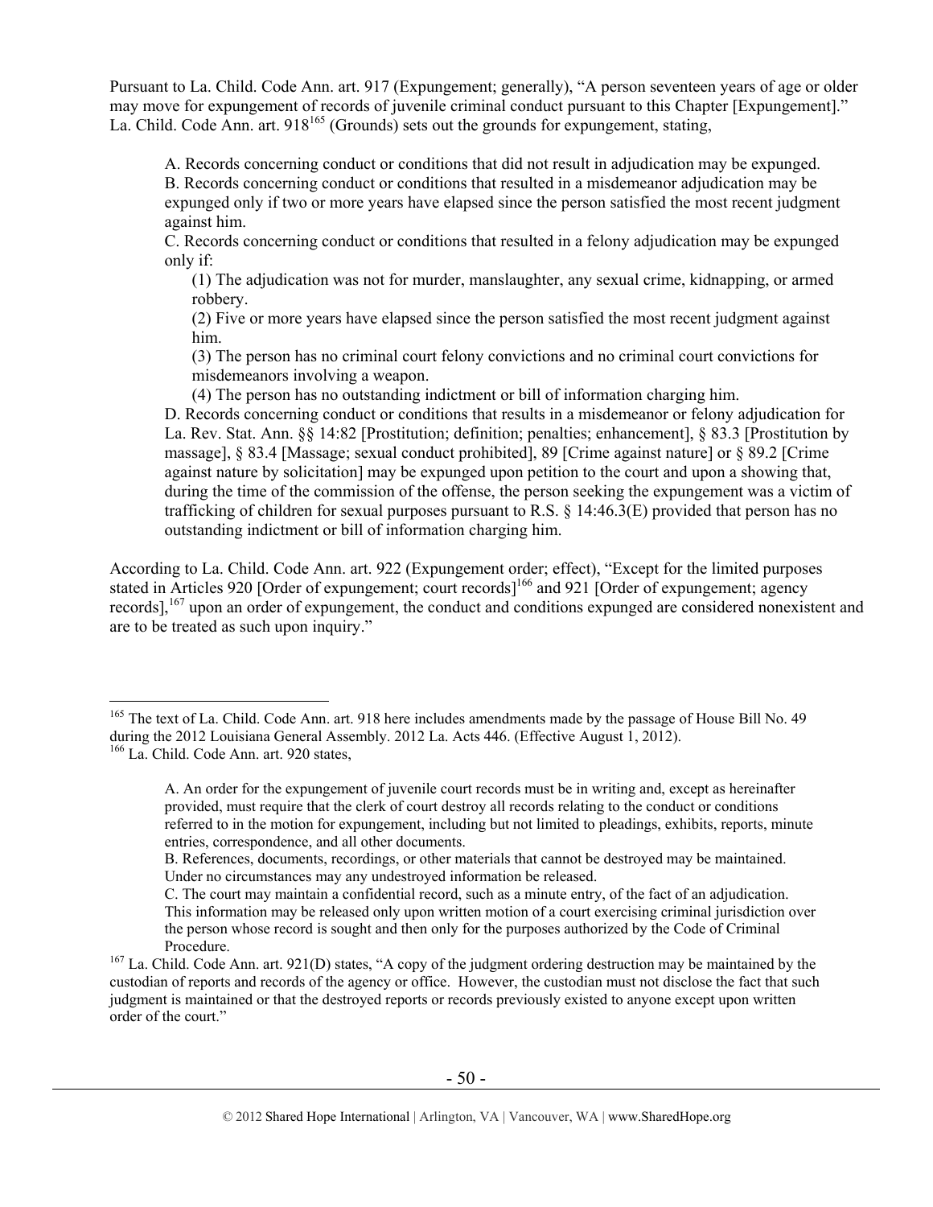Pursuant to La. Child. Code Ann. art. 917 (Expungement; generally), "A person seventeen years of age or older may move for expungement of records of juvenile criminal conduct pursuant to this Chapter [Expungement]." La. Child. Code Ann. art. 918[165] (Grounds) sets out the grounds for expungement, stating,

> A. Records concerning conduct or conditions that did not result in adjudication may be expunged.
> B. Records concerning conduct or conditions that resulted in a misdemeanor adjudication may be expunged only if two or more years have elapsed since the person satisfied the most recent judgment against him.
> C. Records concerning conduct or conditions that resulted in a felony adjudication may be expunged only if:
>
> > (1) The adjudication was not for murder, manslaughter, any sexual crime, kidnapping, or armed robbery.
> > (2) Five or more years have elapsed since the person satisfied the most recent judgment against him.
> > (3) The person has no criminal court felony convictions and no criminal court convictions for misdemeanors involving a weapon.
> > (4) The person has no outstanding indictment or bill of information charging him.
>
> D. Records concerning conduct or conditions that results in a misdemeanor or felony adjudication for La. Rev. Stat. Ann. §§ 14:82 [Prostitution; definition; penalties; enhancement], § 83.3 [Prostitution by massage], § 83.4 [Massage; sexual conduct prohibited], 89 [Crime against nature] or § 89.2 [Crime against nature by solicitation] may be expunged upon petition to the court and upon a showing that, during the time of the commission of the offense, the person seeking the expungement was a victim of trafficking of children for sexual purposes pursuant to R.S. § 14:46.3(E) provided that person has no outstanding indictment or bill of information charging him.

According to La. Child. Code Ann. art. 922 (Expungement order; effect), "Except for the limited purposes stated in Articles 920 [Order of expungement; court records][166] and 921 [Order of expungement; agency records],[167] upon an order of expungement, the conduct and conditions expunged are considered nonexistent and are to be treated as such upon inquiry."

---

[165] The text of La. Child. Code Ann. art. 918 here includes amendments made by the passage of House Bill No. 49 during the 2012 Louisiana General Assembly. 2012 La. Acts 446. (Effective August 1, 2012).

[166] La. Child. Code Ann. art. 920 states,

> A. An order for the expungement of juvenile court records must be in writing and, except as hereinafter provided, must require that the clerk of court destroy all records relating to the conduct or conditions referred to in the motion for expungement, including but not limited to pleadings, exhibits, reports, minute entries, correspondence, and all other documents.
> B. References, documents, recordings, or other materials that cannot be destroyed may be maintained. Under no circumstances may any undestroyed information be released.
> C. The court may maintain a confidential record, such as a minute entry, of the fact of an adjudication. This information may be released only upon written motion of a court exercising criminal jurisdiction over the person whose record is sought and then only for the purposes authorized by the Code of Criminal Procedure.

[167] La. Child. Code Ann. art. 921(D) states, "A copy of the judgment ordering destruction may be maintained by the custodian of reports and records of the agency or office. However, the custodian must not disclose the fact that such judgment is maintained or that the destroyed reports or records previously existed to anyone except upon written order of the court."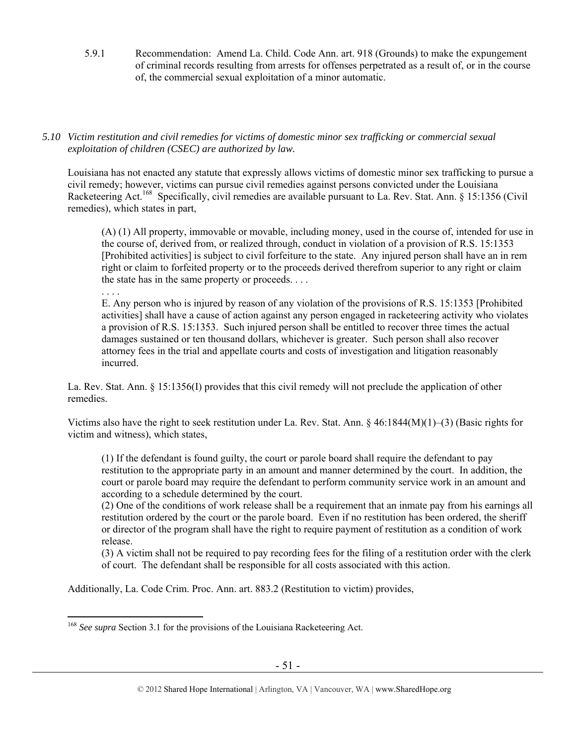5.9.1 Recommendation: Amend La. Child. Code Ann. art. 918 (Grounds) to make the expungement of criminal records resulting from arrests for offenses perpetrated as a result of, or in the course of, the commercial sexual exploitation of a minor automatic.

*5.10 Victim restitution and civil remedies for victims of domestic minor sex trafficking or commercial sexual exploitation of children (CSEC) are authorized by law.*

Louisiana has not enacted any statute that expressly allows victims of domestic minor sex trafficking to pursue a civil remedy; however, victims can pursue civil remedies against persons convicted under the Louisiana Racketeering Act.[168] Specifically, civil remedies are available pursuant to La. Rev. Stat. Ann. § 15:1356 (Civil remedies), which states in part,

> (A) (1) All property, immovable or movable, including money, used in the course of, intended for use in the course of, derived from, or realized through, conduct in violation of a provision of R.S. 15:1353 [Prohibited activities] is subject to civil forfeiture to the state. Any injured person shall have an in rem right or claim to forfeited property or to the proceeds derived therefrom superior to any right or claim the state has in the same property or proceeds. . . .
>
> . . . .
>
> E. Any person who is injured by reason of any violation of the provisions of R.S. 15:1353 [Prohibited activities] shall have a cause of action against any person engaged in racketeering activity who violates a provision of R.S. 15:1353. Such injured person shall be entitled to recover three times the actual damages sustained or ten thousand dollars, whichever is greater. Such person shall also recover attorney fees in the trial and appellate courts and costs of investigation and litigation reasonably incurred.

La. Rev. Stat. Ann. § 15:1356(I) provides that this civil remedy will not preclude the application of other remedies.

Victims also have the right to seek restitution under La. Rev. Stat. Ann. § 46:1844(M)(1)–(3) (Basic rights for victim and witness), which states,

> (1) If the defendant is found guilty, the court or parole board shall require the defendant to pay restitution to the appropriate party in an amount and manner determined by the court. In addition, the court or parole board may require the defendant to perform community service work in an amount and according to a schedule determined by the court.
>
> (2) One of the conditions of work release shall be a requirement that an inmate pay from his earnings all restitution ordered by the court or the parole board. Even if no restitution has been ordered, the sheriff or director of the program shall have the right to require payment of restitution as a condition of work release.
>
> (3) A victim shall not be required to pay recording fees for the filing of a restitution order with the clerk of court. The defendant shall be responsible for all costs associated with this action.

Additionally, La. Code Crim. Proc. Ann. art. 883.2 (Restitution to victim) provides,

---

[168] *See supra* Section 3.1 for the provisions of the Louisiana Racketeering Act.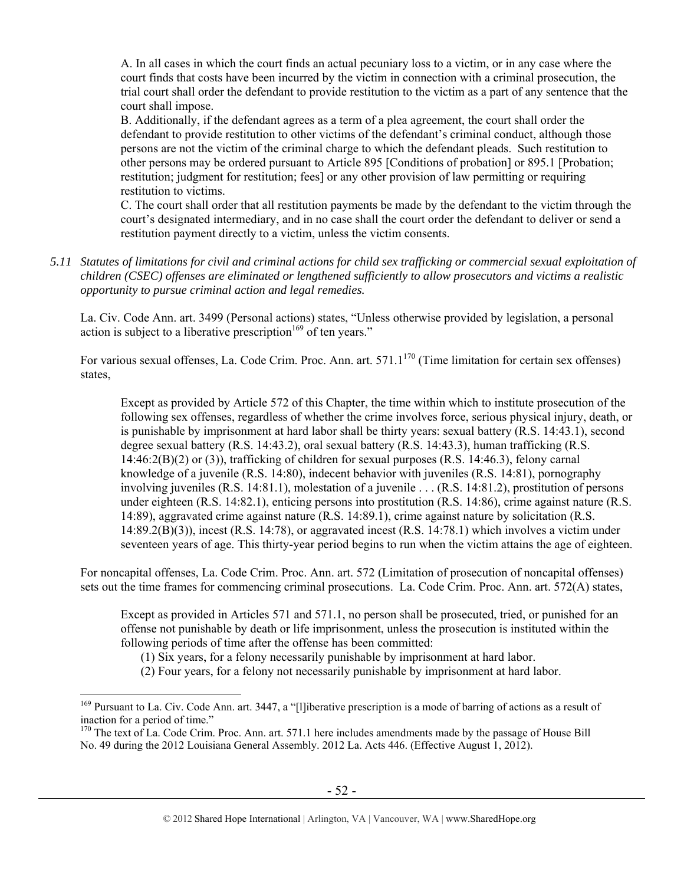> A. In all cases in which the court finds an actual pecuniary loss to a victim, or in any case where the court finds that costs have been incurred by the victim in connection with a criminal prosecution, the trial court shall order the defendant to provide restitution to the victim as a part of any sentence that the court shall impose.
> B. Additionally, if the defendant agrees as a term of a plea agreement, the court shall order the defendant to provide restitution to other victims of the defendant's criminal conduct, although those persons are not the victim of the criminal charge to which the defendant pleads. Such restitution to other persons may be ordered pursuant to Article 895 [Conditions of probation] or 895.1 [Probation; restitution; judgment for restitution; fees] or any other provision of law permitting or requiring restitution to victims.
> C. The court shall order that all restitution payments be made by the defendant to the victim through the court's designated intermediary, and in no case shall the court order the defendant to deliver or send a restitution payment directly to a victim, unless the victim consents.

*5.11 Statutes of limitations for civil and criminal actions for child sex trafficking or commercial sexual exploitation of children (CSEC) offenses are eliminated or lengthened sufficiently to allow prosecutors and victims a realistic opportunity to pursue criminal action and legal remedies.*

La. Civ. Code Ann. art. 3499 (Personal actions) states, "Unless otherwise provided by legislation, a personal action is subject to a liberative prescription[169] of ten years."

For various sexual offenses, La. Code Crim. Proc. Ann. art. 571.1[170] (Time limitation for certain sex offenses) states,

> Except as provided by Article 572 of this Chapter, the time within which to institute prosecution of the following sex offenses, regardless of whether the crime involves force, serious physical injury, death, or is punishable by imprisonment at hard labor shall be thirty years: sexual battery (R.S. 14:43.1), second degree sexual battery (R.S. 14:43.2), oral sexual battery (R.S. 14:43.3), human trafficking (R.S. 14:46:2(B)(2) or (3)), trafficking of children for sexual purposes (R.S. 14:46.3), felony carnal knowledge of a juvenile (R.S. 14:80), indecent behavior with juveniles (R.S. 14:81), pornography involving juveniles (R.S. 14:81.1), molestation of a juvenile . . . (R.S. 14:81.2), prostitution of persons under eighteen (R.S. 14:82.1), enticing persons into prostitution (R.S. 14:86), crime against nature (R.S. 14:89), aggravated crime against nature (R.S. 14:89.1), crime against nature by solicitation (R.S. 14:89.2(B)(3)), incest (R.S. 14:78), or aggravated incest (R.S. 14:78.1) which involves a victim under seventeen years of age. This thirty-year period begins to run when the victim attains the age of eighteen.

For noncapital offenses, La. Code Crim. Proc. Ann. art. 572 (Limitation of prosecution of noncapital offenses) sets out the time frames for commencing criminal prosecutions. La. Code Crim. Proc. Ann. art. 572(A) states,

> Except as provided in Articles 571 and 571.1, no person shall be prosecuted, tried, or punished for an offense not punishable by death or life imprisonment, unless the prosecution is instituted within the following periods of time after the offense has been committed:
> (1) Six years, for a felony necessarily punishable by imprisonment at hard labor.
> (2) Four years, for a felony not necessarily punishable by imprisonment at hard labor.

---

[169] Pursuant to La. Civ. Code Ann. art. 3447, a "[l]iberative prescription is a mode of barring of actions as a result of inaction for a period of time."

[170] The text of La. Code Crim. Proc. Ann. art. 571.1 here includes amendments made by the passage of House Bill No. 49 during the 2012 Louisiana General Assembly. 2012 La. Acts 446. (Effective August 1, 2012).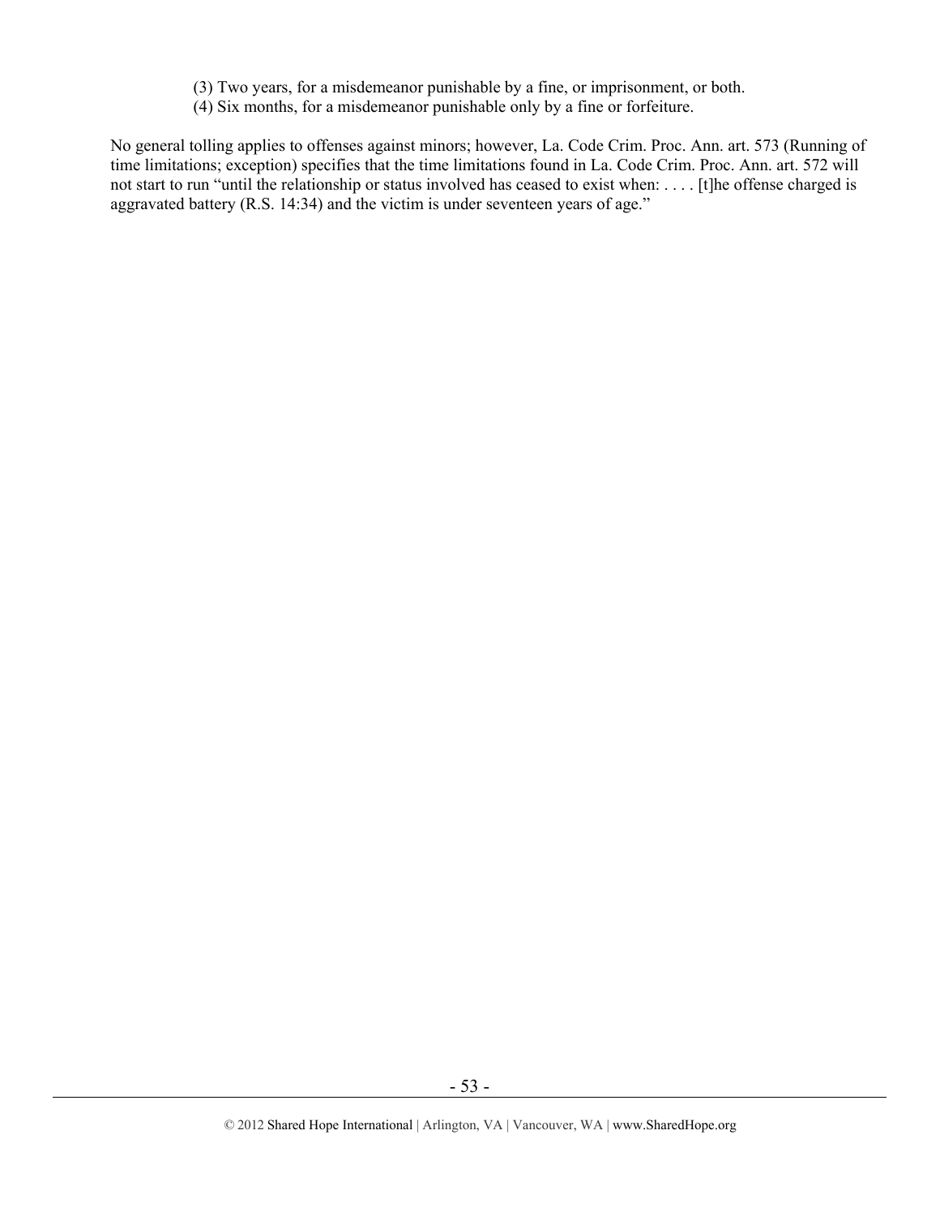(3) Two years, for a misdemeanor punishable by a fine, or imprisonment, or both.
(4) Six months, for a misdemeanor punishable only by a fine or forfeiture.

No general tolling applies to offenses against minors; however, La. Code Crim. Proc. Ann. art. 573 (Running of time limitations; exception) specifies that the time limitations found in La. Code Crim. Proc. Ann. art. 572 will not start to run "until the relationship or status involved has ceased to exist when: . . . . [t]he offense charged is aggravated battery (R.S. 14:34) and the victim is under seventeen years of age."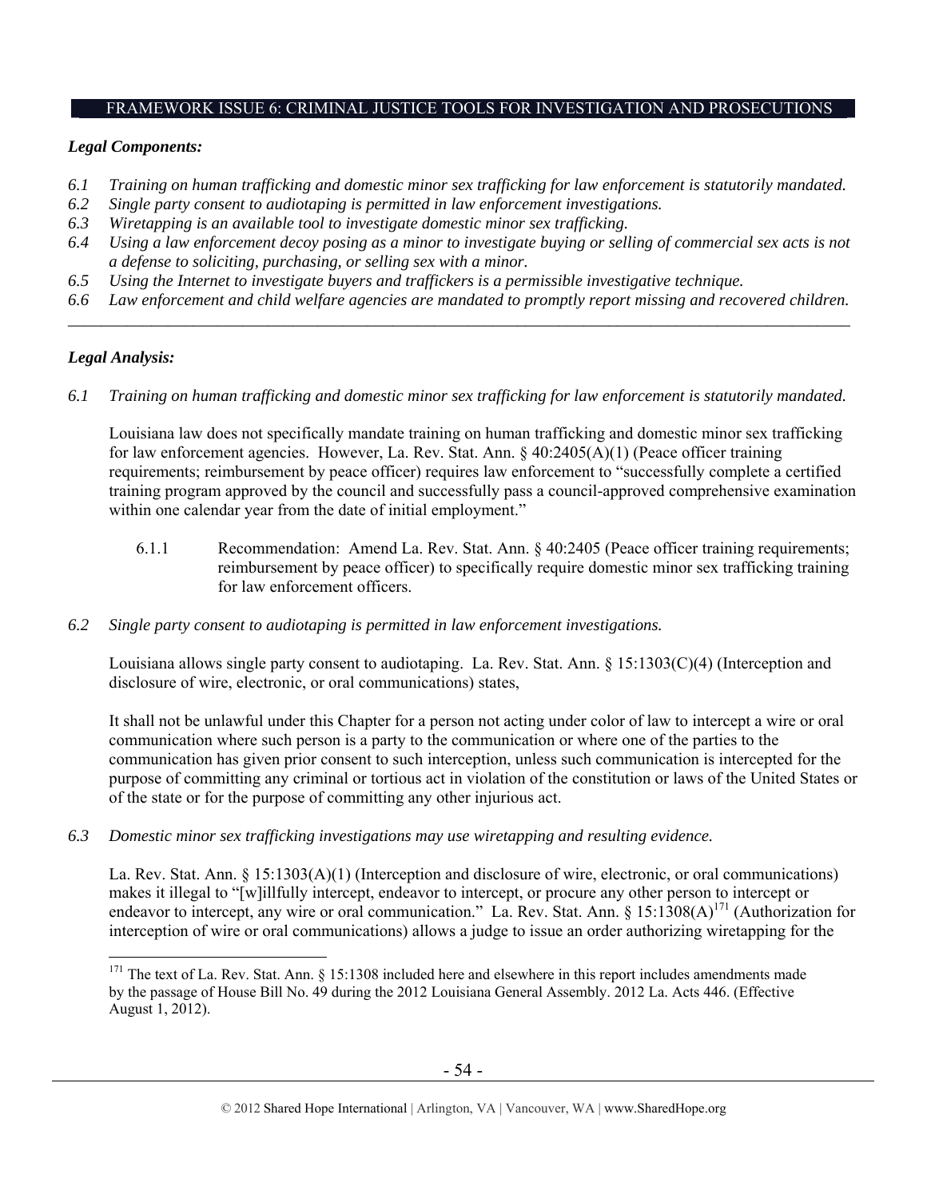## FRAMEWORK ISSUE 6: CRIMINAL JUSTICE TOOLS FOR INVESTIGATION AND PROSECUTIONS

### *Legal Components:*

*6.1 Training on human trafficking and domestic minor sex trafficking for law enforcement is statutorily mandated.*

*6.2 Single party consent to audiotaping is permitted in law enforcement investigations.*

*6.3 Wiretapping is an available tool to investigate domestic minor sex trafficking.*

*6.4 Using a law enforcement decoy posing as a minor to investigate buying or selling of commercial sex acts is not a defense to soliciting, purchasing, or selling sex with a minor.*

*6.5 Using the Internet to investigate buyers and traffickers is a permissible investigative technique.*

*6.6 Law enforcement and child welfare agencies are mandated to promptly report missing and recovered children.*

---

### *Legal Analysis:*

*6.1 Training on human trafficking and domestic minor sex trafficking for law enforcement is statutorily mandated.*

Louisiana law does not specifically mandate training on human trafficking and domestic minor sex trafficking for law enforcement agencies. However, La. Rev. Stat. Ann. § 40:2405(A)(1) (Peace officer training requirements; reimbursement by peace officer) requires law enforcement to "successfully complete a certified training program approved by the council and successfully pass a council-approved comprehensive examination within one calendar year from the date of initial employment."

6.1.1 Recommendation: Amend La. Rev. Stat. Ann. § 40:2405 (Peace officer training requirements; reimbursement by peace officer) to specifically require domestic minor sex trafficking training for law enforcement officers.

*6.2 Single party consent to audiotaping is permitted in law enforcement investigations.*

Louisiana allows single party consent to audiotaping. La. Rev. Stat. Ann. § 15:1303(C)(4) (Interception and disclosure of wire, electronic, or oral communications) states,

It shall not be unlawful under this Chapter for a person not acting under color of law to intercept a wire or oral communication where such person is a party to the communication or where one of the parties to the communication has given prior consent to such interception, unless such communication is intercepted for the purpose of committing any criminal or tortious act in violation of the constitution or laws of the United States or of the state or for the purpose of committing any other injurious act.

*6.3 Domestic minor sex trafficking investigations may use wiretapping and resulting evidence.*

La. Rev. Stat. Ann. § 15:1303(A)(1) (Interception and disclosure of wire, electronic, or oral communications) makes it illegal to "[w]illfully intercept, endeavor to intercept, or procure any other person to intercept or endeavor to intercept, any wire or oral communication." La. Rev. Stat. Ann. § 15:1308(A)[171] (Authorization for interception of wire or oral communications) allows a judge to issue an order authorizing wiretapping for the

---

[171] The text of La. Rev. Stat. Ann. § 15:1308 included here and elsewhere in this report includes amendments made by the passage of House Bill No. 49 during the 2012 Louisiana General Assembly. 2012 La. Acts 446. (Effective August 1, 2012).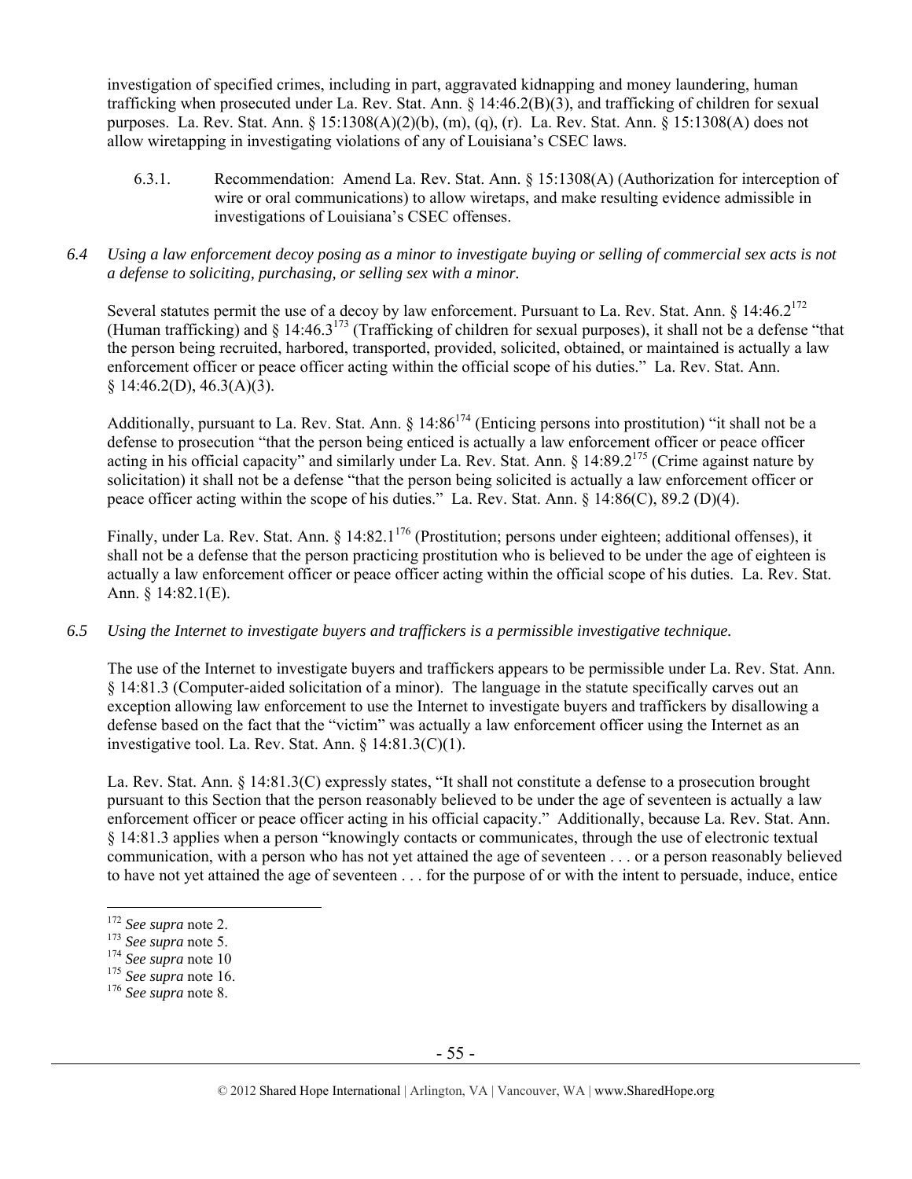investigation of specified crimes, including in part, aggravated kidnapping and money laundering, human trafficking when prosecuted under La. Rev. Stat. Ann. § 14:46.2(B)(3), and trafficking of children for sexual purposes. La. Rev. Stat. Ann. § 15:1308(A)(2)(b), (m), (q), (r). La. Rev. Stat. Ann. § 15:1308(A) does not allow wiretapping in investigating violations of any of Louisiana's CSEC laws.

6.3.1. Recommendation: Amend La. Rev. Stat. Ann. § 15:1308(A) (Authorization for interception of wire or oral communications) to allow wiretaps, and make resulting evidence admissible in investigations of Louisiana's CSEC offenses.

*6.4 Using a law enforcement decoy posing as a minor to investigate buying or selling of commercial sex acts is not a defense to soliciting, purchasing, or selling sex with a minor.*

Several statutes permit the use of a decoy by law enforcement. Pursuant to La. Rev. Stat. Ann. § 14:46.2[172] (Human trafficking) and § 14:46.3[173] (Trafficking of children for sexual purposes), it shall not be a defense "that the person being recruited, harbored, transported, provided, solicited, obtained, or maintained is actually a law enforcement officer or peace officer acting within the official scope of his duties." La. Rev. Stat. Ann. § 14:46.2(D), 46.3(A)(3).

Additionally, pursuant to La. Rev. Stat. Ann. § 14:86[174] (Enticing persons into prostitution) "it shall not be a defense to prosecution "that the person being enticed is actually a law enforcement officer or peace officer acting in his official capacity" and similarly under La. Rev. Stat. Ann. § 14:89.2[175] (Crime against nature by solicitation) it shall not be a defense "that the person being solicited is actually a law enforcement officer or peace officer acting within the scope of his duties." La. Rev. Stat. Ann. § 14:86(C), 89.2 (D)(4).

Finally, under La. Rev. Stat. Ann. § 14:82.1[176] (Prostitution; persons under eighteen; additional offenses), it shall not be a defense that the person practicing prostitution who is believed to be under the age of eighteen is actually a law enforcement officer or peace officer acting within the official scope of his duties. La. Rev. Stat. Ann. § 14:82.1(E).

*6.5 Using the Internet to investigate buyers and traffickers is a permissible investigative technique.*

The use of the Internet to investigate buyers and traffickers appears to be permissible under La. Rev. Stat. Ann. § 14:81.3 (Computer-aided solicitation of a minor). The language in the statute specifically carves out an exception allowing law enforcement to use the Internet to investigate buyers and traffickers by disallowing a defense based on the fact that the "victim" was actually a law enforcement officer using the Internet as an investigative tool. La. Rev. Stat. Ann. § 14:81.3(C)(1).

La. Rev. Stat. Ann. § 14:81.3(C) expressly states, "It shall not constitute a defense to a prosecution brought pursuant to this Section that the person reasonably believed to be under the age of seventeen is actually a law enforcement officer or peace officer acting in his official capacity." Additionally, because La. Rev. Stat. Ann. § 14:81.3 applies when a person "knowingly contacts or communicates, through the use of electronic textual communication, with a person who has not yet attained the age of seventeen . . . or a person reasonably believed to have not yet attained the age of seventeen . . . for the purpose of or with the intent to persuade, induce, entice

---

[172] *See supra* note 2.
[173] *See supra* note 5.
[174] *See supra* note 10
[175] *See supra* note 16.
[176] *See supra* note 8.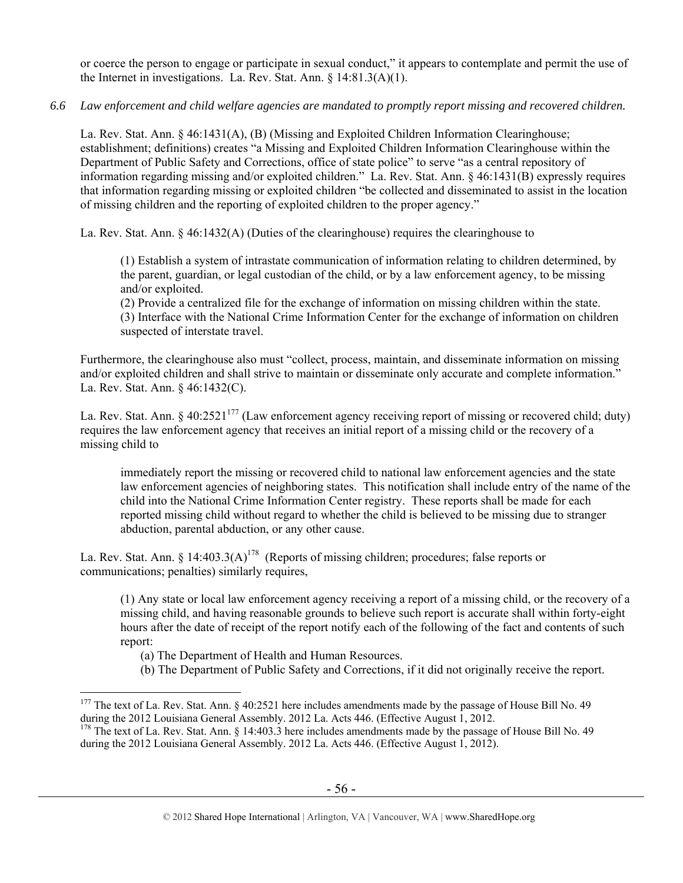or coerce the person to engage or participate in sexual conduct," it appears to contemplate and permit the use of the Internet in investigations. La. Rev. Stat. Ann. § 14:81.3(A)(1).

*6.6 Law enforcement and child welfare agencies are mandated to promptly report missing and recovered children.*

La. Rev. Stat. Ann. § 46:1431(A), (B) (Missing and Exploited Children Information Clearinghouse; establishment; definitions) creates "a Missing and Exploited Children Information Clearinghouse within the Department of Public Safety and Corrections, office of state police" to serve "as a central repository of information regarding missing and/or exploited children." La. Rev. Stat. Ann. § 46:1431(B) expressly requires that information regarding missing or exploited children "be collected and disseminated to assist in the location of missing children and the reporting of exploited children to the proper agency."

La. Rev. Stat. Ann. § 46:1432(A) (Duties of the clearinghouse) requires the clearinghouse to

> (1) Establish a system of intrastate communication of information relating to children determined, by the parent, guardian, or legal custodian of the child, or by a law enforcement agency, to be missing and/or exploited.
> (2) Provide a centralized file for the exchange of information on missing children within the state.
> (3) Interface with the National Crime Information Center for the exchange of information on children suspected of interstate travel.

Furthermore, the clearinghouse also must "collect, process, maintain, and disseminate information on missing and/or exploited children and shall strive to maintain or disseminate only accurate and complete information." La. Rev. Stat. Ann. § 46:1432(C).

La. Rev. Stat. Ann. § 40:2521[177] (Law enforcement agency receiving report of missing or recovered child; duty) requires the law enforcement agency that receives an initial report of a missing child or the recovery of a missing child to

> immediately report the missing or recovered child to national law enforcement agencies and the state law enforcement agencies of neighboring states. This notification shall include entry of the name of the child into the National Crime Information Center registry. These reports shall be made for each reported missing child without regard to whether the child is believed to be missing due to stranger abduction, parental abduction, or any other cause.

La. Rev. Stat. Ann. § 14:403.3(A)[178] (Reports of missing children; procedures; false reports or communications; penalties) similarly requires,

> (1) Any state or local law enforcement agency receiving a report of a missing child, or the recovery of a missing child, and having reasonable grounds to believe such report is accurate shall within forty-eight hours after the date of receipt of the report notify each of the following of the fact and contents of such report:
> (a) The Department of Health and Human Resources.
> (b) The Department of Public Safety and Corrections, if it did not originally receive the report.

---

[177] The text of La. Rev. Stat. Ann. § 40:2521 here includes amendments made by the passage of House Bill No. 49 during the 2012 Louisiana General Assembly. 2012 La. Acts 446. (Effective August 1, 2012.

[178] The text of La. Rev. Stat. Ann. § 14:403.3 here includes amendments made by the passage of House Bill No. 49 during the 2012 Louisiana General Assembly. 2012 La. Acts 446. (Effective August 1, 2012).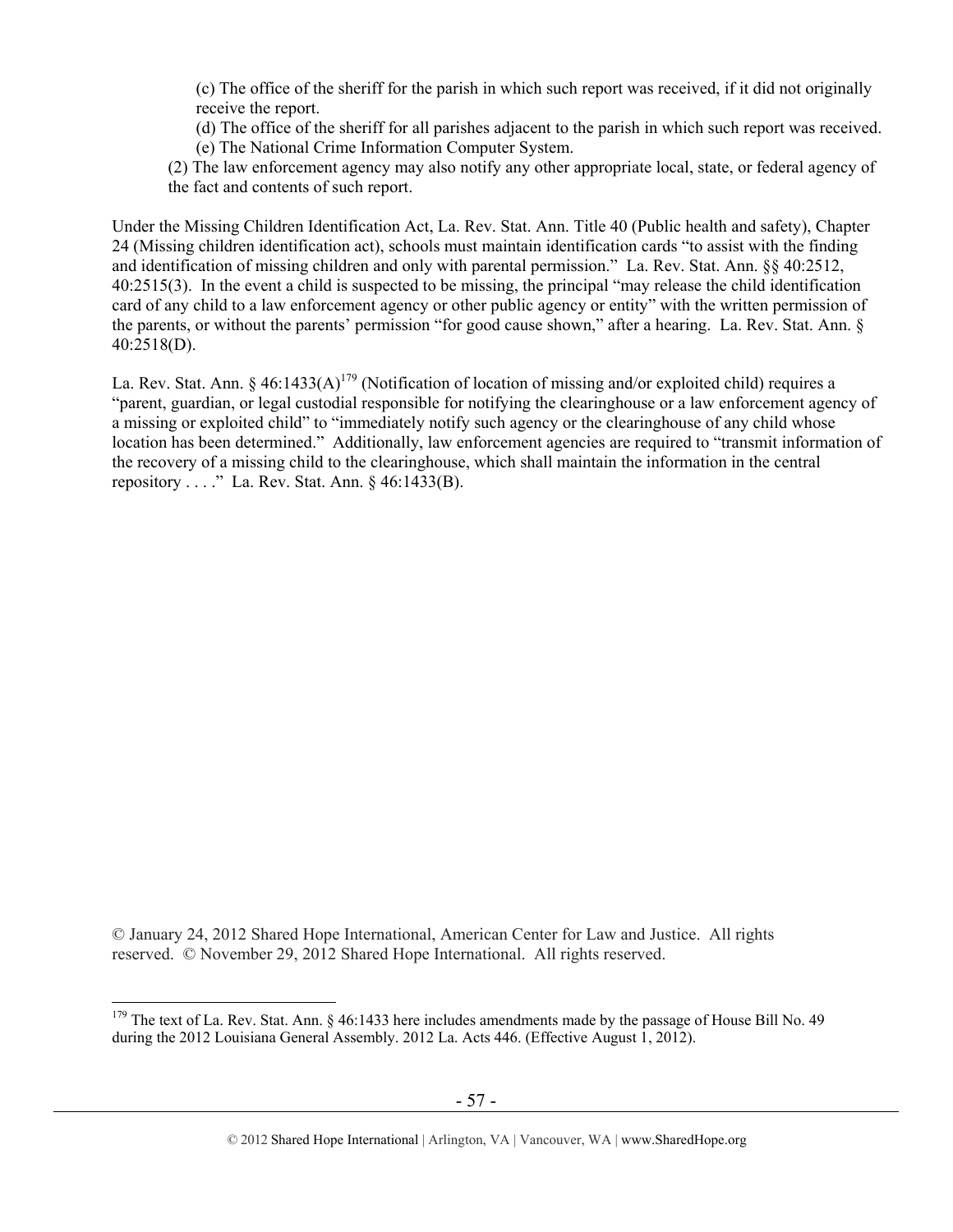(c) The office of the sheriff for the parish in which such report was received, if it did not originally receive the report.

(d) The office of the sheriff for all parishes adjacent to the parish in which such report was received.

(e) The National Crime Information Computer System.

(2) The law enforcement agency may also notify any other appropriate local, state, or federal agency of the fact and contents of such report.

Under the Missing Children Identification Act, La. Rev. Stat. Ann. Title 40 (Public health and safety), Chapter 24 (Missing children identification act), schools must maintain identification cards "to assist with the finding and identification of missing children and only with parental permission." La. Rev. Stat. Ann. §§ 40:2512, 40:2515(3). In the event a child is suspected to be missing, the principal "may release the child identification card of any child to a law enforcement agency or other public agency or entity" with the written permission of the parents, or without the parents' permission "for good cause shown," after a hearing. La. Rev. Stat. Ann. § 40:2518(D).

La. Rev. Stat. Ann. § 46:1433(A)[179] (Notification of location of missing and/or exploited child) requires a "parent, guardian, or legal custodial responsible for notifying the clearinghouse or a law enforcement agency of a missing or exploited child" to "immediately notify such agency or the clearinghouse of any child whose location has been determined." Additionally, law enforcement agencies are required to "transmit information of the recovery of a missing child to the clearinghouse, which shall maintain the information in the central repository . . . ." La. Rev. Stat. Ann. § 46:1433(B).

© January 24, 2012 Shared Hope International, American Center for Law and Justice. All rights reserved. © November 29, 2012 Shared Hope International. All rights reserved.

[179] The text of La. Rev. Stat. Ann. § 46:1433 here includes amendments made by the passage of House Bill No. 49 during the 2012 Louisiana General Assembly. 2012 La. Acts 446. (Effective August 1, 2012).